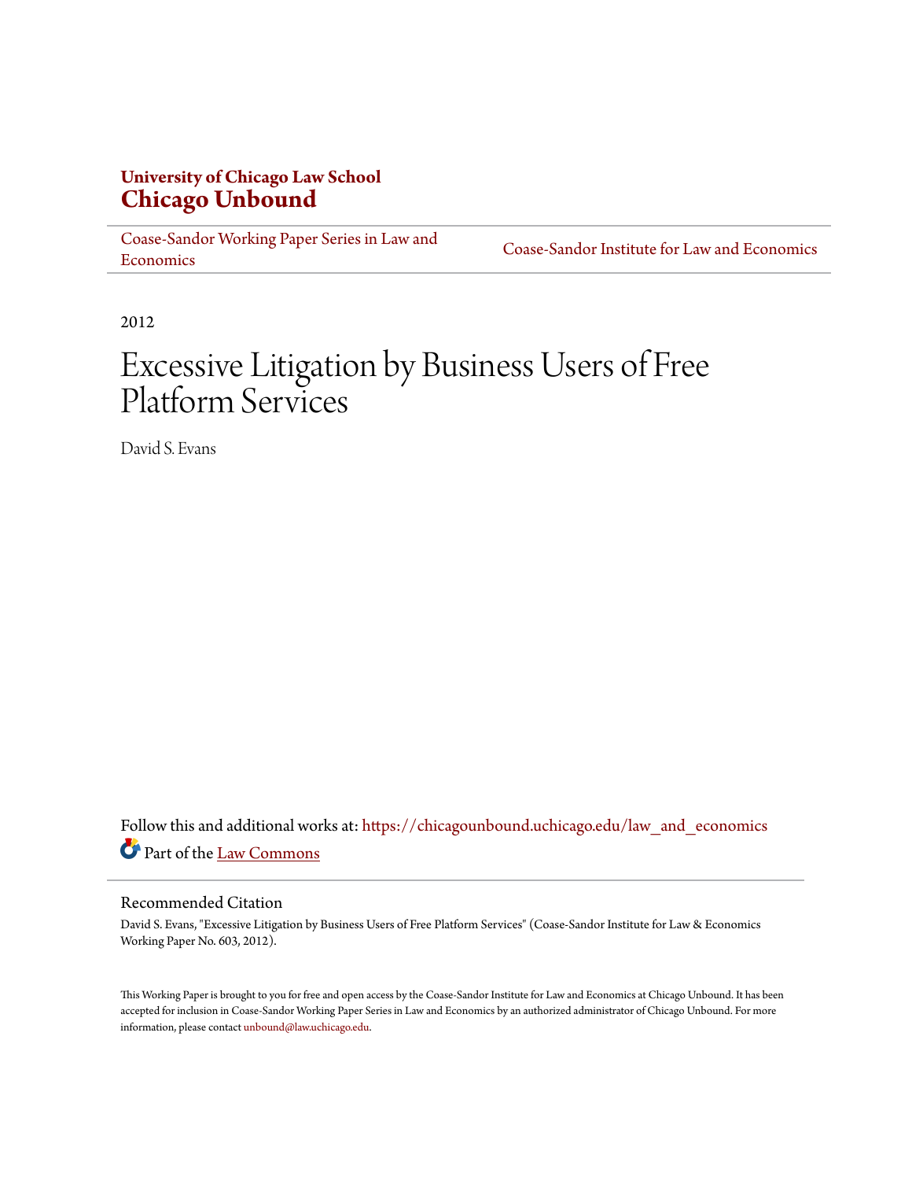**University of Chicago Law School**
**Chicago Unbound**

Coase-Sandor Working Paper Series in Law and Economics | Coase-Sandor Institute for Law and Economics

2012

# Excessive Litigation by Business Users of Free Platform Services

David S. Evans

Follow this and additional works at: https://chicagounbound.uchicago.edu/law_and_economics

Part of the Law Commons

## Recommended Citation

David S. Evans, "Excessive Litigation by Business Users of Free Platform Services" (Coase-Sandor Institute for Law & Economics Working Paper No. 603, 2012).

This Working Paper is brought to you for free and open access by the Coase-Sandor Institute for Law and Economics at Chicago Unbound. It has been accepted for inclusion in Coase-Sandor Working Paper Series in Law and Economics by an authorized administrator of Chicago Unbound. For more information, please contact unbound@law.uchicago.edu.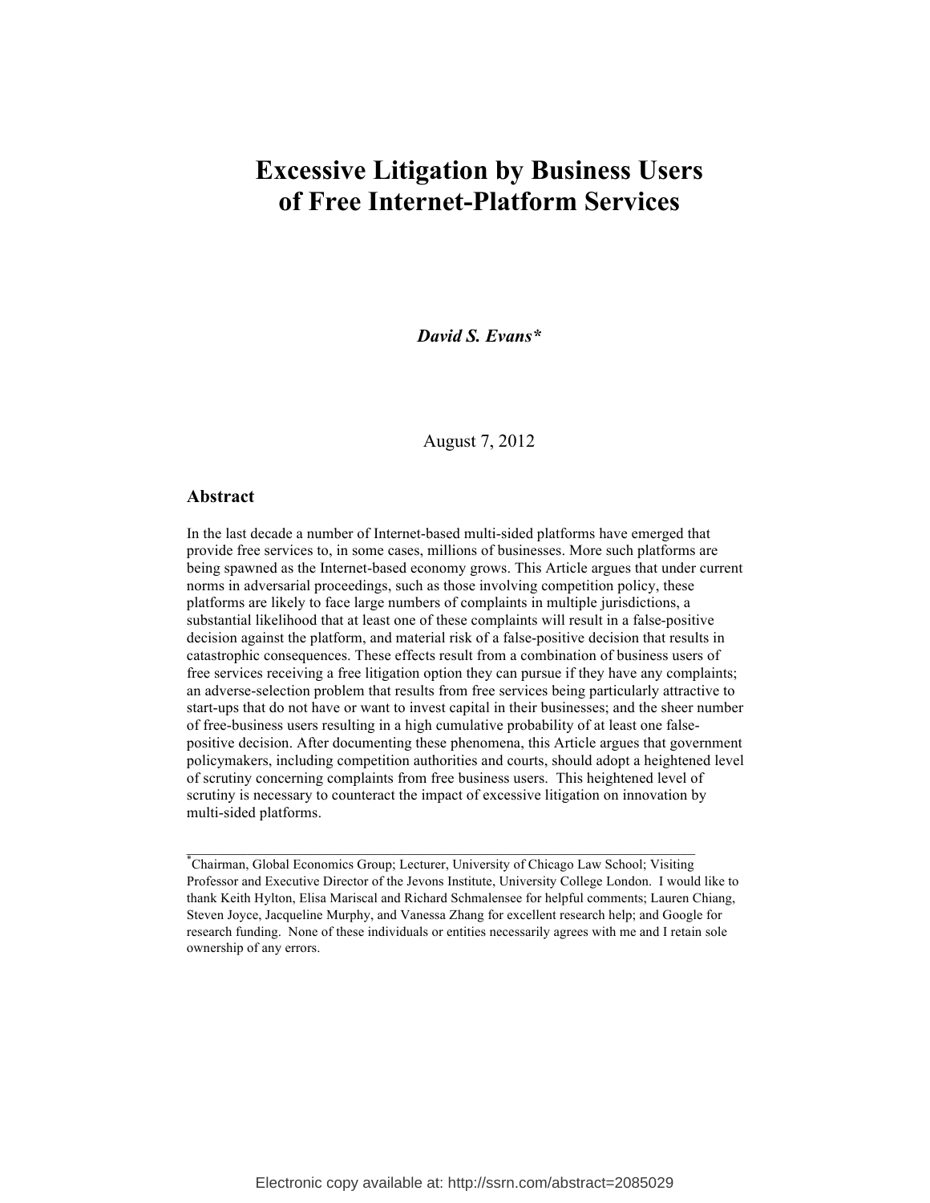# Excessive Litigation by Business Users of Free Internet-Platform Services

***David S. Evans****

August 7, 2012

## Abstract

In the last decade a number of Internet-based multi-sided platforms have emerged that provide free services to, in some cases, millions of businesses. More such platforms are being spawned as the Internet-based economy grows. This Article argues that under current norms in adversarial proceedings, such as those involving competition policy, these platforms are likely to face large numbers of complaints in multiple jurisdictions, a substantial likelihood that at least one of these complaints will result in a false-positive decision against the platform, and material risk of a false-positive decision that results in catastrophic consequences. These effects result from a combination of business users of free services receiving a free litigation option they can pursue if they have any complaints; an adverse-selection problem that results from free services being particularly attractive to start-ups that do not have or want to invest capital in their businesses; and the sheer number of free-business users resulting in a high cumulative probability of at least one false-positive decision. After documenting these phenomena, this Article argues that government policymakers, including competition authorities and courts, should adopt a heightened level of scrutiny concerning complaints from free business users. This heightened level of scrutiny is necessary to counteract the impact of excessive litigation on innovation by multi-sided platforms.

---

*Chairman, Global Economics Group; Lecturer, University of Chicago Law School; Visiting Professor and Executive Director of the Jevons Institute, University College London. I would like to thank Keith Hylton, Elisa Mariscal and Richard Schmalensee for helpful comments; Lauren Chiang, Steven Joyce, Jacqueline Murphy, and Vanessa Zhang for excellent research help; and Google for research funding. None of these individuals or entities necessarily agrees with me and I retain sole ownership of any errors.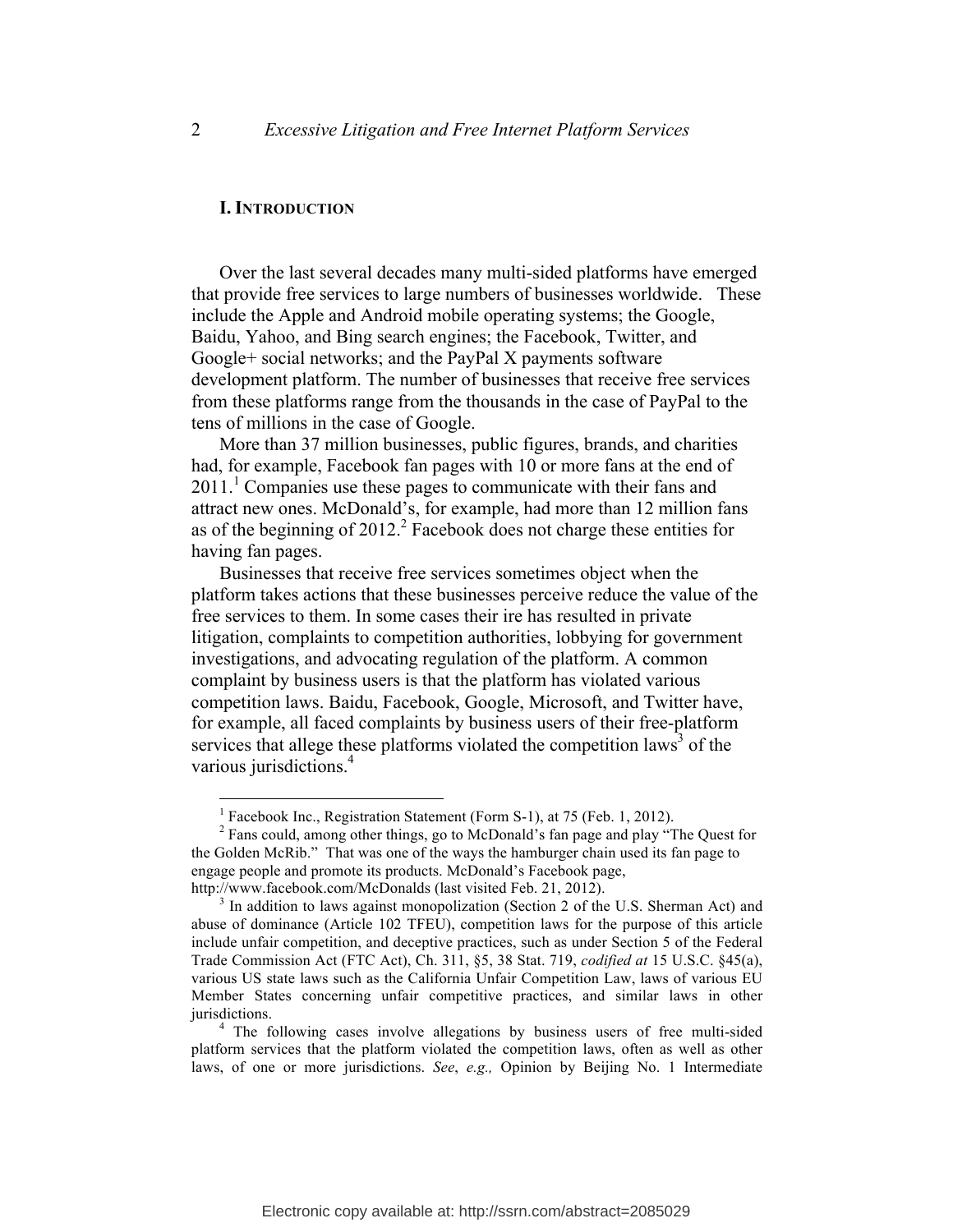## I. INTRODUCTION

Over the last several decades many multi-sided platforms have emerged that provide free services to large numbers of businesses worldwide. These include the Apple and Android mobile operating systems; the Google, Baidu, Yahoo, and Bing search engines; the Facebook, Twitter, and Google+ social networks; and the PayPal X payments software development platform. The number of businesses that receive free services from these platforms range from the thousands in the case of PayPal to the tens of millions in the case of Google.

More than 37 million businesses, public figures, brands, and charities had, for example, Facebook fan pages with 10 or more fans at the end of 2011.[1] Companies use these pages to communicate with their fans and attract new ones. McDonald's, for example, had more than 12 million fans as of the beginning of 2012.[2] Facebook does not charge these entities for having fan pages.

Businesses that receive free services sometimes object when the platform takes actions that these businesses perceive reduce the value of the free services to them. In some cases their ire has resulted in private litigation, complaints to competition authorities, lobbying for government investigations, and advocating regulation of the platform. A common complaint by business users is that the platform has violated various competition laws. Baidu, Facebook, Google, Microsoft, and Twitter have, for example, all faced complaints by business users of their free-platform services that allege these platforms violated the competition laws[3] of the various jurisdictions.[4]

---

[1] Facebook Inc., Registration Statement (Form S-1), at 75 (Feb. 1, 2012).

[2] Fans could, among other things, go to McDonald's fan page and play "The Quest for the Golden McRib." That was one of the ways the hamburger chain used its fan page to engage people and promote its products. McDonald's Facebook page, http://www.facebook.com/McDonalds (last visited Feb. 21, 2012).

[3] In addition to laws against monopolization (Section 2 of the U.S. Sherman Act) and abuse of dominance (Article 102 TFEU), competition laws for the purpose of this article include unfair competition, and deceptive practices, such as under Section 5 of the Federal Trade Commission Act (FTC Act), Ch. 311, §5, 38 Stat. 719, *codified at* 15 U.S.C. §45(a), various US state laws such as the California Unfair Competition Law, laws of various EU Member States concerning unfair competitive practices, and similar laws in other jurisdictions.

[4] The following cases involve allegations by business users of free multi-sided platform services that the platform violated the competition laws, often as well as other laws, of one or more jurisdictions. *See*, *e.g.,* Opinion by Beijing No. 1 Intermediate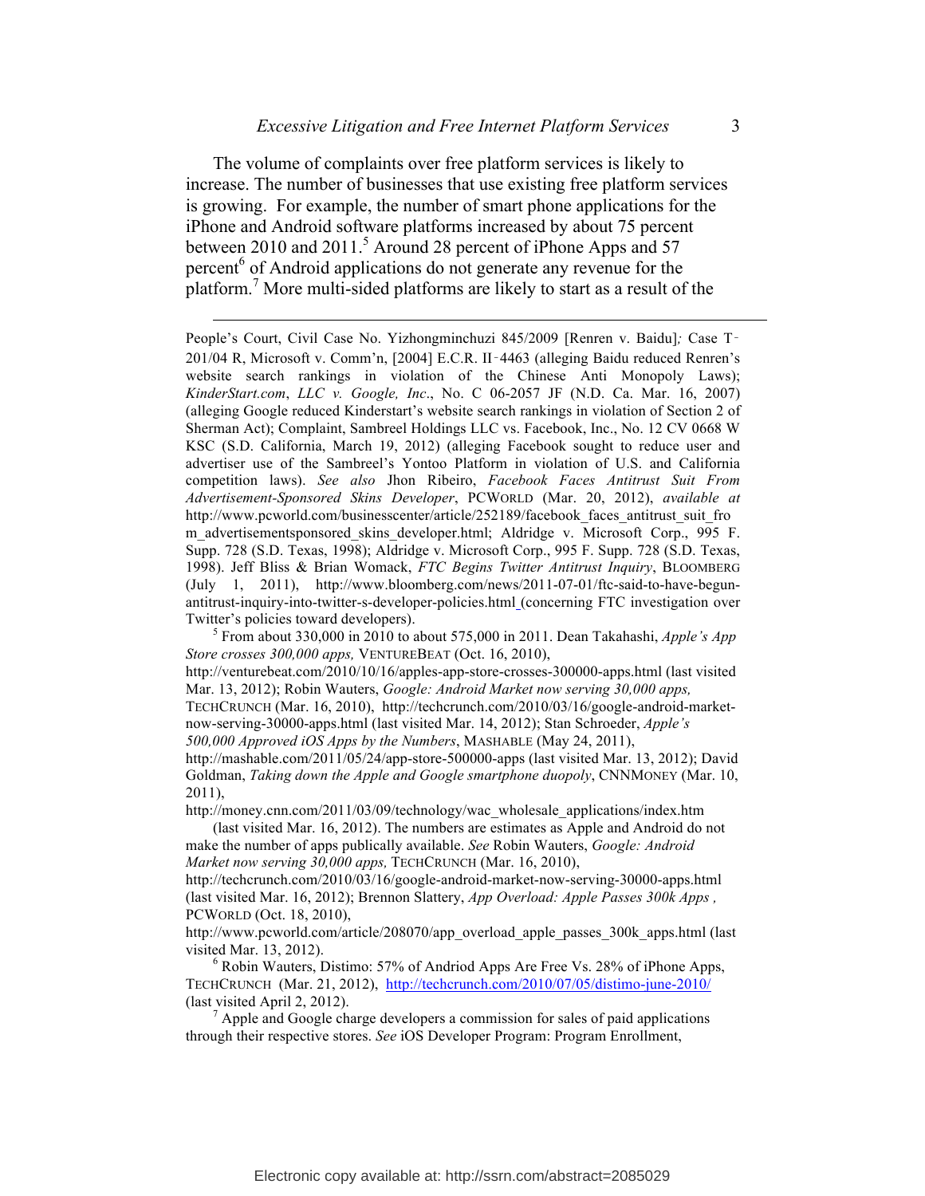The volume of complaints over free platform services is likely to increase. The number of businesses that use existing free platform services is growing. For example, the number of smart phone applications for the iPhone and Android software platforms increased by about 75 percent between 2010 and 2011.[5] Around 28 percent of iPhone Apps and 57 percent[6] of Android applications do not generate any revenue for the platform.[7] More multi-sided platforms are likely to start as a result of the

---

People's Court, Civil Case No. Yizhongminchuzi 845/2009 [Renren v. Baidu]; Case T‑201/04 R, Microsoft v. Comm'n, [2004] E.C.R. II‑4463 (alleging Baidu reduced Renren's website search rankings in violation of the Chinese Anti Monopoly Laws); *KinderStart.com*, *LLC v. Google, Inc*., No. C 06-2057 JF (N.D. Ca. Mar. 16, 2007) (alleging Google reduced Kinderstart's website search rankings in violation of Section 2 of Sherman Act); Complaint, Sambreel Holdings LLC vs. Facebook, Inc., No. 12 CV 0668 W KSC (S.D. California, March 19, 2012) (alleging Facebook sought to reduce user and advertiser use of the Sambreel's Yontoo Platform in violation of U.S. and California competition laws). *See also* Jhon Ribeiro, *Facebook Faces Antitrust Suit From Advertisement-Sponsored Skins Developer*, PCWORLD (Mar. 20, 2012), *available at* http://www.pcworld.com/businesscenter/article/252189/facebook_faces_antitrust_suit_from_advertisementsponsored_skins_developer.html; Aldridge v. Microsoft Corp., 995 F. Supp. 728 (S.D. Texas, 1998); Aldridge v. Microsoft Corp., 995 F. Supp. 728 (S.D. Texas, 1998). Jeff Bliss & Brian Womack, *FTC Begins Twitter Antitrust Inquiry*, BLOOMBERG (July 1, 2011), http://www.bloomberg.com/news/2011-07-01/ftc-said-to-have-begun-antitrust-inquiry-into-twitter-s-developer-policies.html (concerning FTC investigation over Twitter's policies toward developers).

[5] From about 330,000 in 2010 to about 575,000 in 2011. Dean Takahashi, *Apple's App Store crosses 300,000 apps,* VENTUREBEAT (Oct. 16, 2010), http://venturebeat.com/2010/10/16/apples-app-store-crosses-300000-apps.html (last visited Mar. 13, 2012); Robin Wauters, *Google: Android Market now serving 30,000 apps,* TECHCRUNCH (Mar. 16, 2010), http://techcrunch.com/2010/03/16/google-android-market-now-serving-30000-apps.html (last visited Mar. 14, 2012); Stan Schroeder, *Apple's 500,000 Approved iOS Apps by the Numbers*, MASHABLE (May 24, 2011), http://mashable.com/2011/05/24/app-store-500000-apps (last visited Mar. 13, 2012); David Goldman, *Taking down the Apple and Google smartphone duopoly*, CNNMONEY (Mar. 10, 2011), http://money.cnn.com/2011/03/09/technology/wac_wholesale_applications/index.htm (last visited Mar. 16, 2012). The numbers are estimates as Apple and Android do not make the number of apps publically available. *See* Robin Wauters, *Google: Android Market now serving 30,000 apps,* TECHCRUNCH (Mar. 16, 2010), http://techcrunch.com/2010/03/16/google-android-market-now-serving-30000-apps.html (last visited Mar. 16, 2012); Brennon Slattery, *App Overload: Apple Passes 300k Apps ,* PCWORLD (Oct. 18, 2010), http://www.pcworld.com/article/208070/app_overload_apple_passes_300k_apps.html (last visited Mar. 13, 2012).

[6] Robin Wauters, Distimo: 57% of Andriod Apps Are Free Vs. 28% of iPhone Apps, TECHCRUNCH (Mar. 21, 2012), http://techcrunch.com/2010/07/05/distimo-june-2010/ (last visited April 2, 2012).

[7] Apple and Google charge developers a commission for sales of paid applications through their respective stores. *See* iOS Developer Program: Program Enrollment,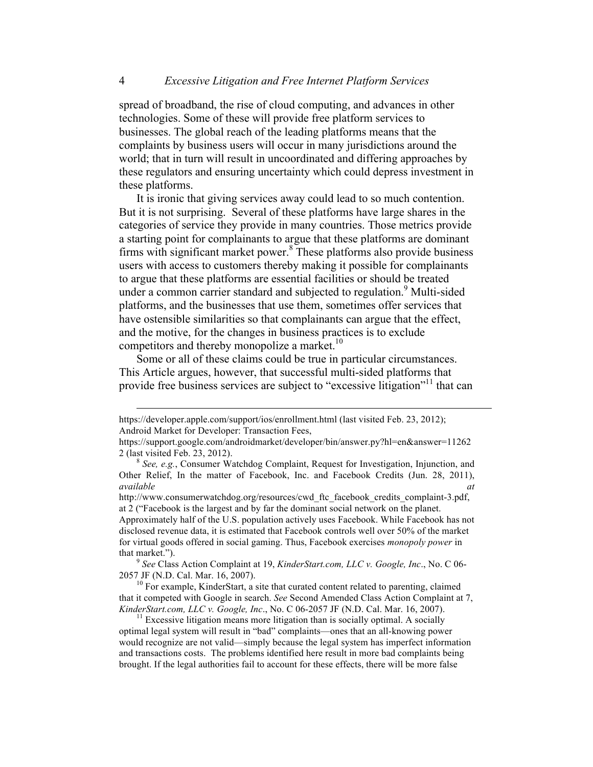spread of broadband, the rise of cloud computing, and advances in other technologies. Some of these will provide free platform services to businesses. The global reach of the leading platforms means that the complaints by business users will occur in many jurisdictions around the world; that in turn will result in uncoordinated and differing approaches by these regulators and ensuring uncertainty which could depress investment in these platforms.

It is ironic that giving services away could lead to so much contention. But it is not surprising. Several of these platforms have large shares in the categories of service they provide in many countries. Those metrics provide a starting point for complainants to argue that these platforms are dominant firms with significant market power.[8] These platforms also provide business users with access to customers thereby making it possible for complainants to argue that these platforms are essential facilities or should be treated under a common carrier standard and subjected to regulation.[9] Multi-sided platforms, and the businesses that use them, sometimes offer services that have ostensible similarities so that complainants can argue that the effect, and the motive, for the changes in business practices is to exclude competitors and thereby monopolize a market.[10]

Some or all of these claims could be true in particular circumstances. This Article argues, however, that successful multi-sided platforms that provide free business services are subject to "excessive litigation"[11] that can

---

https://developer.apple.com/support/ios/enrollment.html (last visited Feb. 23, 2012); Android Market for Developer: Transaction Fees, https://support.google.com/androidmarket/developer/bin/answer.py?hl=en&answer=112622 (last visited Feb. 23, 2012).

[8] *See, e.g.*, Consumer Watchdog Complaint, Request for Investigation, Injunction, and Other Relief, In the matter of Facebook, Inc. and Facebook Credits (Jun. 28, 2011), *available at* http://www.consumerwatchdog.org/resources/cwd_ftc_facebook_credits_complaint-3.pdf, at 2 ("Facebook is the largest and by far the dominant social network on the planet. Approximately half of the U.S. population actively uses Facebook. While Facebook has not disclosed revenue data, it is estimated that Facebook controls well over 50% of the market for virtual goods offered in social gaming. Thus, Facebook exercises *monopoly power* in that market.").

[9] *See* Class Action Complaint at 19, *KinderStart.com, LLC v. Google, Inc*., No. C 06-2057 JF (N.D. Cal. Mar. 16, 2007).

[10] For example, KinderStart, a site that curated content related to parenting, claimed that it competed with Google in search. *See* Second Amended Class Action Complaint at 7, *KinderStart.com, LLC v. Google, Inc*., No. C 06-2057 JF (N.D. Cal. Mar. 16, 2007).

[11] Excessive litigation means more litigation than is socially optimal. A socially optimal legal system will result in "bad" complaints—ones that an all-knowing power would recognize are not valid—simply because the legal system has imperfect information and transactions costs. The problems identified here result in more bad complaints being brought. If the legal authorities fail to account for these effects, there will be more false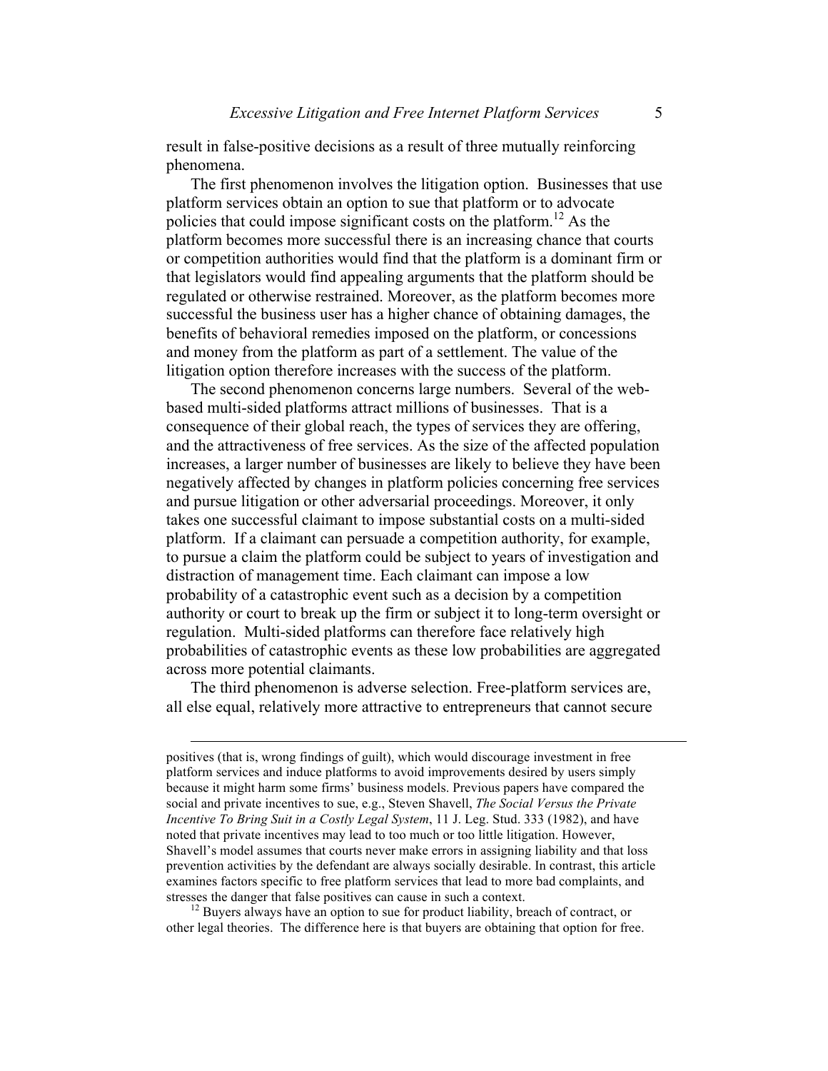result in false-positive decisions as a result of three mutually reinforcing phenomena.

The first phenomenon involves the litigation option. Businesses that use platform services obtain an option to sue that platform or to advocate policies that could impose significant costs on the platform.[12] As the platform becomes more successful there is an increasing chance that courts or competition authorities would find that the platform is a dominant firm or that legislators would find appealing arguments that the platform should be regulated or otherwise restrained. Moreover, as the platform becomes more successful the business user has a higher chance of obtaining damages, the benefits of behavioral remedies imposed on the platform, or concessions and money from the platform as part of a settlement. The value of the litigation option therefore increases with the success of the platform.

The second phenomenon concerns large numbers. Several of the web-based multi-sided platforms attract millions of businesses. That is a consequence of their global reach, the types of services they are offering, and the attractiveness of free services. As the size of the affected population increases, a larger number of businesses are likely to believe they have been negatively affected by changes in platform policies concerning free services and pursue litigation or other adversarial proceedings. Moreover, it only takes one successful claimant to impose substantial costs on a multi-sided platform. If a claimant can persuade a competition authority, for example, to pursue a claim the platform could be subject to years of investigation and distraction of management time. Each claimant can impose a low probability of a catastrophic event such as a decision by a competition authority or court to break up the firm or subject it to long-term oversight or regulation. Multi-sided platforms can therefore face relatively high probabilities of catastrophic events as these low probabilities are aggregated across more potential claimants.

The third phenomenon is adverse selection. Free-platform services are, all else equal, relatively more attractive to entrepreneurs that cannot secure

---

positives (that is, wrong findings of guilt), which would discourage investment in free platform services and induce platforms to avoid improvements desired by users simply because it might harm some firms' business models. Previous papers have compared the social and private incentives to sue, e.g., Steven Shavell, *The Social Versus the Private Incentive To Bring Suit in a Costly Legal System*, 11 J. Leg. Stud. 333 (1982), and have noted that private incentives may lead to too much or too little litigation. However, Shavell's model assumes that courts never make errors in assigning liability and that loss prevention activities by the defendant are always socially desirable. In contrast, this article examines factors specific to free platform services that lead to more bad complaints, and stresses the danger that false positives can cause in such a context.

[12] Buyers always have an option to sue for product liability, breach of contract, or other legal theories. The difference here is that buyers are obtaining that option for free.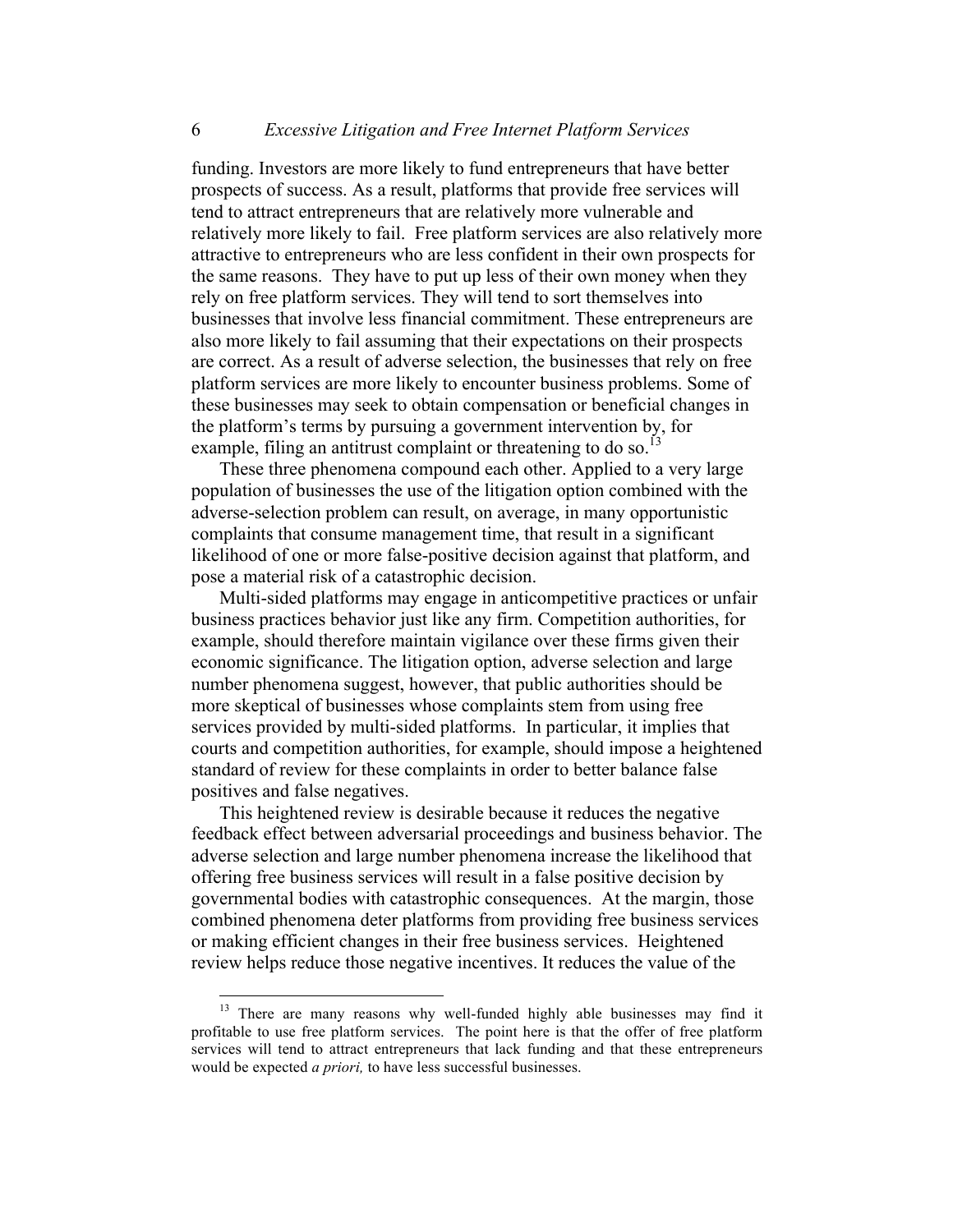funding. Investors are more likely to fund entrepreneurs that have better prospects of success. As a result, platforms that provide free services will tend to attract entrepreneurs that are relatively more vulnerable and relatively more likely to fail. Free platform services are also relatively more attractive to entrepreneurs who are less confident in their own prospects for the same reasons. They have to put up less of their own money when they rely on free platform services. They will tend to sort themselves into businesses that involve less financial commitment. These entrepreneurs are also more likely to fail assuming that their expectations on their prospects are correct. As a result of adverse selection, the businesses that rely on free platform services are more likely to encounter business problems. Some of these businesses may seek to obtain compensation or beneficial changes in the platform's terms by pursuing a government intervention by, for example, filing an antitrust complaint or threatening to do so.[13]

These three phenomena compound each other. Applied to a very large population of businesses the use of the litigation option combined with the adverse-selection problem can result, on average, in many opportunistic complaints that consume management time, that result in a significant likelihood of one or more false-positive decision against that platform, and pose a material risk of a catastrophic decision.

Multi-sided platforms may engage in anticompetitive practices or unfair business practices behavior just like any firm. Competition authorities, for example, should therefore maintain vigilance over these firms given their economic significance. The litigation option, adverse selection and large number phenomena suggest, however, that public authorities should be more skeptical of businesses whose complaints stem from using free services provided by multi-sided platforms. In particular, it implies that courts and competition authorities, for example, should impose a heightened standard of review for these complaints in order to better balance false positives and false negatives.

This heightened review is desirable because it reduces the negative feedback effect between adversarial proceedings and business behavior. The adverse selection and large number phenomena increase the likelihood that offering free business services will result in a false positive decision by governmental bodies with catastrophic consequences. At the margin, those combined phenomena deter platforms from providing free business services or making efficient changes in their free business services. Heightened review helps reduce those negative incentives. It reduces the value of the

[13] There are many reasons why well-funded highly able businesses may find it profitable to use free platform services. The point here is that the offer of free platform services will tend to attract entrepreneurs that lack funding and that these entrepreneurs would be expected *a priori,* to have less successful businesses.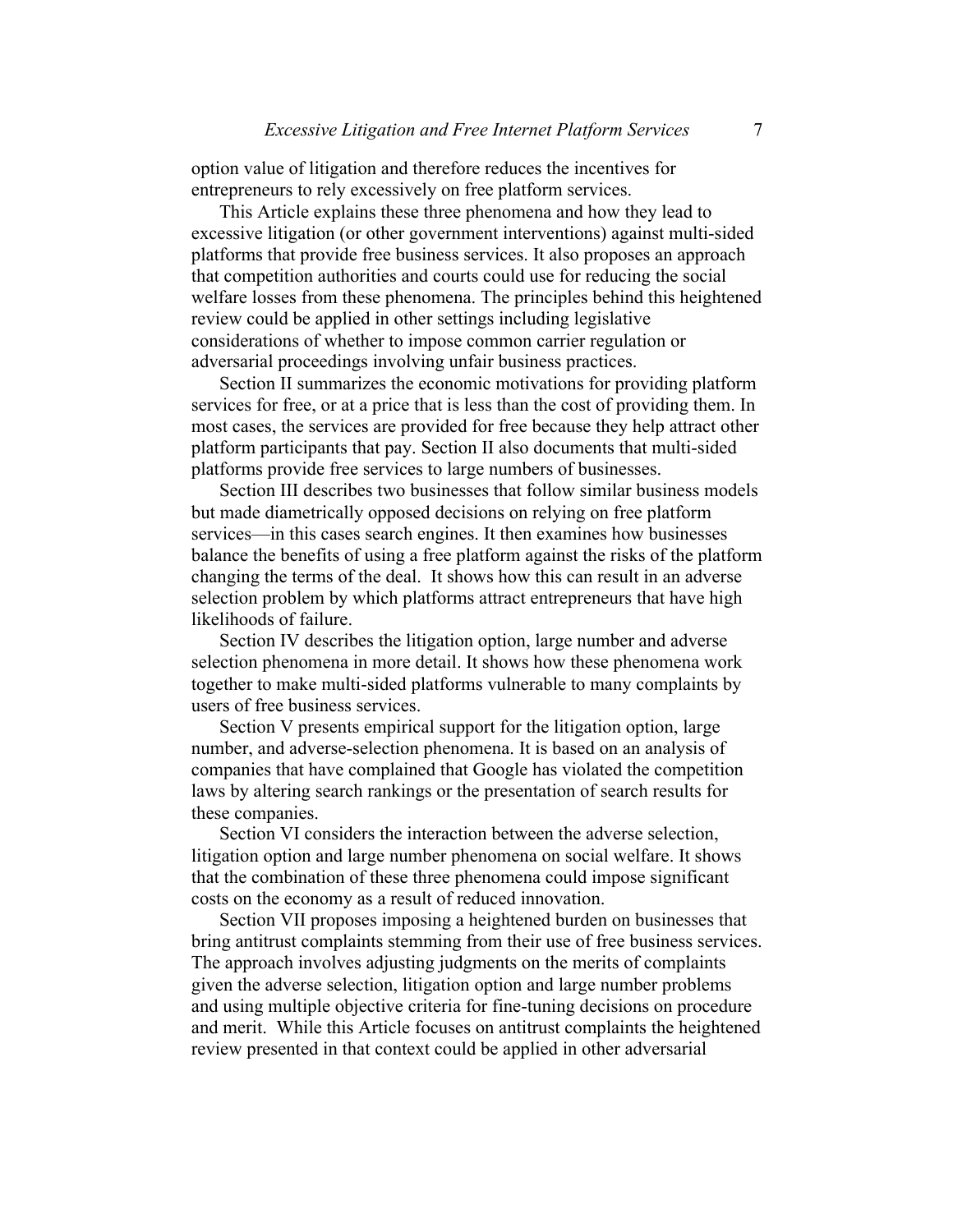option value of litigation and therefore reduces the incentives for entrepreneurs to rely excessively on free platform services.

This Article explains these three phenomena and how they lead to excessive litigation (or other government interventions) against multi-sided platforms that provide free business services. It also proposes an approach that competition authorities and courts could use for reducing the social welfare losses from these phenomena. The principles behind this heightened review could be applied in other settings including legislative considerations of whether to impose common carrier regulation or adversarial proceedings involving unfair business practices.

Section II summarizes the economic motivations for providing platform services for free, or at a price that is less than the cost of providing them. In most cases, the services are provided for free because they help attract other platform participants that pay. Section II also documents that multi-sided platforms provide free services to large numbers of businesses.

Section III describes two businesses that follow similar business models but made diametrically opposed decisions on relying on free platform services—in this cases search engines. It then examines how businesses balance the benefits of using a free platform against the risks of the platform changing the terms of the deal. It shows how this can result in an adverse selection problem by which platforms attract entrepreneurs that have high likelihoods of failure.

Section IV describes the litigation option, large number and adverse selection phenomena in more detail. It shows how these phenomena work together to make multi-sided platforms vulnerable to many complaints by users of free business services.

Section V presents empirical support for the litigation option, large number, and adverse-selection phenomena. It is based on an analysis of companies that have complained that Google has violated the competition laws by altering search rankings or the presentation of search results for these companies.

Section VI considers the interaction between the adverse selection, litigation option and large number phenomena on social welfare. It shows that the combination of these three phenomena could impose significant costs on the economy as a result of reduced innovation.

Section VII proposes imposing a heightened burden on businesses that bring antitrust complaints stemming from their use of free business services. The approach involves adjusting judgments on the merits of complaints given the adverse selection, litigation option and large number problems and using multiple objective criteria for fine-tuning decisions on procedure and merit. While this Article focuses on antitrust complaints the heightened review presented in that context could be applied in other adversarial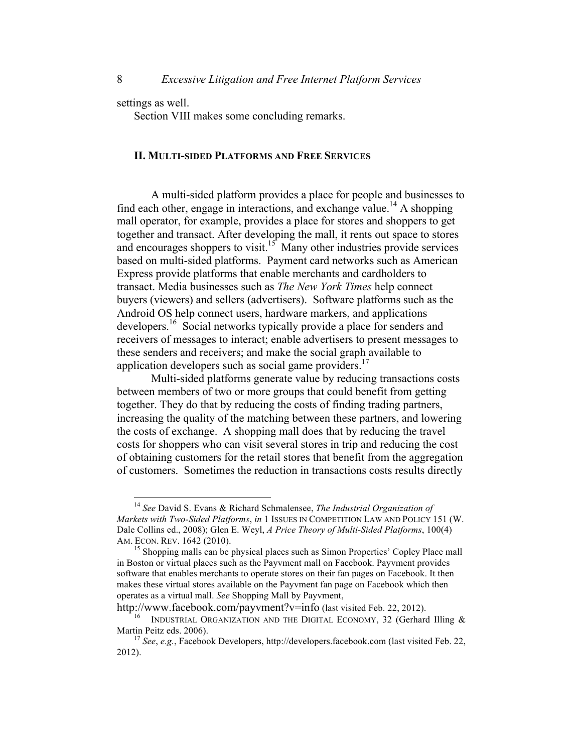settings as well.

Section VIII makes some concluding remarks.

## II. MULTI-SIDED PLATFORMS AND FREE SERVICES

A multi-sided platform provides a place for people and businesses to find each other, engage in interactions, and exchange value.[14] A shopping mall operator, for example, provides a place for stores and shoppers to get together and transact. After developing the mall, it rents out space to stores and encourages shoppers to visit.[15] Many other industries provide services based on multi-sided platforms. Payment card networks such as American Express provide platforms that enable merchants and cardholders to transact. Media businesses such as *The New York Times* help connect buyers (viewers) and sellers (advertisers). Software platforms such as the Android OS help connect users, hardware markers, and applications developers.[16] Social networks typically provide a place for senders and receivers of messages to interact; enable advertisers to present messages to these senders and receivers; and make the social graph available to application developers such as social game providers.[17]

Multi-sided platforms generate value by reducing transactions costs between members of two or more groups that could benefit from getting together. They do that by reducing the costs of finding trading partners, increasing the quality of the matching between these partners, and lowering the costs of exchange. A shopping mall does that by reducing the travel costs for shoppers who can visit several stores in trip and reducing the cost of obtaining customers for the retail stores that benefit from the aggregation of customers. Sometimes the reduction in transactions costs results directly

---

[14] *See* David S. Evans & Richard Schmalensee, *The Industrial Organization of Markets with Two-Sided Platforms*, *in* 1 ISSUES IN COMPETITION LAW AND POLICY 151 (W. Dale Collins ed., 2008); Glen E. Weyl, *A Price Theory of Multi-Sided Platforms*, 100(4) AM. ECON. REV. 1642 (2010).

[15] Shopping malls can be physical places such as Simon Properties' Copley Place mall in Boston or virtual places such as the Payvment mall on Facebook. Payvment provides software that enables merchants to operate stores on their fan pages on Facebook. It then makes these virtual stores available on the Payvment fan page on Facebook which then operates as a virtual mall. *See* Shopping Mall by Payvment, http://www.facebook.com/payvment?v=info (last visited Feb. 22, 2012).

[16] INDUSTRIAL ORGANIZATION AND THE DIGITAL ECONOMY, 32 (Gerhard Illing & Martin Peitz eds. 2006).

[17] *See*, *e.g.*, Facebook Developers, http://developers.facebook.com (last visited Feb. 22, 2012).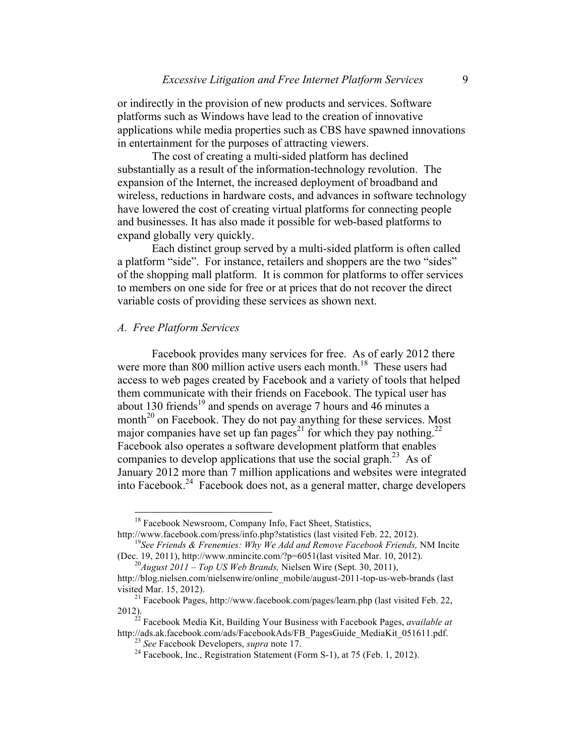or indirectly in the provision of new products and services. Software platforms such as Windows have lead to the creation of innovative applications while media properties such as CBS have spawned innovations in entertainment for the purposes of attracting viewers.

The cost of creating a multi-sided platform has declined substantially as a result of the information-technology revolution. The expansion of the Internet, the increased deployment of broadband and wireless, reductions in hardware costs, and advances in software technology have lowered the cost of creating virtual platforms for connecting people and businesses. It has also made it possible for web-based platforms to expand globally very quickly.

Each distinct group served by a multi-sided platform is often called a platform "side". For instance, retailers and shoppers are the two "sides" of the shopping mall platform. It is common for platforms to offer services to members on one side for free or at prices that do not recover the direct variable costs of providing these services as shown next.

### *A. Free Platform Services*

Facebook provides many services for free. As of early 2012 there were more than 800 million active users each month.[18] These users had access to web pages created by Facebook and a variety of tools that helped them communicate with their friends on Facebook. The typical user has about 130 friends[19] and spends on average 7 hours and 46 minutes a month[20] on Facebook. They do not pay anything for these services. Most major companies have set up fan pages[21] for which they pay nothing.[22] Facebook also operates a software development platform that enables companies to develop applications that use the social graph.[23] As of January 2012 more than 7 million applications and websites were integrated into Facebook.[24] Facebook does not, as a general matter, charge developers

---

[18] Facebook Newsroom, Company Info, Fact Sheet, Statistics, http://www.facebook.com/press/info.php?statistics (last visited Feb. 22, 2012).

[19] *See Friends & Frenemies: Why We Add and Remove Facebook Friends,* NM Incite (Dec. 19, 2011), http://www.nmincite.com/?p=6051(last visited Mar. 10, 2012).

[20] *August 2011 – Top US Web Brands,* Nielsen Wire (Sept. 30, 2011), http://blog.nielsen.com/nielsenwire/online_mobile/august-2011-top-us-web-brands (last visited Mar. 15, 2012).

[21] Facebook Pages, http://www.facebook.com/pages/learn.php (last visited Feb. 22, 2012).

[22] Facebook Media Kit, Building Your Business with Facebook Pages, *available at* http://ads.ak.facebook.com/ads/FacebookAds/FB_PagesGuide_MediaKit_051611.pdf.

[23] *See* Facebook Developers, *supra* note 17.

[24] Facebook, Inc., Registration Statement (Form S-1), at 75 (Feb. 1, 2012).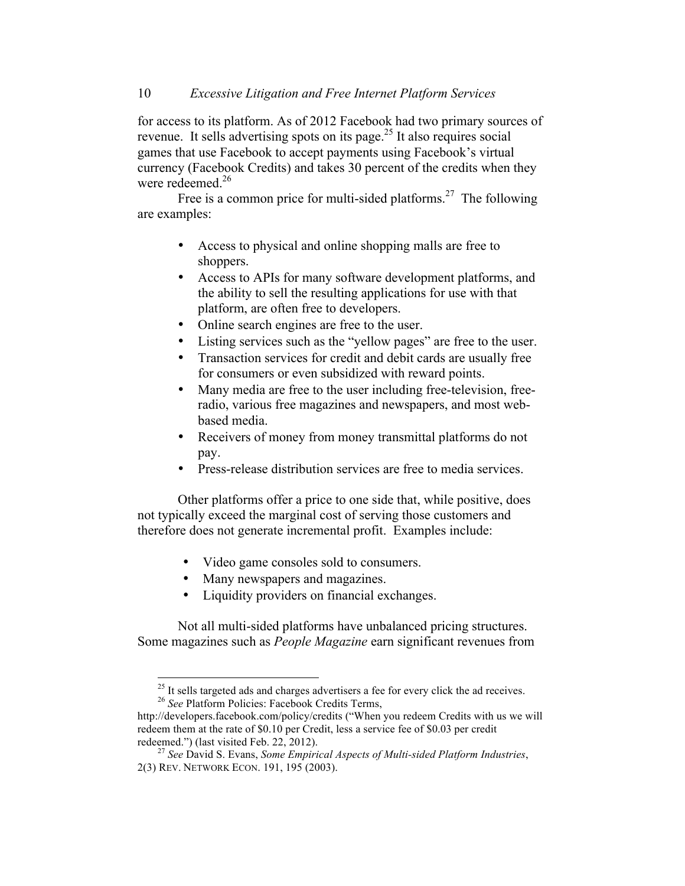for access to its platform. As of 2012 Facebook had two primary sources of revenue. It sells advertising spots on its page.[25] It also requires social games that use Facebook to accept payments using Facebook's virtual currency (Facebook Credits) and takes 30 percent of the credits when they were redeemed.[26]

Free is a common price for multi-sided platforms.[27] The following are examples:

- Access to physical and online shopping malls are free to shoppers.
- Access to APIs for many software development platforms, and the ability to sell the resulting applications for use with that platform, are often free to developers.
- Online search engines are free to the user.
- Listing services such as the "yellow pages" are free to the user.
- Transaction services for credit and debit cards are usually free for consumers or even subsidized with reward points.
- Many media are free to the user including free-television, free-radio, various free magazines and newspapers, and most web-based media.
- Receivers of money from money transmittal platforms do not pay.
- Press-release distribution services are free to media services.

Other platforms offer a price to one side that, while positive, does not typically exceed the marginal cost of serving those customers and therefore does not generate incremental profit. Examples include:

- Video game consoles sold to consumers.
- Many newspapers and magazines.
- Liquidity providers on financial exchanges.

Not all multi-sided platforms have unbalanced pricing structures. Some magazines such as *People Magazine* earn significant revenues from

---

[25] It sells targeted ads and charges advertisers a fee for every click the ad receives.

[26] *See* Platform Policies: Facebook Credits Terms, http://developers.facebook.com/policy/credits ("When you redeem Credits with us we will redeem them at the rate of $0.10 per Credit, less a service fee of $0.03 per credit redeemed.") (last visited Feb. 22, 2012).

[27] *See* David S. Evans, *Some Empirical Aspects of Multi-sided Platform Industries*, 2(3) REV. NETWORK ECON. 191, 195 (2003).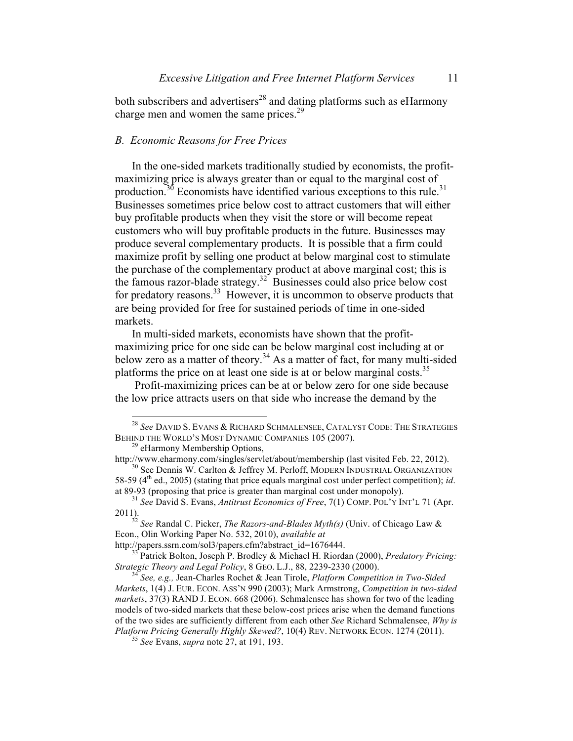both subscribers and advertisers[28] and dating platforms such as eHarmony charge men and women the same prices.[29]

### *B. Economic Reasons for Free Prices*

In the one-sided markets traditionally studied by economists, the profit-maximizing price is always greater than or equal to the marginal cost of production.[30] Economists have identified various exceptions to this rule.[31] Businesses sometimes price below cost to attract customers that will either buy profitable products when they visit the store or will become repeat customers who will buy profitable products in the future. Businesses may produce several complementary products. It is possible that a firm could maximize profit by selling one product at below marginal cost to stimulate the purchase of the complementary product at above marginal cost; this is the famous razor-blade strategy.[32] Businesses could also price below cost for predatory reasons.[33] However, it is uncommon to observe products that are being provided for free for sustained periods of time in one-sided markets.

In multi-sided markets, economists have shown that the profit-maximizing price for one side can be below marginal cost including at or below zero as a matter of theory.[34] As a matter of fact, for many multi-sided platforms the price on at least one side is at or below marginal costs.[35]

Profit-maximizing prices can be at or below zero for one side because the low price attracts users on that side who increase the demand by the

---

[28] *See* DAVID S. EVANS & RICHARD SCHMALENSEE, CATALYST CODE: THE STRATEGIES BEHIND THE WORLD'S MOST DYNAMIC COMPANIES 105 (2007).

[29] eHarmony Membership Options, http://www.eharmony.com/singles/servlet/about/membership (last visited Feb. 22, 2012).

[30] See Dennis W. Carlton & Jeffrey M. Perloff, MODERN INDUSTRIAL ORGANIZATION 58-59 (4th ed., 2005) (stating that price equals marginal cost under perfect competition); *id*. at 89-93 (proposing that price is greater than marginal cost under monopoly).

[31] *See* David S. Evans, *Antitrust Economics of Free*, 7(1) COMP. POL'Y INT'L 71 (Apr. 2011).

[32] *See* Randal C. Picker, *The Razors-and-Blades Myth(s)* (Univ. of Chicago Law & Econ., Olin Working Paper No. 532, 2010), *available at* http://papers.ssrn.com/sol3/papers.cfm?abstract_id=1676444.

[33] Patrick Bolton, Joseph P. Brodley & Michael H. Riordan (2000), *Predatory Pricing: Strategic Theory and Legal Policy*, 8 GEO. L.J., 88, 2239-2330 (2000).

[34] *See, e.g.,* Jean-Charles Rochet & Jean Tirole, *Platform Competition in Two-Sided Markets*, 1(4) J. EUR. ECON. ASS'N 990 (2003); Mark Armstrong, *Competition in two-sided markets*, 37(3) RAND J. ECON. 668 (2006). Schmalensee has shown for two of the leading models of two-sided markets that these below-cost prices arise when the demand functions of the two sides are sufficiently different from each other *See* Richard Schmalensee, *Why is Platform Pricing Generally Highly Skewed?*, 10(4) REV. NETWORK ECON. 1274 (2011).

[35] *See* Evans, *supra* note 27, at 191, 193.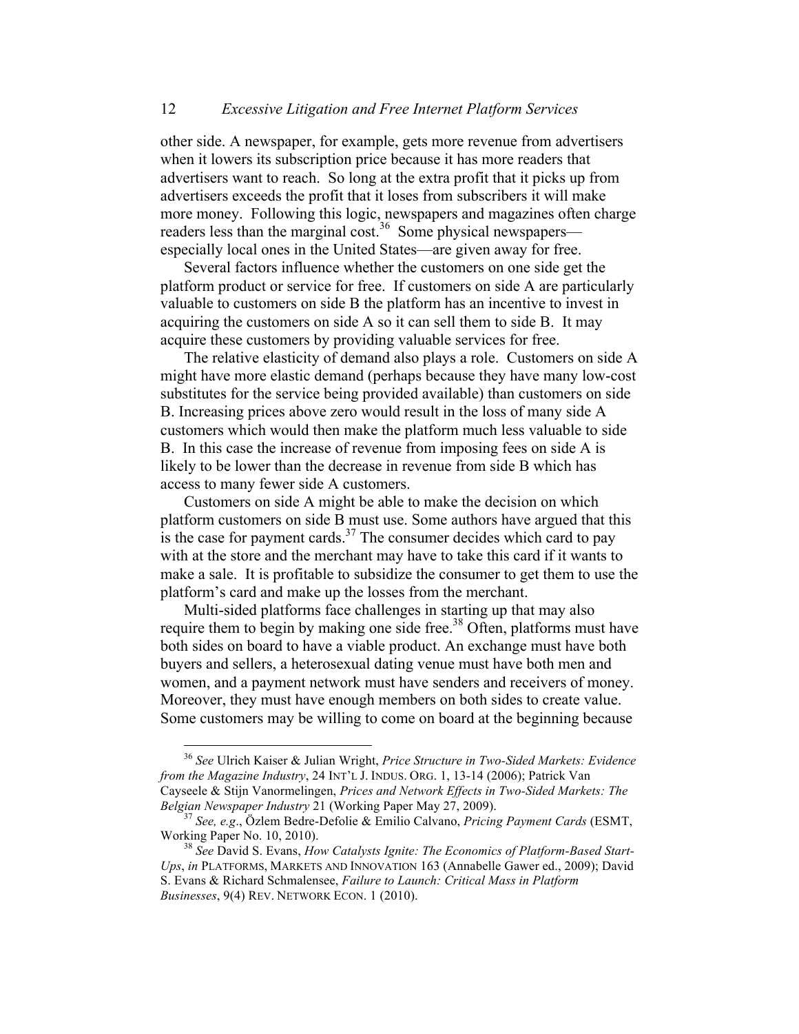other side. A newspaper, for example, gets more revenue from advertisers when it lowers its subscription price because it has more readers that advertisers want to reach. So long at the extra profit that it picks up from advertisers exceeds the profit that it loses from subscribers it will make more money. Following this logic, newspapers and magazines often charge readers less than the marginal cost.[36] Some physical newspapers—especially local ones in the United States—are given away for free.

Several factors influence whether the customers on one side get the platform product or service for free. If customers on side A are particularly valuable to customers on side B the platform has an incentive to invest in acquiring the customers on side A so it can sell them to side B. It may acquire these customers by providing valuable services for free.

The relative elasticity of demand also plays a role. Customers on side A might have more elastic demand (perhaps because they have many low-cost substitutes for the service being provided available) than customers on side B. Increasing prices above zero would result in the loss of many side A customers which would then make the platform much less valuable to side B. In this case the increase of revenue from imposing fees on side A is likely to be lower than the decrease in revenue from side B which has access to many fewer side A customers.

Customers on side A might be able to make the decision on which platform customers on side B must use. Some authors have argued that this is the case for payment cards.[37] The consumer decides which card to pay with at the store and the merchant may have to take this card if it wants to make a sale. It is profitable to subsidize the consumer to get them to use the platform's card and make up the losses from the merchant.

Multi-sided platforms face challenges in starting up that may also require them to begin by making one side free.[38] Often, platforms must have both sides on board to have a viable product. An exchange must have both buyers and sellers, a heterosexual dating venue must have both men and women, and a payment network must have senders and receivers of money. Moreover, they must have enough members on both sides to create value. Some customers may be willing to come on board at the beginning because

---

[36] *See* Ulrich Kaiser & Julian Wright, *Price Structure in Two-Sided Markets: Evidence from the Magazine Industry*, 24 INT'L J. INDUS. ORG. 1, 13-14 (2006); Patrick Van Cayseele & Stijn Vanormelingen, *Prices and Network Effects in Two-Sided Markets: The Belgian Newspaper Industry* 21 (Working Paper May 27, 2009).

[37] *See, e.g*., Özlem Bedre-Defolie & Emilio Calvano, *Pricing Payment Cards* (ESMT, Working Paper No. 10, 2010).

[38] *See* David S. Evans, *How Catalysts Ignite: The Economics of Platform-Based Start-Ups*, *in* PLATFORMS, MARKETS AND INNOVATION 163 (Annabelle Gawer ed., 2009); David S. Evans & Richard Schmalensee, *Failure to Launch: Critical Mass in Platform Businesses*, 9(4) REV. NETWORK ECON. 1 (2010).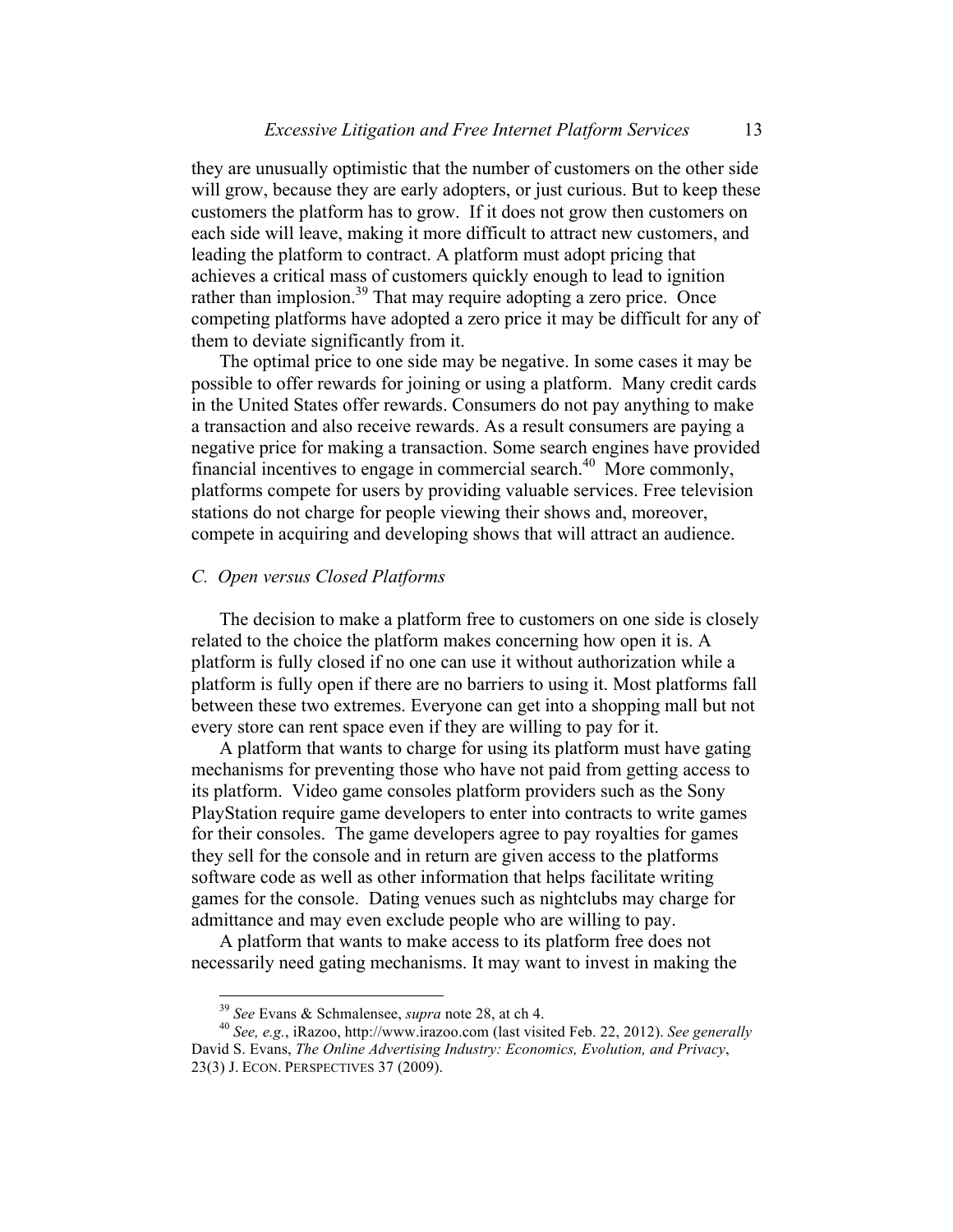they are unusually optimistic that the number of customers on the other side will grow, because they are early adopters, or just curious. But to keep these customers the platform has to grow. If it does not grow then customers on each side will leave, making it more difficult to attract new customers, and leading the platform to contract. A platform must adopt pricing that achieves a critical mass of customers quickly enough to lead to ignition rather than implosion.[39] That may require adopting a zero price. Once competing platforms have adopted a zero price it may be difficult for any of them to deviate significantly from it.

The optimal price to one side may be negative. In some cases it may be possible to offer rewards for joining or using a platform. Many credit cards in the United States offer rewards. Consumers do not pay anything to make a transaction and also receive rewards. As a result consumers are paying a negative price for making a transaction. Some search engines have provided financial incentives to engage in commercial search.[40] More commonly, platforms compete for users by providing valuable services. Free television stations do not charge for people viewing their shows and, moreover, compete in acquiring and developing shows that will attract an audience.

### *C. Open versus Closed Platforms*

The decision to make a platform free to customers on one side is closely related to the choice the platform makes concerning how open it is. A platform is fully closed if no one can use it without authorization while a platform is fully open if there are no barriers to using it. Most platforms fall between these two extremes. Everyone can get into a shopping mall but not every store can rent space even if they are willing to pay for it.

A platform that wants to charge for using its platform must have gating mechanisms for preventing those who have not paid from getting access to its platform. Video game consoles platform providers such as the Sony PlayStation require game developers to enter into contracts to write games for their consoles. The game developers agree to pay royalties for games they sell for the console and in return are given access to the platforms software code as well as other information that helps facilitate writing games for the console. Dating venues such as nightclubs may charge for admittance and may even exclude people who are willing to pay.

A platform that wants to make access to its platform free does not necessarily need gating mechanisms. It may want to invest in making the

---

[39] *See* Evans & Schmalensee, *supra* note 28, at ch 4.

[40] *See, e.g.*, iRazoo, http://www.irazoo.com (last visited Feb. 22, 2012). *See generally* David S. Evans, *The Online Advertising Industry: Economics, Evolution, and Privacy*, 23(3) J. ECON. PERSPECTIVES 37 (2009).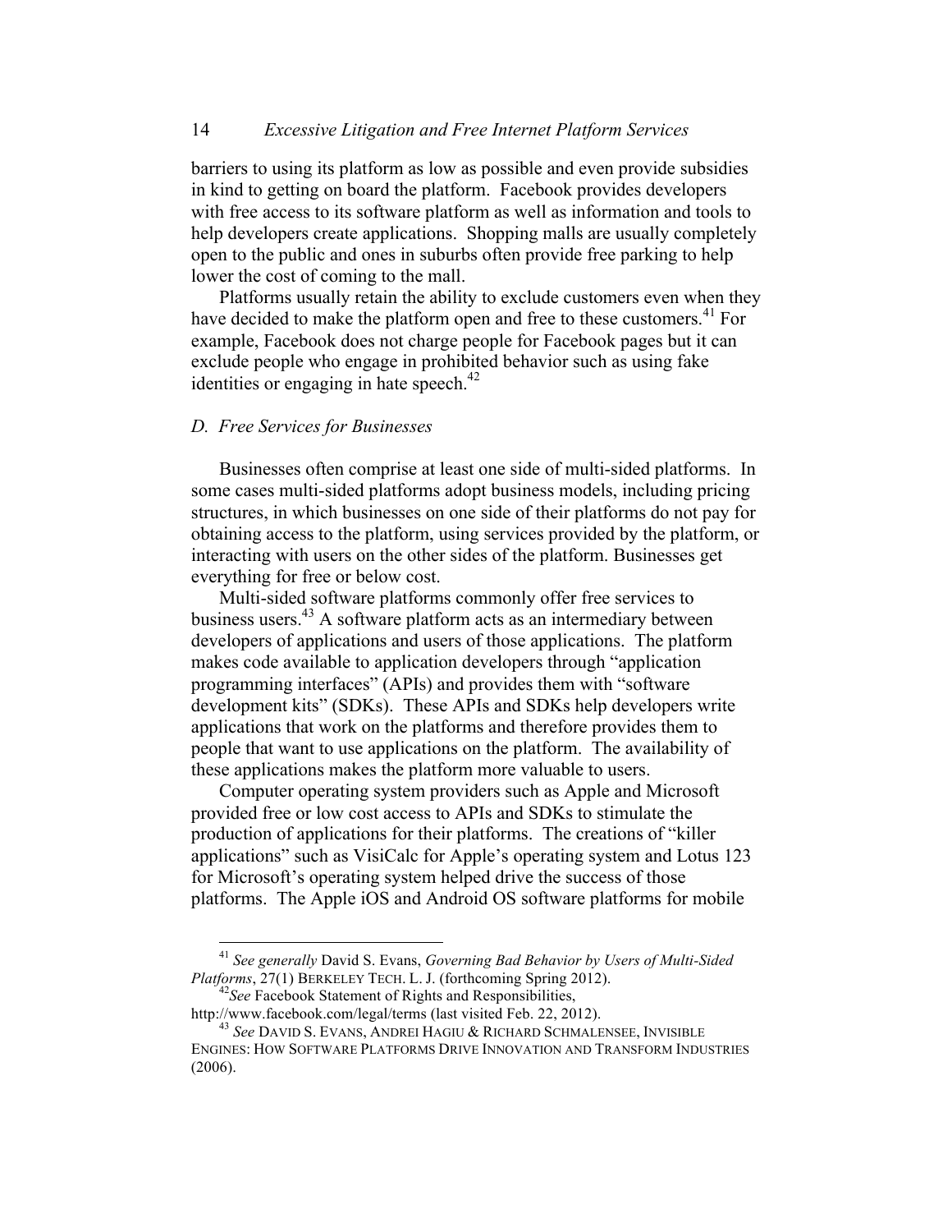barriers to using its platform as low as possible and even provide subsidies in kind to getting on board the platform. Facebook provides developers with free access to its software platform as well as information and tools to help developers create applications. Shopping malls are usually completely open to the public and ones in suburbs often provide free parking to help lower the cost of coming to the mall.

Platforms usually retain the ability to exclude customers even when they have decided to make the platform open and free to these customers.[41] For example, Facebook does not charge people for Facebook pages but it can exclude people who engage in prohibited behavior such as using fake identities or engaging in hate speech.[42]

### *D. Free Services for Businesses*

Businesses often comprise at least one side of multi-sided platforms. In some cases multi-sided platforms adopt business models, including pricing structures, in which businesses on one side of their platforms do not pay for obtaining access to the platform, using services provided by the platform, or interacting with users on the other sides of the platform. Businesses get everything for free or below cost.

Multi-sided software platforms commonly offer free services to business users.[43] A software platform acts as an intermediary between developers of applications and users of those applications. The platform makes code available to application developers through "application programming interfaces" (APIs) and provides them with "software development kits" (SDKs). These APIs and SDKs help developers write applications that work on the platforms and therefore provides them to people that want to use applications on the platform. The availability of these applications makes the platform more valuable to users.

Computer operating system providers such as Apple and Microsoft provided free or low cost access to APIs and SDKs to stimulate the production of applications for their platforms. The creations of "killer applications" such as VisiCalc for Apple's operating system and Lotus 123 for Microsoft's operating system helped drive the success of those platforms. The Apple iOS and Android OS software platforms for mobile

---

[41] *See generally* David S. Evans, *Governing Bad Behavior by Users of Multi-Sided Platforms*, 27(1) BERKELEY TECH. L. J. (forthcoming Spring 2012).

[42] *See* Facebook Statement of Rights and Responsibilities, http://www.facebook.com/legal/terms (last visited Feb. 22, 2012).

[43] *See* DAVID S. EVANS, ANDREI HAGIU & RICHARD SCHMALENSEE, INVISIBLE ENGINES: HOW SOFTWARE PLATFORMS DRIVE INNOVATION AND TRANSFORM INDUSTRIES (2006).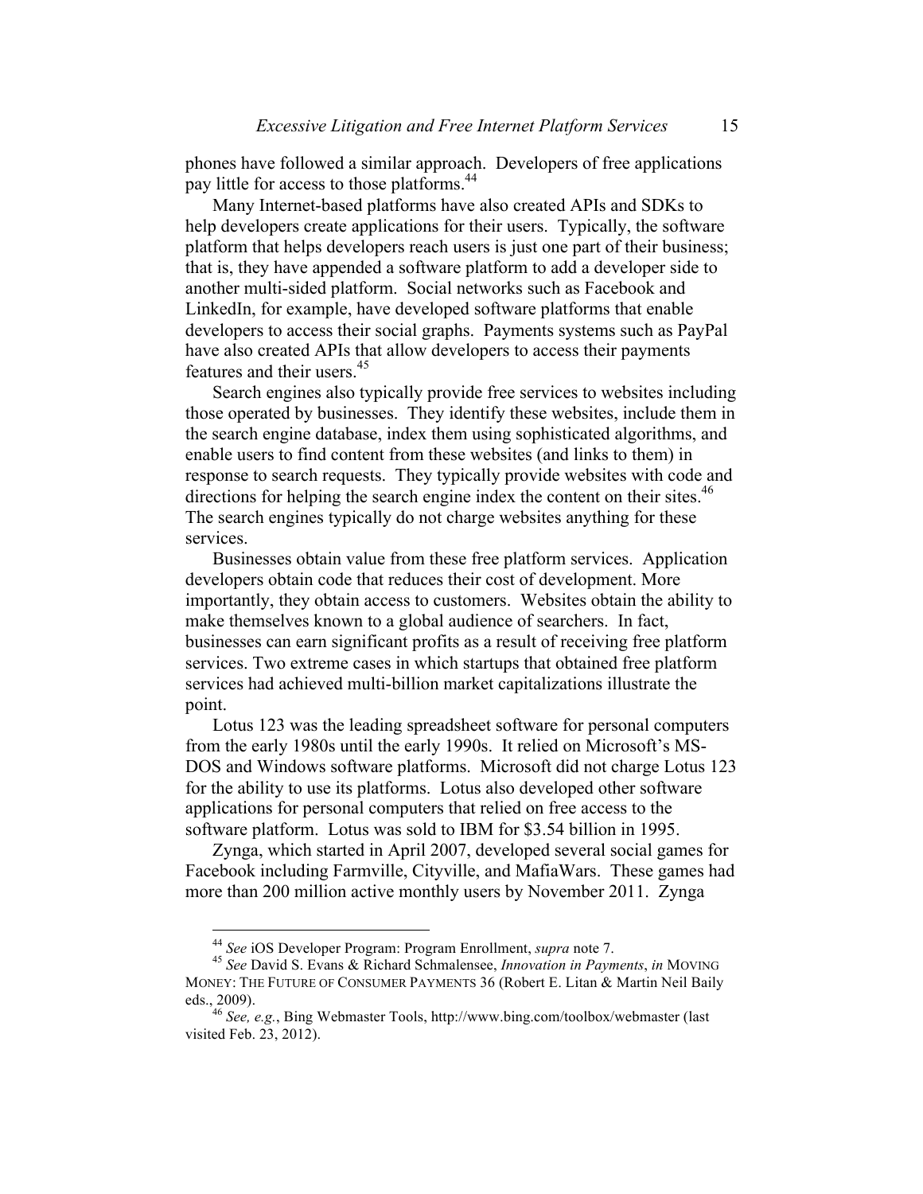phones have followed a similar approach. Developers of free applications pay little for access to those platforms.[44]

Many Internet-based platforms have also created APIs and SDKs to help developers create applications for their users. Typically, the software platform that helps developers reach users is just one part of their business; that is, they have appended a software platform to add a developer side to another multi-sided platform. Social networks such as Facebook and LinkedIn, for example, have developed software platforms that enable developers to access their social graphs. Payments systems such as PayPal have also created APIs that allow developers to access their payments features and their users.[45]

Search engines also typically provide free services to websites including those operated by businesses. They identify these websites, include them in the search engine database, index them using sophisticated algorithms, and enable users to find content from these websites (and links to them) in response to search requests. They typically provide websites with code and directions for helping the search engine index the content on their sites.[46] The search engines typically do not charge websites anything for these services.

Businesses obtain value from these free platform services. Application developers obtain code that reduces their cost of development. More importantly, they obtain access to customers. Websites obtain the ability to make themselves known to a global audience of searchers. In fact, businesses can earn significant profits as a result of receiving free platform services. Two extreme cases in which startups that obtained free platform services had achieved multi-billion market capitalizations illustrate the point.

Lotus 123 was the leading spreadsheet software for personal computers from the early 1980s until the early 1990s. It relied on Microsoft's MS-DOS and Windows software platforms. Microsoft did not charge Lotus 123 for the ability to use its platforms. Lotus also developed other software applications for personal computers that relied on free access to the software platform. Lotus was sold to IBM for $3.54 billion in 1995.

Zynga, which started in April 2007, developed several social games for Facebook including Farmville, Cityville, and MafiaWars. These games had more than 200 million active monthly users by November 2011. Zynga

---

[44] *See* iOS Developer Program: Program Enrollment, *supra* note 7.

[45] *See* David S. Evans & Richard Schmalensee, *Innovation in Payments*, *in* MOVING MONEY: THE FUTURE OF CONSUMER PAYMENTS 36 (Robert E. Litan & Martin Neil Baily eds., 2009).

[46] *See, e.g.*, Bing Webmaster Tools, http://www.bing.com/toolbox/webmaster (last visited Feb. 23, 2012).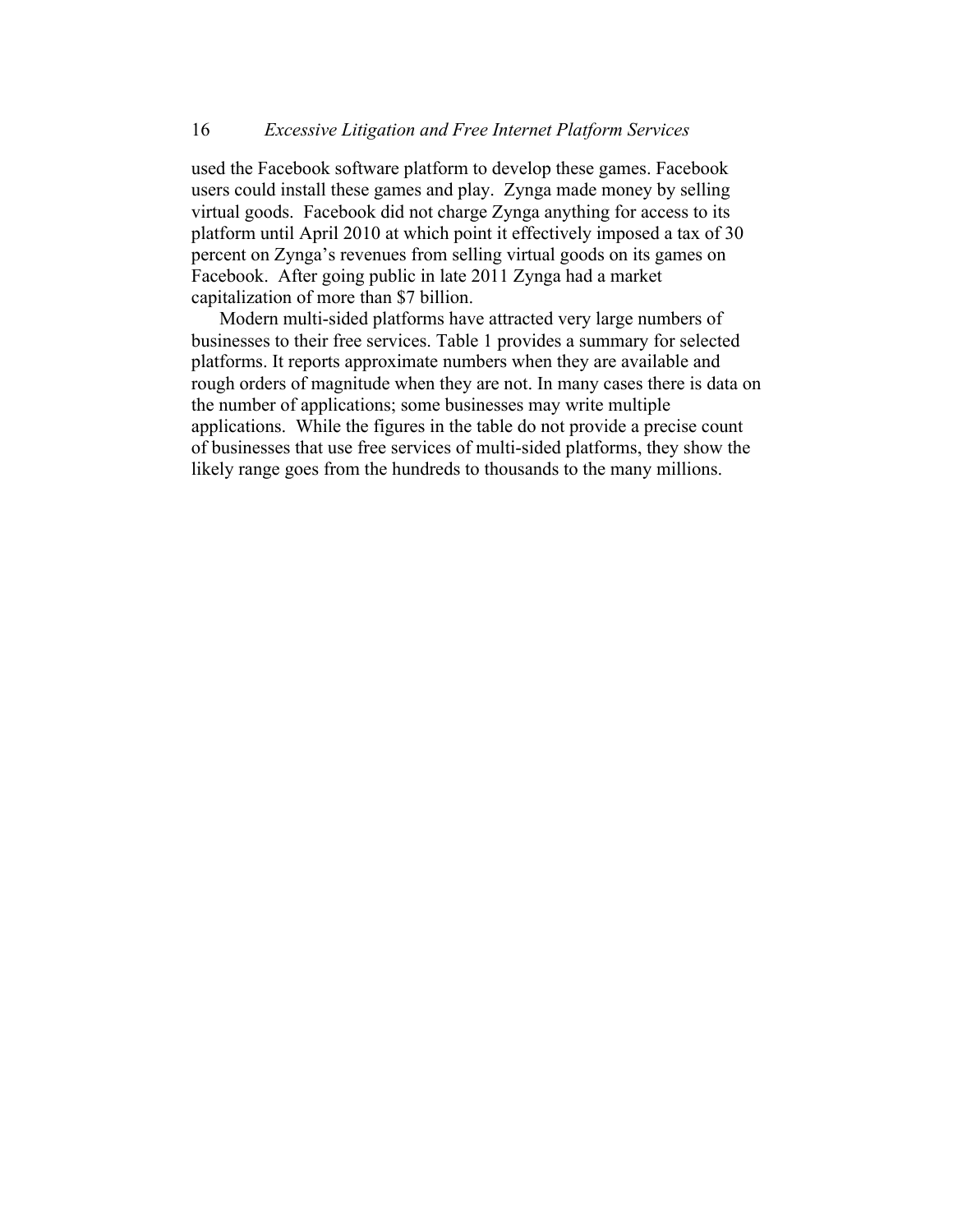used the Facebook software platform to develop these games. Facebook users could install these games and play. Zynga made money by selling virtual goods. Facebook did not charge Zynga anything for access to its platform until April 2010 at which point it effectively imposed a tax of 30 percent on Zynga's revenues from selling virtual goods on its games on Facebook. After going public in late 2011 Zynga had a market capitalization of more than $7 billion.

Modern multi-sided platforms have attracted very large numbers of businesses to their free services. Table 1 provides a summary for selected platforms. It reports approximate numbers when they are available and rough orders of magnitude when they are not. In many cases there is data on the number of applications; some businesses may write multiple applications. While the figures in the table do not provide a precise count of businesses that use free services of multi-sided platforms, they show the likely range goes from the hundreds to thousands to the many millions.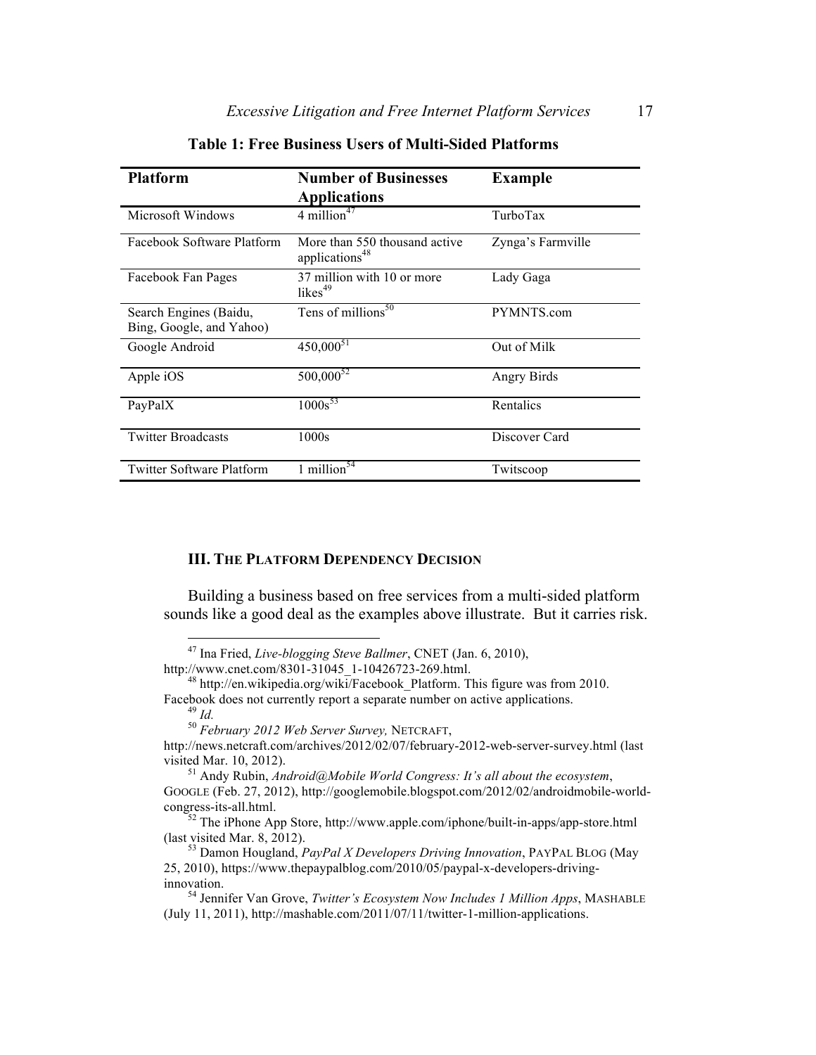**Table 1: Free Business Users of Multi-Sided Platforms**

| Platform | Number of Businesses Applications | Example |
|---|---|---|
| Microsoft Windows | 4 million[47] | TurboTax |
| Facebook Software Platform | More than 550 thousand active applications[48] | Zynga's Farmville |
| Facebook Fan Pages | 37 million with 10 or more likes[49] | Lady Gaga |
| Search Engines (Baidu, Bing, Google, and Yahoo) | Tens of millions[50] | PYMNTS.com |
| Google Android | 450,000[51] | Out of Milk |
| Apple iOS | 500,000[52] | Angry Birds |
| PayPalX | 1000s[53] | Rentalics |
| Twitter Broadcasts | 1000s | Discover Card |
| Twitter Software Platform | 1 million[54] | Twitscoop |

## III. The Platform Dependency Decision

Building a business based on free services from a multi-sided platform sounds like a good deal as the examples above illustrate. But it carries risk.

---

[47] Ina Fried, *Live-blogging Steve Ballmer*, CNET (Jan. 6, 2010), http://www.cnet.com/8301-31045_1-10426723-269.html.

[48] http://en.wikipedia.org/wiki/Facebook_Platform. This figure was from 2010. Facebook does not currently report a separate number on active applications.

[49] *Id.*

[50] *February 2012 Web Server Survey,* NETCRAFT, http://news.netcraft.com/archives/2012/02/07/february-2012-web-server-survey.html (last visited Mar. 10, 2012).

[51] Andy Rubin, *Android@Mobile World Congress: It's all about the ecosystem*, GOOGLE (Feb. 27, 2012), http://googlemobile.blogspot.com/2012/02/androidmobile-world-congress-its-all.html.

[52] The iPhone App Store, http://www.apple.com/iphone/built-in-apps/app-store.html (last visited Mar. 8, 2012).

[53] Damon Hougland, *PayPal X Developers Driving Innovation*, PAYPAL BLOG (May 25, 2010), https://www.thepaypalblog.com/2010/05/paypal-x-developers-driving-innovation.

[54] Jennifer Van Grove, *Twitter's Ecosystem Now Includes 1 Million Apps*, MASHABLE (July 11, 2011), http://mashable.com/2011/07/11/twitter-1-million-applications.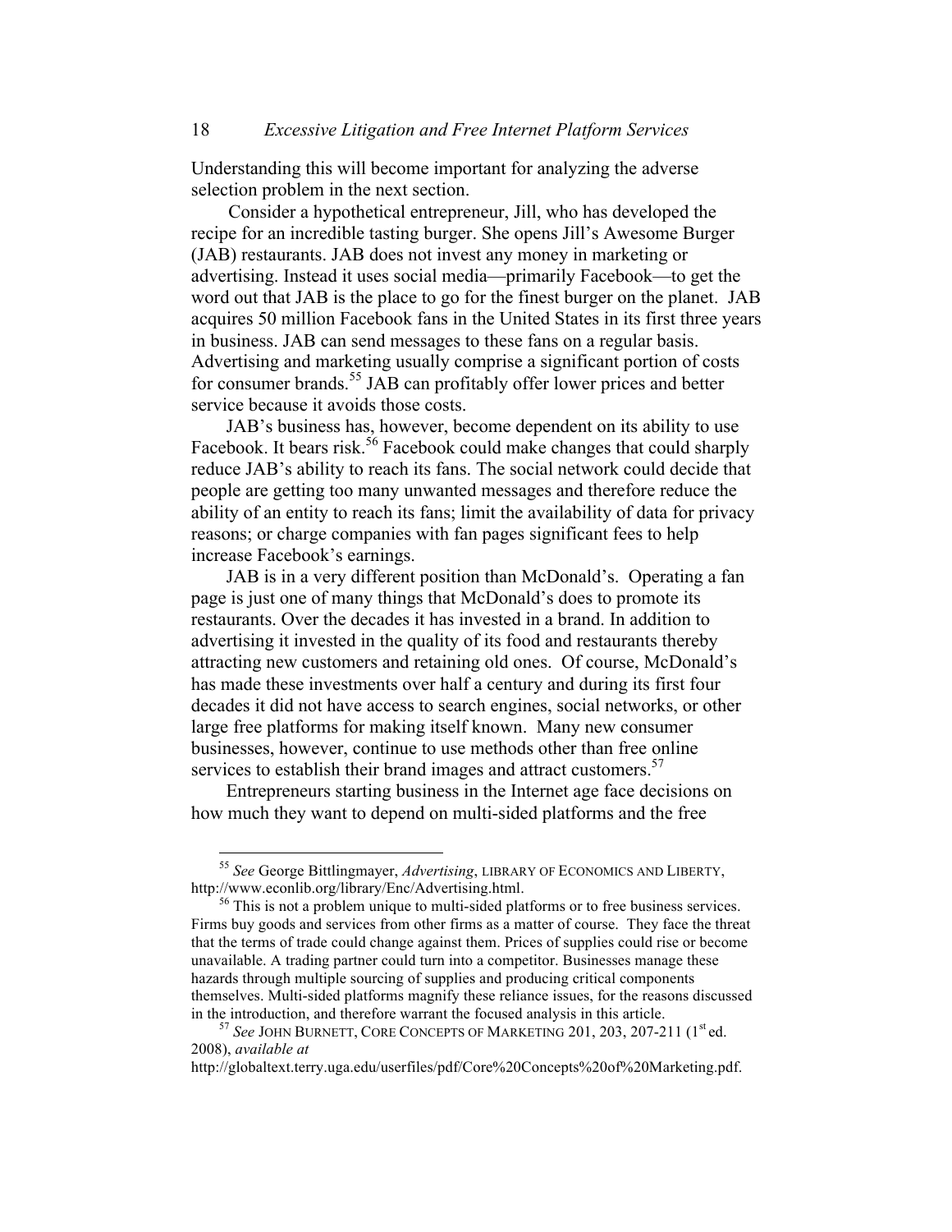Understanding this will become important for analyzing the adverse selection problem in the next section.

Consider a hypothetical entrepreneur, Jill, who has developed the recipe for an incredible tasting burger. She opens Jill's Awesome Burger (JAB) restaurants. JAB does not invest any money in marketing or advertising. Instead it uses social media—primarily Facebook—to get the word out that JAB is the place to go for the finest burger on the planet. JAB acquires 50 million Facebook fans in the United States in its first three years in business. JAB can send messages to these fans on a regular basis. Advertising and marketing usually comprise a significant portion of costs for consumer brands.[55] JAB can profitably offer lower prices and better service because it avoids those costs.

JAB's business has, however, become dependent on its ability to use Facebook. It bears risk.[56] Facebook could make changes that could sharply reduce JAB's ability to reach its fans. The social network could decide that people are getting too many unwanted messages and therefore reduce the ability of an entity to reach its fans; limit the availability of data for privacy reasons; or charge companies with fan pages significant fees to help increase Facebook's earnings.

JAB is in a very different position than McDonald's. Operating a fan page is just one of many things that McDonald's does to promote its restaurants. Over the decades it has invested in a brand. In addition to advertising it invested in the quality of its food and restaurants thereby attracting new customers and retaining old ones. Of course, McDonald's has made these investments over half a century and during its first four decades it did not have access to search engines, social networks, or other large free platforms for making itself known. Many new consumer businesses, however, continue to use methods other than free online services to establish their brand images and attract customers.[57]

Entrepreneurs starting business in the Internet age face decisions on how much they want to depend on multi-sided platforms and the free

---

[55] *See* George Bittlingmayer, *Advertising*, LIBRARY OF ECONOMICS AND LIBERTY, http://www.econlib.org/library/Enc/Advertising.html.

[56] This is not a problem unique to multi-sided platforms or to free business services. Firms buy goods and services from other firms as a matter of course. They face the threat that the terms of trade could change against them. Prices of supplies could rise or become unavailable. A trading partner could turn into a competitor. Businesses manage these hazards through multiple sourcing of supplies and producing critical components themselves. Multi-sided platforms magnify these reliance issues, for the reasons discussed in the introduction, and therefore warrant the focused analysis in this article.

[57] *See* JOHN BURNETT, CORE CONCEPTS OF MARKETING 201, 203, 207-211 (1st ed. 2008), *available at* http://globaltext.terry.uga.edu/userfiles/pdf/Core%20Concepts%20of%20Marketing.pdf.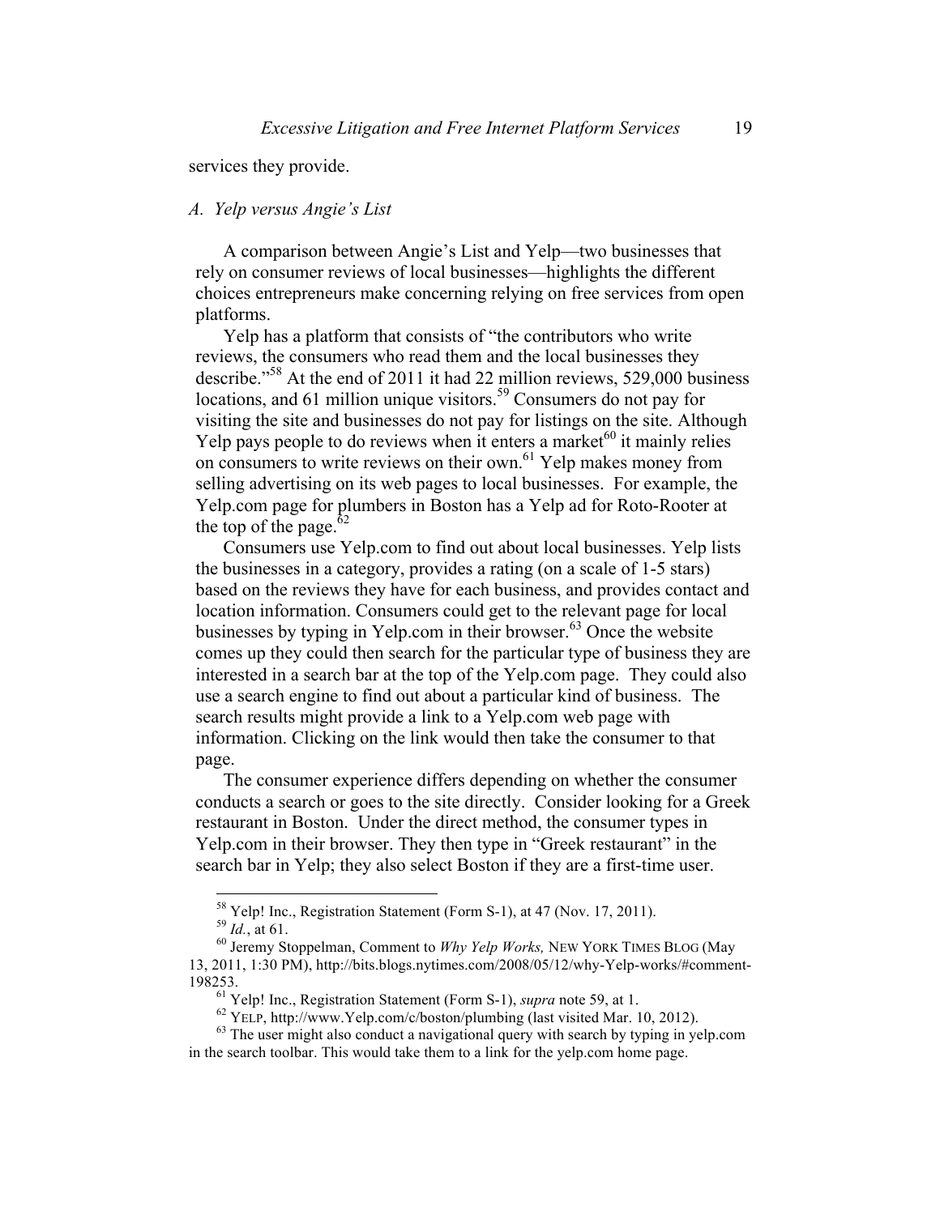services they provide.

### A. *Yelp versus Angie's List*

A comparison between Angie's List and Yelp—two businesses that rely on consumer reviews of local businesses—highlights the different choices entrepreneurs make concerning relying on free services from open platforms.

Yelp has a platform that consists of "the contributors who write reviews, the consumers who read them and the local businesses they describe."[58] At the end of 2011 it had 22 million reviews, 529,000 business locations, and 61 million unique visitors.[59] Consumers do not pay for visiting the site and businesses do not pay for listings on the site. Although Yelp pays people to do reviews when it enters a market[60] it mainly relies on consumers to write reviews on their own.[61] Yelp makes money from selling advertising on its web pages to local businesses. For example, the Yelp.com page for plumbers in Boston has a Yelp ad for Roto-Rooter at the top of the page.[62]

Consumers use Yelp.com to find out about local businesses. Yelp lists the businesses in a category, provides a rating (on a scale of 1-5 stars) based on the reviews they have for each business, and provides contact and location information. Consumers could get to the relevant page for local businesses by typing in Yelp.com in their browser.[63] Once the website comes up they could then search for the particular type of business they are interested in a search bar at the top of the Yelp.com page. They could also use a search engine to find out about a particular kind of business. The search results might provide a link to a Yelp.com web page with information. Clicking on the link would then take the consumer to that page.

The consumer experience differs depending on whether the consumer conducts a search or goes to the site directly. Consider looking for a Greek restaurant in Boston. Under the direct method, the consumer types in Yelp.com in their browser. They then type in "Greek restaurant" in the search bar in Yelp; they also select Boston if they are a first-time user.

---

[58] Yelp! Inc., Registration Statement (Form S-1), at 47 (Nov. 17, 2011).

[59] *Id.*, at 61.

[60] Jeremy Stoppelman, Comment to *Why Yelp Works,* NEW YORK TIMES BLOG (May 13, 2011, 1:30 PM), http://bits.blogs.nytimes.com/2008/05/12/why-Yelp-works/#comment-198253.

[61] Yelp! Inc., Registration Statement (Form S-1), *supra* note 59, at 1.

[62] YELP, http://www.Yelp.com/c/boston/plumbing (last visited Mar. 10, 2012).

[63] The user might also conduct a navigational query with search by typing in yelp.com in the search toolbar. This would take them to a link for the yelp.com home page.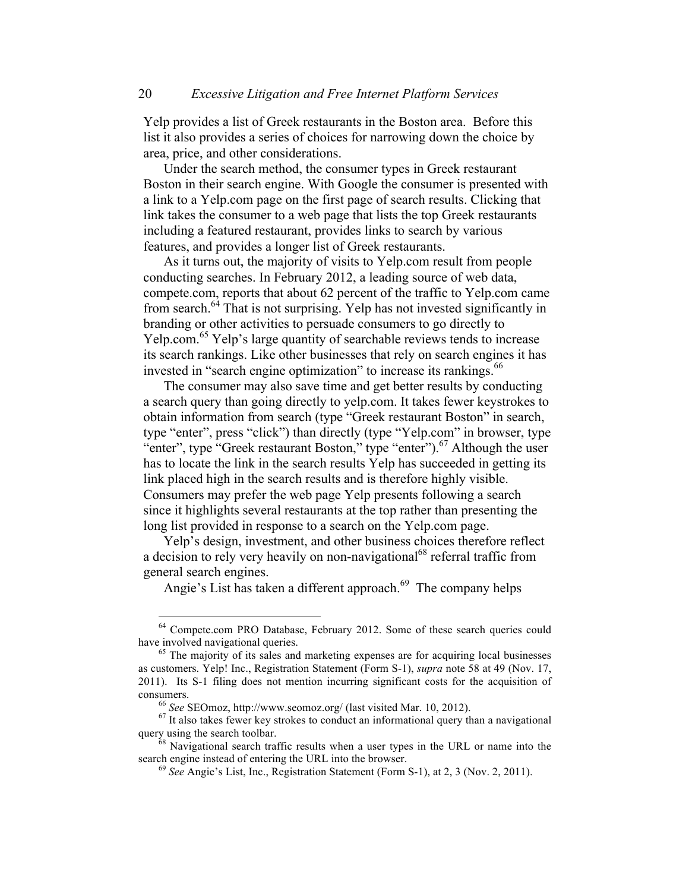Yelp provides a list of Greek restaurants in the Boston area. Before this list it also provides a series of choices for narrowing down the choice by area, price, and other considerations.

Under the search method, the consumer types in Greek restaurant Boston in their search engine. With Google the consumer is presented with a link to a Yelp.com page on the first page of search results. Clicking that link takes the consumer to a web page that lists the top Greek restaurants including a featured restaurant, provides links to search by various features, and provides a longer list of Greek restaurants.

As it turns out, the majority of visits to Yelp.com result from people conducting searches. In February 2012, a leading source of web data, compete.com, reports that about 62 percent of the traffic to Yelp.com came from search.[64] That is not surprising. Yelp has not invested significantly in branding or other activities to persuade consumers to go directly to Yelp.com.[65] Yelp's large quantity of searchable reviews tends to increase its search rankings. Like other businesses that rely on search engines it has invested in "search engine optimization" to increase its rankings.[66]

The consumer may also save time and get better results by conducting a search query than going directly to yelp.com. It takes fewer keystrokes to obtain information from search (type "Greek restaurant Boston" in search, type "enter", press "click") than directly (type "Yelp.com" in browser, type "enter", type "Greek restaurant Boston," type "enter").[67] Although the user has to locate the link in the search results Yelp has succeeded in getting its link placed high in the search results and is therefore highly visible. Consumers may prefer the web page Yelp presents following a search since it highlights several restaurants at the top rather than presenting the long list provided in response to a search on the Yelp.com page.

Yelp's design, investment, and other business choices therefore reflect a decision to rely very heavily on non-navigational[68] referral traffic from general search engines.

Angie's List has taken a different approach.[69] The company helps

---

[64] Compete.com PRO Database, February 2012. Some of these search queries could have involved navigational queries.

[65] The majority of its sales and marketing expenses are for acquiring local businesses as customers. Yelp! Inc., Registration Statement (Form S-1), *supra* note 58 at 49 (Nov. 17, 2011). Its S-1 filing does not mention incurring significant costs for the acquisition of consumers.

[66] *See* SEOmoz, http://www.seomoz.org/ (last visited Mar. 10, 2012).

[67] It also takes fewer key strokes to conduct an informational query than a navigational query using the search toolbar.

[68] Navigational search traffic results when a user types in the URL or name into the search engine instead of entering the URL into the browser.

[69] *See* Angie's List, Inc., Registration Statement (Form S-1), at 2, 3 (Nov. 2, 2011).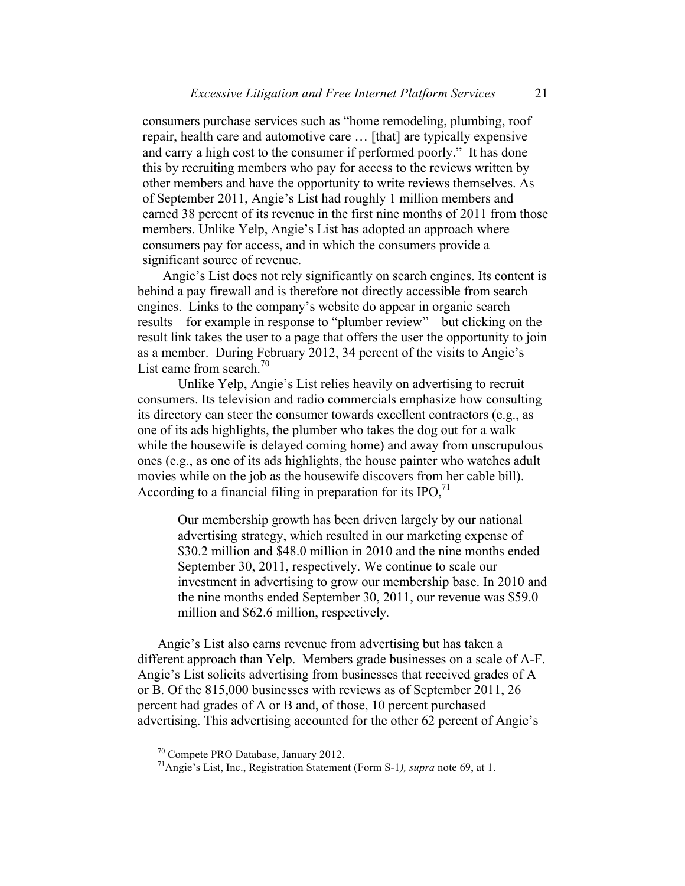consumers purchase services such as "home remodeling, plumbing, roof repair, health care and automotive care … [that] are typically expensive and carry a high cost to the consumer if performed poorly." It has done this by recruiting members who pay for access to the reviews written by other members and have the opportunity to write reviews themselves. As of September 2011, Angie's List had roughly 1 million members and earned 38 percent of its revenue in the first nine months of 2011 from those members. Unlike Yelp, Angie's List has adopted an approach where consumers pay for access, and in which the consumers provide a significant source of revenue.

Angie's List does not rely significantly on search engines. Its content is behind a pay firewall and is therefore not directly accessible from search engines. Links to the company's website do appear in organic search results—for example in response to "plumber review"—but clicking on the result link takes the user to a page that offers the user the opportunity to join as a member. During February 2012, 34 percent of the visits to Angie's List came from search.[70]

Unlike Yelp, Angie's List relies heavily on advertising to recruit consumers. Its television and radio commercials emphasize how consulting its directory can steer the consumer towards excellent contractors (e.g., as one of its ads highlights, the plumber who takes the dog out for a walk while the housewife is delayed coming home) and away from unscrupulous ones (e.g., as one of its ads highlights, the house painter who watches adult movies while on the job as the housewife discovers from her cable bill). According to a financial filing in preparation for its IPO,[71]

> Our membership growth has been driven largely by our national advertising strategy, which resulted in our marketing expense of \$30.2 million and \$48.0 million in 2010 and the nine months ended September 30, 2011, respectively. We continue to scale our investment in advertising to grow our membership base. In 2010 and the nine months ended September 30, 2011, our revenue was \$59.0 million and \$62.6 million, respectively.

Angie's List also earns revenue from advertising but has taken a different approach than Yelp. Members grade businesses on a scale of A-F. Angie's List solicits advertising from businesses that received grades of A or B. Of the 815,000 businesses with reviews as of September 2011, 26 percent had grades of A or B and, of those, 10 percent purchased advertising. This advertising accounted for the other 62 percent of Angie's

---

[70] Compete PRO Database, January 2012.

[71] Angie's List, Inc., Registration Statement (Form S-1*), supra* note 69, at 1.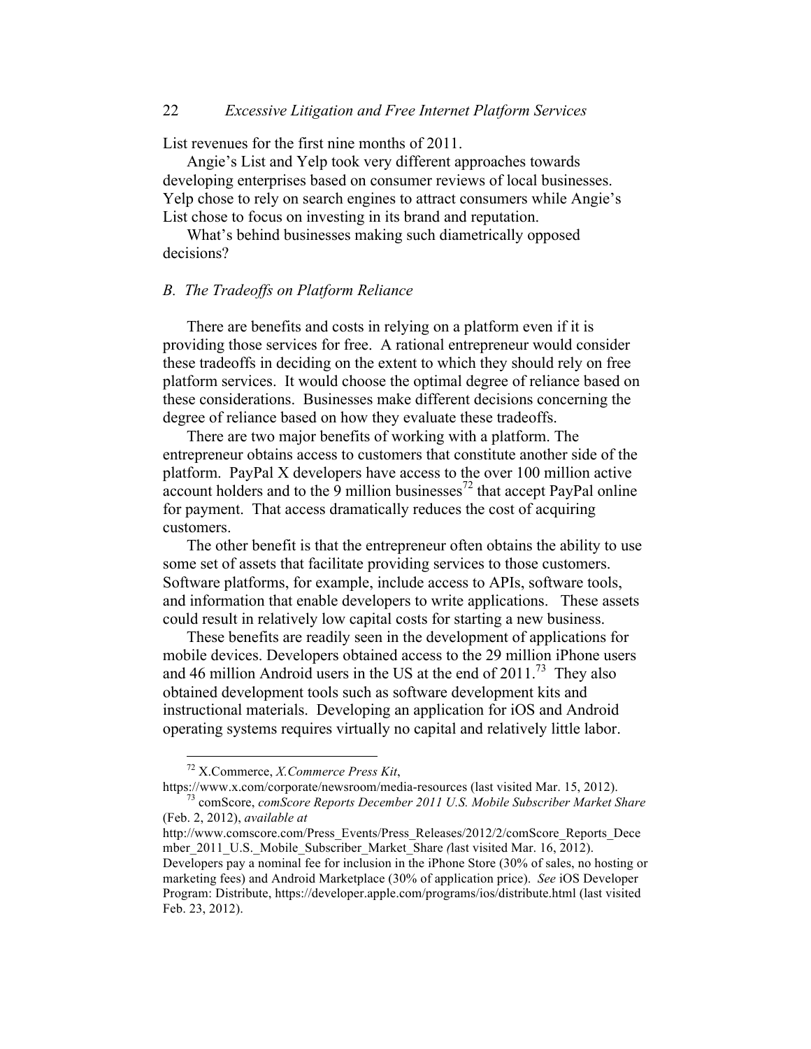List revenues for the first nine months of 2011.

Angie's List and Yelp took very different approaches towards developing enterprises based on consumer reviews of local businesses. Yelp chose to rely on search engines to attract consumers while Angie's List chose to focus on investing in its brand and reputation.

What's behind businesses making such diametrically opposed decisions?

### *B. The Tradeoffs on Platform Reliance*

There are benefits and costs in relying on a platform even if it is providing those services for free. A rational entrepreneur would consider these tradeoffs in deciding on the extent to which they should rely on free platform services. It would choose the optimal degree of reliance based on these considerations. Businesses make different decisions concerning the degree of reliance based on how they evaluate these tradeoffs.

There are two major benefits of working with a platform. The entrepreneur obtains access to customers that constitute another side of the platform. PayPal X developers have access to the over 100 million active account holders and to the 9 million businesses[72] that accept PayPal online for payment. That access dramatically reduces the cost of acquiring customers.

The other benefit is that the entrepreneur often obtains the ability to use some set of assets that facilitate providing services to those customers. Software platforms, for example, include access to APIs, software tools, and information that enable developers to write applications. These assets could result in relatively low capital costs for starting a new business.

These benefits are readily seen in the development of applications for mobile devices. Developers obtained access to the 29 million iPhone users and 46 million Android users in the US at the end of 2011.[73] They also obtained development tools such as software development kits and instructional materials. Developing an application for iOS and Android operating systems requires virtually no capital and relatively little labor.

---

[72] X.Commerce, *X.Commerce Press Kit*, https://www.x.com/corporate/newsroom/media-resources (last visited Mar. 15, 2012).

[73] comScore, *comScore Reports December 2011 U.S. Mobile Subscriber Market Share* (Feb. 2, 2012), *available at* http://www.comscore.com/Press_Events/Press_Releases/2012/2/comScore_Reports_December_2011_U.S._Mobile_Subscriber_Market_Share (last visited Mar. 16, 2012). Developers pay a nominal fee for inclusion in the iPhone Store (30% of sales, no hosting or marketing fees) and Android Marketplace (30% of application price). *See* iOS Developer Program: Distribute, https://developer.apple.com/programs/ios/distribute.html (last visited Feb. 23, 2012).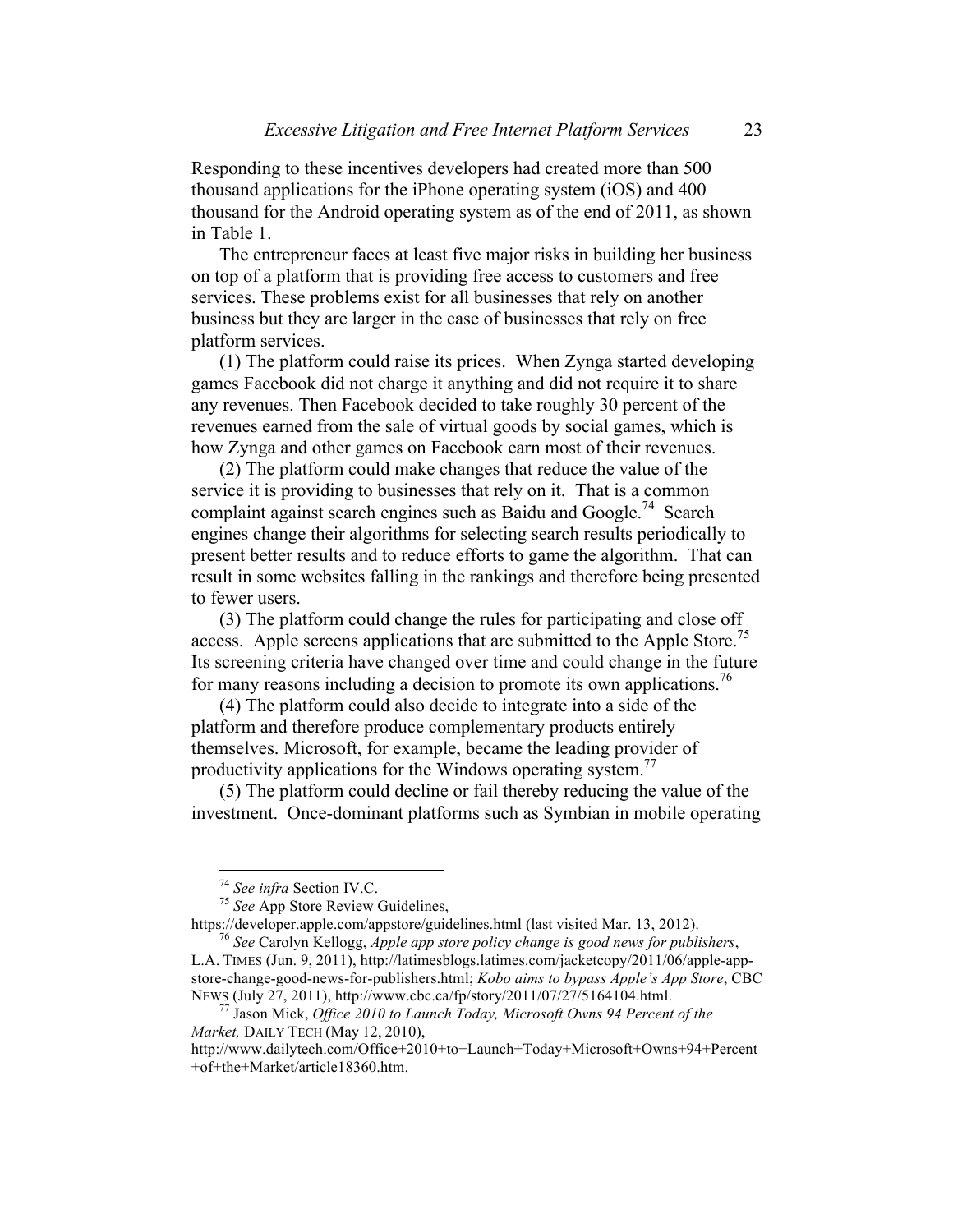Responding to these incentives developers had created more than 500 thousand applications for the iPhone operating system (iOS) and 400 thousand for the Android operating system as of the end of 2011, as shown in Table 1.

The entrepreneur faces at least five major risks in building her business on top of a platform that is providing free access to customers and free services. These problems exist for all businesses that rely on another business but they are larger in the case of businesses that rely on free platform services.

(1) The platform could raise its prices. When Zynga started developing games Facebook did not charge it anything and did not require it to share any revenues. Then Facebook decided to take roughly 30 percent of the revenues earned from the sale of virtual goods by social games, which is how Zynga and other games on Facebook earn most of their revenues.

(2) The platform could make changes that reduce the value of the service it is providing to businesses that rely on it. That is a common complaint against search engines such as Baidu and Google.[74] Search engines change their algorithms for selecting search results periodically to present better results and to reduce efforts to game the algorithm. That can result in some websites falling in the rankings and therefore being presented to fewer users.

(3) The platform could change the rules for participating and close off access. Apple screens applications that are submitted to the Apple Store.[75] Its screening criteria have changed over time and could change in the future for many reasons including a decision to promote its own applications.[76]

(4) The platform could also decide to integrate into a side of the platform and therefore produce complementary products entirely themselves. Microsoft, for example, became the leading provider of productivity applications for the Windows operating system.[77]

(5) The platform could decline or fail thereby reducing the value of the investment. Once-dominant platforms such as Symbian in mobile operating

---

[74] *See infra* Section IV.C.

[75] *See* App Store Review Guidelines, https://developer.apple.com/appstore/guidelines.html (last visited Mar. 13, 2012).

[76] *See* Carolyn Kellogg, *Apple app store policy change is good news for publishers*, L.A. TIMES (Jun. 9, 2011), http://latimesblogs.latimes.com/jacketcopy/2011/06/apple-app-store-change-good-news-for-publishers.html; *Kobo aims to bypass Apple's App Store*, CBC NEWS (July 27, 2011), http://www.cbc.ca/fp/story/2011/07/27/5164104.html.

[77] Jason Mick, *Office 2010 to Launch Today, Microsoft Owns 94 Percent of the Market,* DAILY TECH (May 12, 2010), http://www.dailytech.com/Office+2010+to+Launch+Today+Microsoft+Owns+94+Percent+of+the+Market/article18360.htm.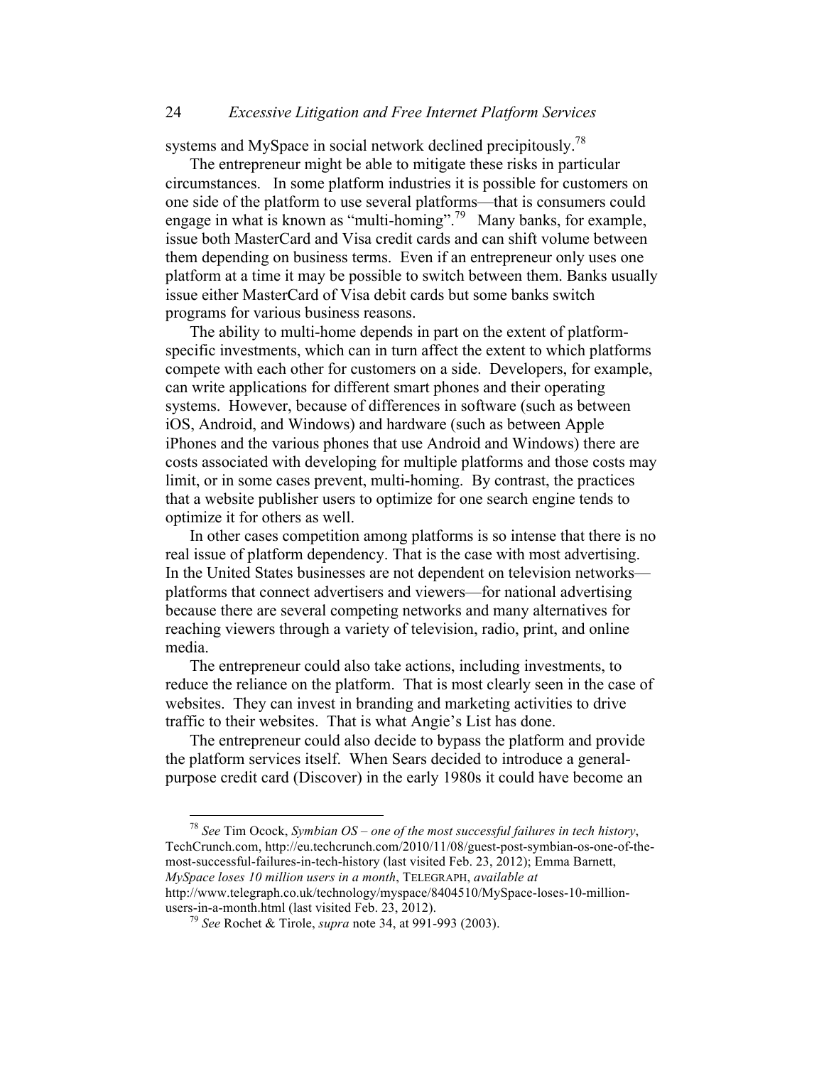systems and MySpace in social network declined precipitously.[78]

The entrepreneur might be able to mitigate these risks in particular circumstances. In some platform industries it is possible for customers on one side of the platform to use several platforms—that is consumers could engage in what is known as "multi-homing".[79] Many banks, for example, issue both MasterCard and Visa credit cards and can shift volume between them depending on business terms. Even if an entrepreneur only uses one platform at a time it may be possible to switch between them. Banks usually issue either MasterCard of Visa debit cards but some banks switch programs for various business reasons.

The ability to multi-home depends in part on the extent of platform-specific investments, which can in turn affect the extent to which platforms compete with each other for customers on a side. Developers, for example, can write applications for different smart phones and their operating systems. However, because of differences in software (such as between iOS, Android, and Windows) and hardware (such as between Apple iPhones and the various phones that use Android and Windows) there are costs associated with developing for multiple platforms and those costs may limit, or in some cases prevent, multi-homing. By contrast, the practices that a website publisher users to optimize for one search engine tends to optimize it for others as well.

In other cases competition among platforms is so intense that there is no real issue of platform dependency. That is the case with most advertising. In the United States businesses are not dependent on television networks—platforms that connect advertisers and viewers—for national advertising because there are several competing networks and many alternatives for reaching viewers through a variety of television, radio, print, and online media.

The entrepreneur could also take actions, including investments, to reduce the reliance on the platform. That is most clearly seen in the case of websites. They can invest in branding and marketing activities to drive traffic to their websites. That is what Angie's List has done.

The entrepreneur could also decide to bypass the platform and provide the platform services itself. When Sears decided to introduce a general-purpose credit card (Discover) in the early 1980s it could have become an

---

[78] *See* Tim Ocock, *Symbian OS – one of the most successful failures in tech history*, TechCrunch.com, http://eu.techcrunch.com/2010/11/08/guest-post-symbian-os-one-of-the-most-successful-failures-in-tech-history (last visited Feb. 23, 2012); Emma Barnett, *MySpace loses 10 million users in a month*, TELEGRAPH, *available at* http://www.telegraph.co.uk/technology/myspace/8404510/MySpace-loses-10-million-users-in-a-month.html (last visited Feb. 23, 2012).

[79] *See* Rochet & Tirole, *supra* note 34, at 991-993 (2003).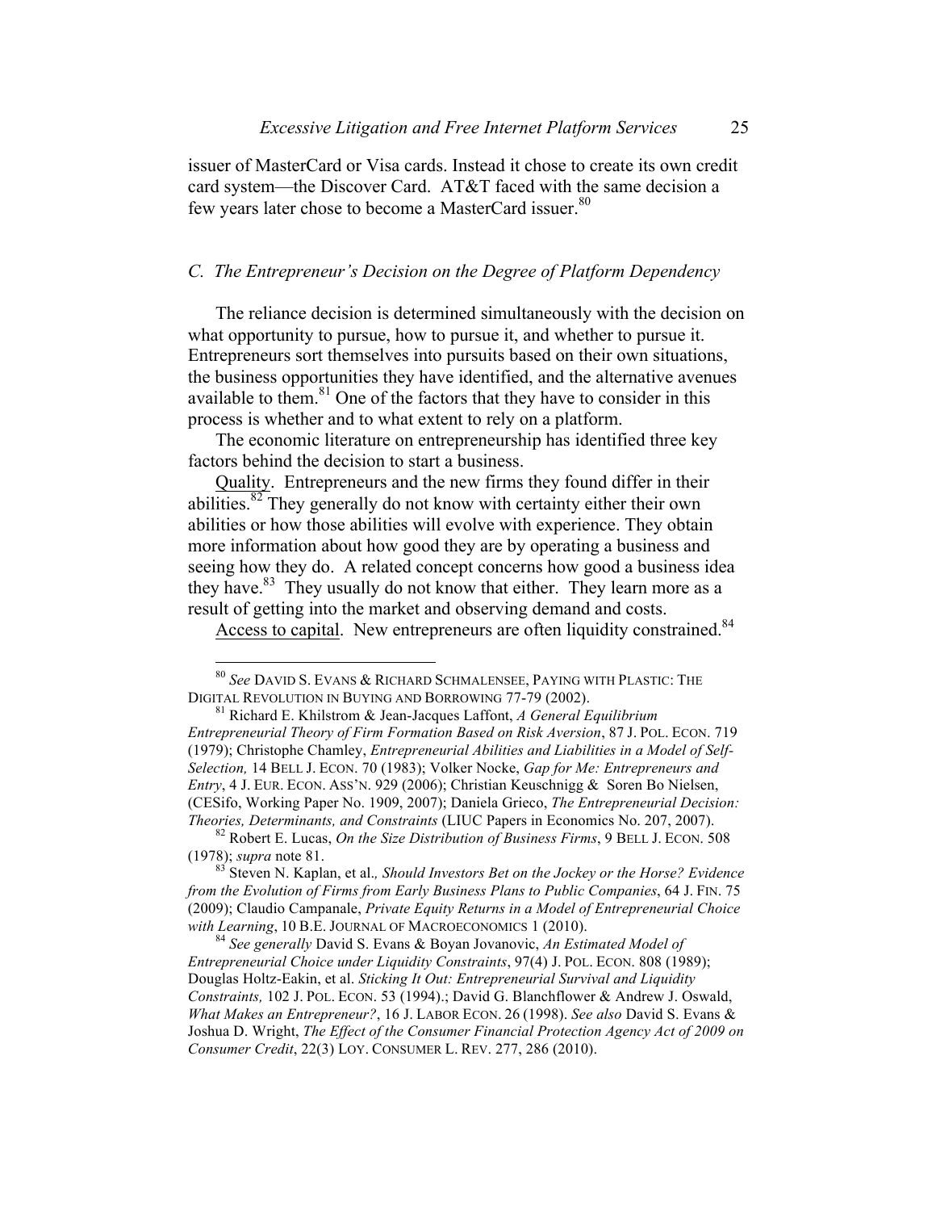issuer of MasterCard or Visa cards. Instead it chose to create its own credit card system—the Discover Card. AT&T faced with the same decision a few years later chose to become a MasterCard issuer.[80]

### *C. The Entrepreneur's Decision on the Degree of Platform Dependency*

The reliance decision is determined simultaneously with the decision on what opportunity to pursue, how to pursue it, and whether to pursue it. Entrepreneurs sort themselves into pursuits based on their own situations, the business opportunities they have identified, and the alternative avenues available to them.[81] One of the factors that they have to consider in this process is whether and to what extent to rely on a platform.

The economic literature on entrepreneurship has identified three key factors behind the decision to start a business.

Quality. Entrepreneurs and the new firms they found differ in their abilities.[82] They generally do not know with certainty either their own abilities or how those abilities will evolve with experience. They obtain more information about how good they are by operating a business and seeing how they do. A related concept concerns how good a business idea they have.[83] They usually do not know that either. They learn more as a result of getting into the market and observing demand and costs.

Access to capital. New entrepreneurs are often liquidity constrained.[84]

---

[80] *See* DAVID S. EVANS & RICHARD SCHMALENSEE, PAYING WITH PLASTIC: THE DIGITAL REVOLUTION IN BUYING AND BORROWING 77-79 (2002).

[81] Richard E. Khilstrom & Jean-Jacques Laffont, *A General Equilibrium Entrepreneurial Theory of Firm Formation Based on Risk Aversion*, 87 J. POL. ECON. 719 (1979); Christophe Chamley, *Entrepreneurial Abilities and Liabilities in a Model of Self-Selection,* 14 BELL J. ECON. 70 (1983); Volker Nocke, *Gap for Me: Entrepreneurs and Entry*, 4 J. EUR. ECON. ASS'N. 929 (2006); Christian Keuschnigg & Soren Bo Nielsen, (CESifo, Working Paper No. 1909, 2007); Daniela Grieco, *The Entrepreneurial Decision: Theories, Determinants, and Constraints* (LIUC Papers in Economics No. 207, 2007).

[82] Robert E. Lucas, *On the Size Distribution of Business Firms*, 9 BELL J. ECON. 508 (1978); *supra* note 81.

[83] Steven N. Kaplan, et al.*, Should Investors Bet on the Jockey or the Horse? Evidence from the Evolution of Firms from Early Business Plans to Public Companies*, 64 J. FIN. 75 (2009); Claudio Campanale, *Private Equity Returns in a Model of Entrepreneurial Choice with Learning*, 10 B.E. JOURNAL OF MACROECONOMICS 1 (2010).

[84] *See generally* David S. Evans & Boyan Jovanovic, *An Estimated Model of Entrepreneurial Choice under Liquidity Constraints*, 97(4) J. POL. ECON. 808 (1989); Douglas Holtz-Eakin, et al. *Sticking It Out: Entrepreneurial Survival and Liquidity Constraints,* 102 J. POL. ECON. 53 (1994).; David G. Blanchflower & Andrew J. Oswald, *What Makes an Entrepreneur?*, 16 J. LABOR ECON. 26 (1998). *See also* David S. Evans & Joshua D. Wright, *The Effect of the Consumer Financial Protection Agency Act of 2009 on Consumer Credit*, 22(3) LOY. CONSUMER L. REV. 277, 286 (2010).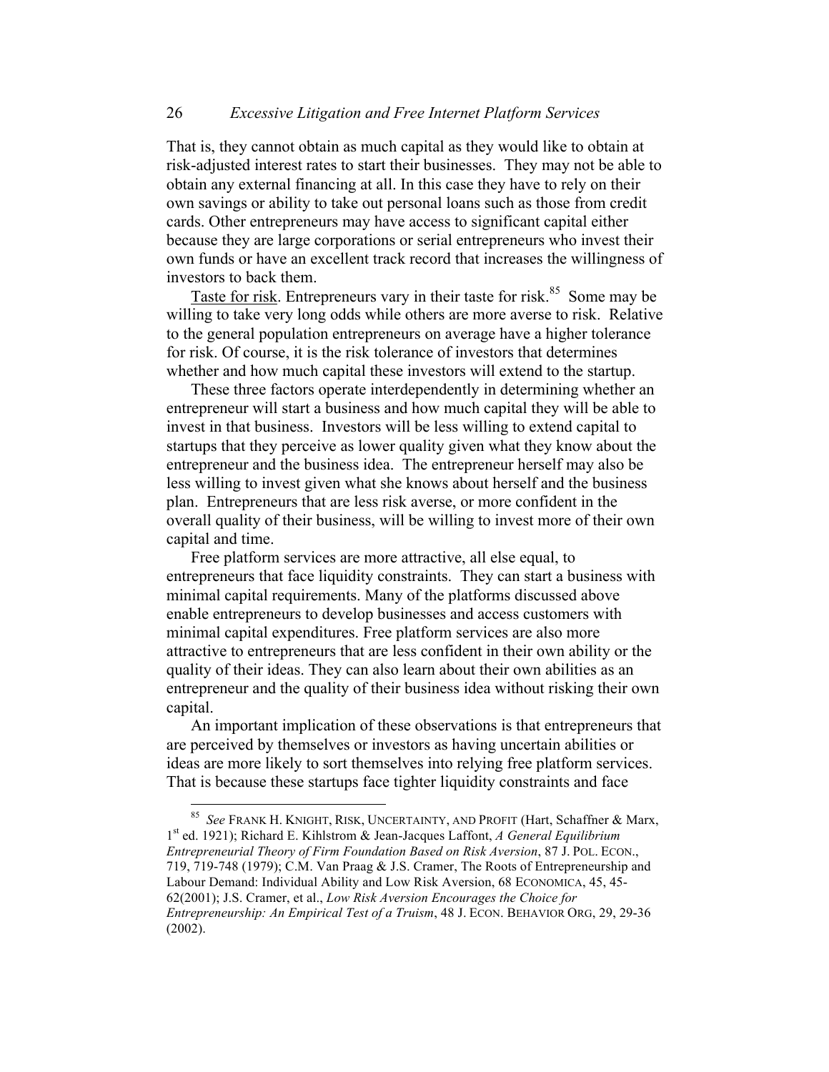That is, they cannot obtain as much capital as they would like to obtain at risk-adjusted interest rates to start their businesses. They may not be able to obtain any external financing at all. In this case they have to rely on their own savings or ability to take out personal loans such as those from credit cards. Other entrepreneurs may have access to significant capital either because they are large corporations or serial entrepreneurs who invest their own funds or have an excellent track record that increases the willingness of investors to back them.

Taste for risk. Entrepreneurs vary in their taste for risk.[85] Some may be willing to take very long odds while others are more averse to risk. Relative to the general population entrepreneurs on average have a higher tolerance for risk. Of course, it is the risk tolerance of investors that determines whether and how much capital these investors will extend to the startup.

These three factors operate interdependently in determining whether an entrepreneur will start a business and how much capital they will be able to invest in that business. Investors will be less willing to extend capital to startups that they perceive as lower quality given what they know about the entrepreneur and the business idea. The entrepreneur herself may also be less willing to invest given what she knows about herself and the business plan. Entrepreneurs that are less risk averse, or more confident in the overall quality of their business, will be willing to invest more of their own capital and time.

Free platform services are more attractive, all else equal, to entrepreneurs that face liquidity constraints. They can start a business with minimal capital requirements. Many of the platforms discussed above enable entrepreneurs to develop businesses and access customers with minimal capital expenditures. Free platform services are also more attractive to entrepreneurs that are less confident in their own ability or the quality of their ideas. They can also learn about their own abilities as an entrepreneur and the quality of their business idea without risking their own capital.

An important implication of these observations is that entrepreneurs that are perceived by themselves or investors as having uncertain abilities or ideas are more likely to sort themselves into relying free platform services. That is because these startups face tighter liquidity constraints and face

[85] *See* FRANK H. KNIGHT, RISK, UNCERTAINTY, AND PROFIT (Hart, Schaffner & Marx, 1st ed. 1921); Richard E. Kihlstrom & Jean-Jacques Laffont, *A General Equilibrium Entrepreneurial Theory of Firm Foundation Based on Risk Aversion*, 87 J. POL. ECON., 719, 719-748 (1979); C.M. Van Praag & J.S. Cramer, The Roots of Entrepreneurship and Labour Demand: Individual Ability and Low Risk Aversion, 68 ECONOMICA, 45, 45-62(2001); J.S. Cramer, et al., *Low Risk Aversion Encourages the Choice for Entrepreneurship: An Empirical Test of a Truism*, 48 J. ECON. BEHAVIOR ORG, 29, 29-36 (2002).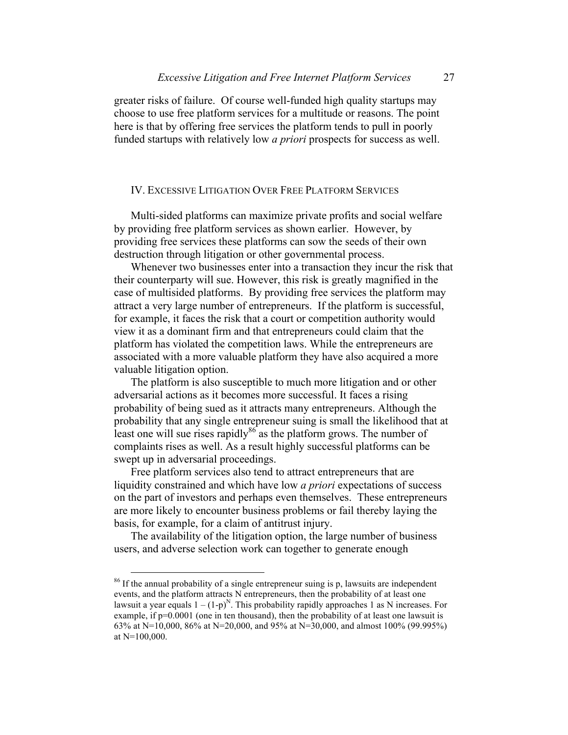greater risks of failure. Of course well-funded high quality startups may choose to use free platform services for a multitude or reasons. The point here is that by offering free services the platform tends to pull in poorly funded startups with relatively low *a priori* prospects for success as well.

## IV. Excessive Litigation Over Free Platform Services

Multi-sided platforms can maximize private profits and social welfare by providing free platform services as shown earlier. However, by providing free services these platforms can sow the seeds of their own destruction through litigation or other governmental process.

Whenever two businesses enter into a transaction they incur the risk that their counterparty will sue. However, this risk is greatly magnified in the case of multisided platforms. By providing free services the platform may attract a very large number of entrepreneurs. If the platform is successful, for example, it faces the risk that a court or competition authority would view it as a dominant firm and that entrepreneurs could claim that the platform has violated the competition laws. While the entrepreneurs are associated with a more valuable platform they have also acquired a more valuable litigation option.

The platform is also susceptible to much more litigation and or other adversarial actions as it becomes more successful. It faces a rising probability of being sued as it attracts many entrepreneurs. Although the probability that any single entrepreneur suing is small the likelihood that at least one will sue rises rapidly[86] as the platform grows. The number of complaints rises as well. As a result highly successful platforms can be swept up in adversarial proceedings.

Free platform services also tend to attract entrepreneurs that are liquidity constrained and which have low *a priori* expectations of success on the part of investors and perhaps even themselves. These entrepreneurs are more likely to encounter business problems or fail thereby laying the basis, for example, for a claim of antitrust injury.

The availability of the litigation option, the large number of business users, and adverse selection work can together to generate enough

[86] If the annual probability of a single entrepreneur suing is p, lawsuits are independent events, and the platform attracts N entrepreneurs, then the probability of at least one lawsuit a year equals $1 - (1\text{-}p)^N$. This probability rapidly approaches 1 as N increases. For example, if p=0.0001 (one in ten thousand), then the probability of at least one lawsuit is 63% at N=10,000, 86% at N=20,000, and 95% at N=30,000, and almost 100% (99.995%) at N=100,000.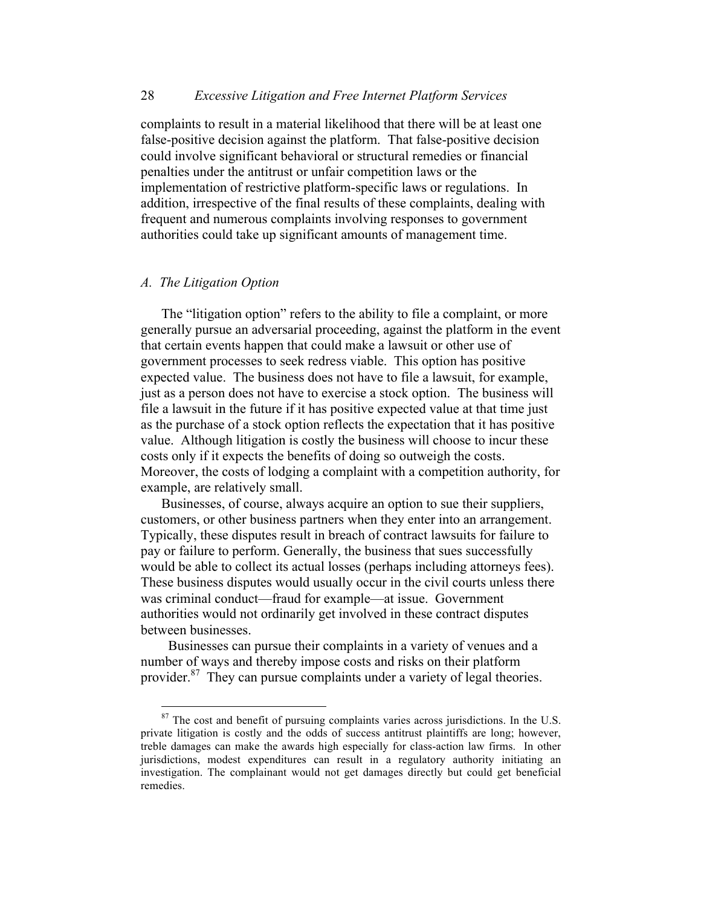complaints to result in a material likelihood that there will be at least one false-positive decision against the platform. That false-positive decision could involve significant behavioral or structural remedies or financial penalties under the antitrust or unfair competition laws or the implementation of restrictive platform-specific laws or regulations. In addition, irrespective of the final results of these complaints, dealing with frequent and numerous complaints involving responses to government authorities could take up significant amounts of management time.

### *A. The Litigation Option*

The "litigation option" refers to the ability to file a complaint, or more generally pursue an adversarial proceeding, against the platform in the event that certain events happen that could make a lawsuit or other use of government processes to seek redress viable. This option has positive expected value. The business does not have to file a lawsuit, for example, just as a person does not have to exercise a stock option. The business will file a lawsuit in the future if it has positive expected value at that time just as the purchase of a stock option reflects the expectation that it has positive value. Although litigation is costly the business will choose to incur these costs only if it expects the benefits of doing so outweigh the costs. Moreover, the costs of lodging a complaint with a competition authority, for example, are relatively small.

Businesses, of course, always acquire an option to sue their suppliers, customers, or other business partners when they enter into an arrangement. Typically, these disputes result in breach of contract lawsuits for failure to pay or failure to perform. Generally, the business that sues successfully would be able to collect its actual losses (perhaps including attorneys fees). These business disputes would usually occur in the civil courts unless there was criminal conduct—fraud for example—at issue. Government authorities would not ordinarily get involved in these contract disputes between businesses.

Businesses can pursue their complaints in a variety of venues and a number of ways and thereby impose costs and risks on their platform provider.[87] They can pursue complaints under a variety of legal theories.

[87] The cost and benefit of pursuing complaints varies across jurisdictions. In the U.S. private litigation is costly and the odds of success antitrust plaintiffs are long; however, treble damages can make the awards high especially for class-action law firms. In other jurisdictions, modest expenditures can result in a regulatory authority initiating an investigation. The complainant would not get damages directly but could get beneficial remedies.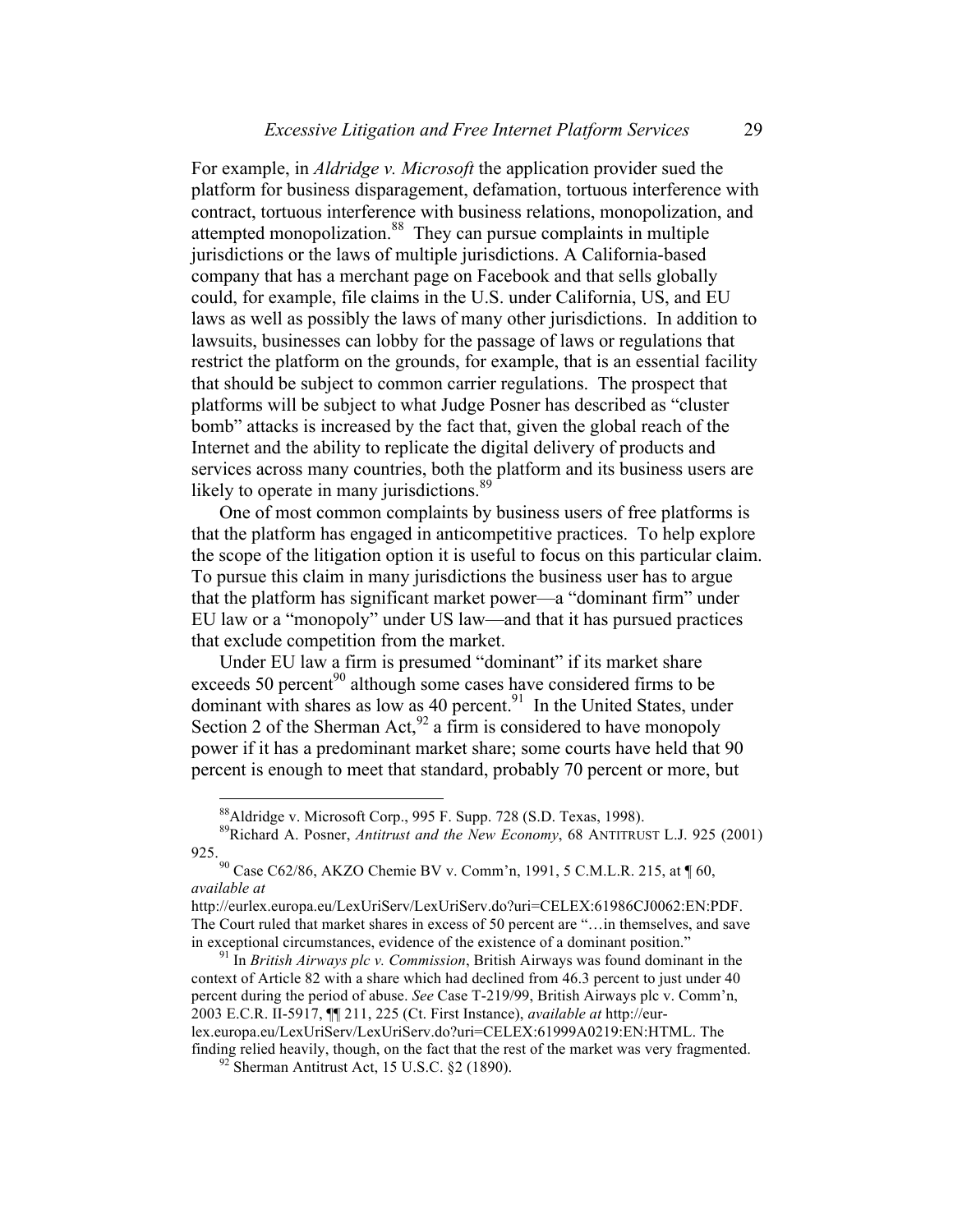For example, in *Aldridge v. Microsoft* the application provider sued the platform for business disparagement, defamation, tortuous interference with contract, tortuous interference with business relations, monopolization, and attempted monopolization.[88] They can pursue complaints in multiple jurisdictions or the laws of multiple jurisdictions. A California-based company that has a merchant page on Facebook and that sells globally could, for example, file claims in the U.S. under California, US, and EU laws as well as possibly the laws of many other jurisdictions. In addition to lawsuits, businesses can lobby for the passage of laws or regulations that restrict the platform on the grounds, for example, that is an essential facility that should be subject to common carrier regulations. The prospect that platforms will be subject to what Judge Posner has described as "cluster bomb" attacks is increased by the fact that, given the global reach of the Internet and the ability to replicate the digital delivery of products and services across many countries, both the platform and its business users are likely to operate in many jurisdictions.[89]

One of most common complaints by business users of free platforms is that the platform has engaged in anticompetitive practices. To help explore the scope of the litigation option it is useful to focus on this particular claim. To pursue this claim in many jurisdictions the business user has to argue that the platform has significant market power—a "dominant firm" under EU law or a "monopoly" under US law—and that it has pursued practices that exclude competition from the market.

Under EU law a firm is presumed "dominant" if its market share exceeds 50 percent[90] although some cases have considered firms to be dominant with shares as low as 40 percent.[91] In the United States, under Section 2 of the Sherman Act,[92] a firm is considered to have monopoly power if it has a predominant market share; some courts have held that 90 percent is enough to meet that standard, probably 70 percent or more, but

---

[88] Aldridge v. Microsoft Corp., 995 F. Supp. 728 (S.D. Texas, 1998).

[89] Richard A. Posner, *Antitrust and the New Economy*, 68 ANTITRUST L.J. 925 (2001) 925.

[90] Case C62/86, AKZO Chemie BV v. Comm'n, 1991, 5 C.M.L.R. 215, at ¶ 60, *available at* http://eurlex.europa.eu/LexUriServ/LexUriServ.do?uri=CELEX:61986CJ0062:EN:PDF. The Court ruled that market shares in excess of 50 percent are "…in themselves, and save in exceptional circumstances, evidence of the existence of a dominant position."

[91] In *British Airways plc v. Commission*, British Airways was found dominant in the context of Article 82 with a share which had declined from 46.3 percent to just under 40 percent during the period of abuse. *See* Case T-219/99, British Airways plc v. Comm'n, 2003 E.C.R. II-5917, ¶¶ 211, 225 (Ct. First Instance), *available at* http://eur-lex.europa.eu/LexUriServ/LexUriServ.do?uri=CELEX:61999A0219:EN:HTML. The finding relied heavily, though, on the fact that the rest of the market was very fragmented.

[92] Sherman Antitrust Act, 15 U.S.C. §2 (1890).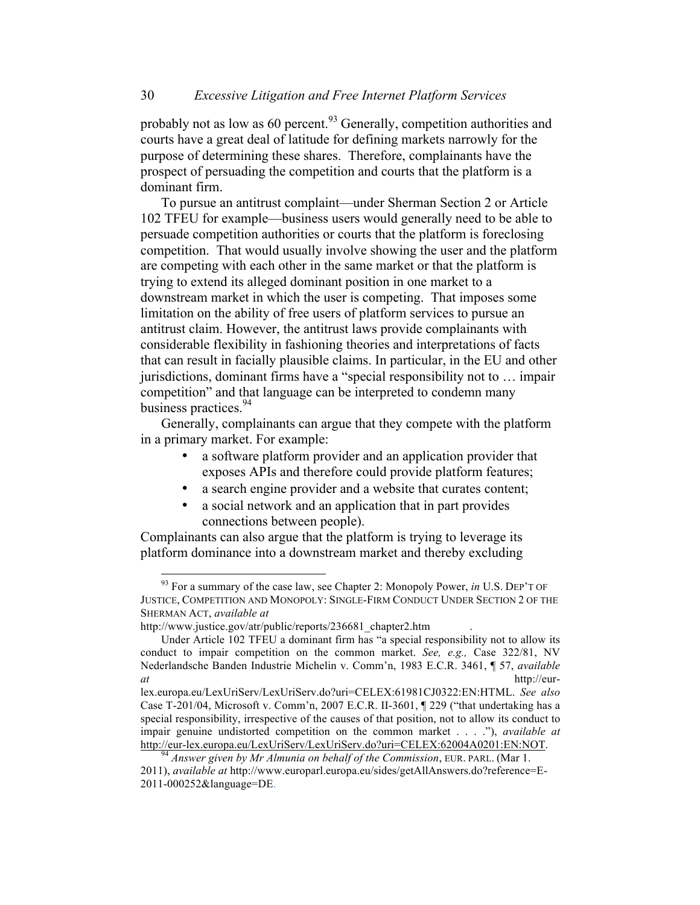probably not as low as 60 percent.[93] Generally, competition authorities and courts have a great deal of latitude for defining markets narrowly for the purpose of determining these shares. Therefore, complainants have the prospect of persuading the competition and courts that the platform is a dominant firm.

To pursue an antitrust complaint—under Sherman Section 2 or Article 102 TFEU for example—business users would generally need to be able to persuade competition authorities or courts that the platform is foreclosing competition. That would usually involve showing the user and the platform are competing with each other in the same market or that the platform is trying to extend its alleged dominant position in one market to a downstream market in which the user is competing. That imposes some limitation on the ability of free users of platform services to pursue an antitrust claim. However, the antitrust laws provide complainants with considerable flexibility in fashioning theories and interpretations of facts that can result in facially plausible claims. In particular, in the EU and other jurisdictions, dominant firms have a "special responsibility not to … impair competition" and that language can be interpreted to condemn many business practices.[94]

Generally, complainants can argue that they compete with the platform in a primary market. For example:

- a software platform provider and an application provider that exposes APIs and therefore could provide platform features;
- a search engine provider and a website that curates content;
- a social network and an application that in part provides connections between people).

Complainants can also argue that the platform is trying to leverage its platform dominance into a downstream market and thereby excluding

---

[93] For a summary of the case law, see Chapter 2: Monopoly Power, *in* U.S. DEP'T OF JUSTICE, COMPETITION AND MONOPOLY: SINGLE-FIRM CONDUCT UNDER SECTION 2 OF THE SHERMAN ACT, *available at* http://www.justice.gov/atr/public/reports/236681_chapter2.htm .

Under Article 102 TFEU a dominant firm has "a special responsibility not to allow its conduct to impair competition on the common market. *See, e.g.,* Case 322/81, NV Nederlandsche Banden Industrie Michelin v. Comm'n, 1983 E.C.R. 3461, ¶ 57, *available at* http://eur-lex.europa.eu/LexUriServ/LexUriServ.do?uri=CELEX:61981CJ0322:EN:HTML. *See also* Case T-201/04, Microsoft v. Comm'n, 2007 E.C.R. II-3601, ¶ 229 ("that undertaking has a special responsibility, irrespective of the causes of that position, not to allow its conduct to impair genuine undistorted competition on the common market . . . ."), *available at* http://eur-lex.europa.eu/LexUriServ/LexUriServ.do?uri=CELEX:62004A0201:EN:NOT.

[94] *Answer given by Mr Almunia on behalf of the Commission*, EUR. PARL. (Mar 1. 2011), *available at* http://www.europarl.europa.eu/sides/getAllAnswers.do?reference=E-2011-000252&language=DE.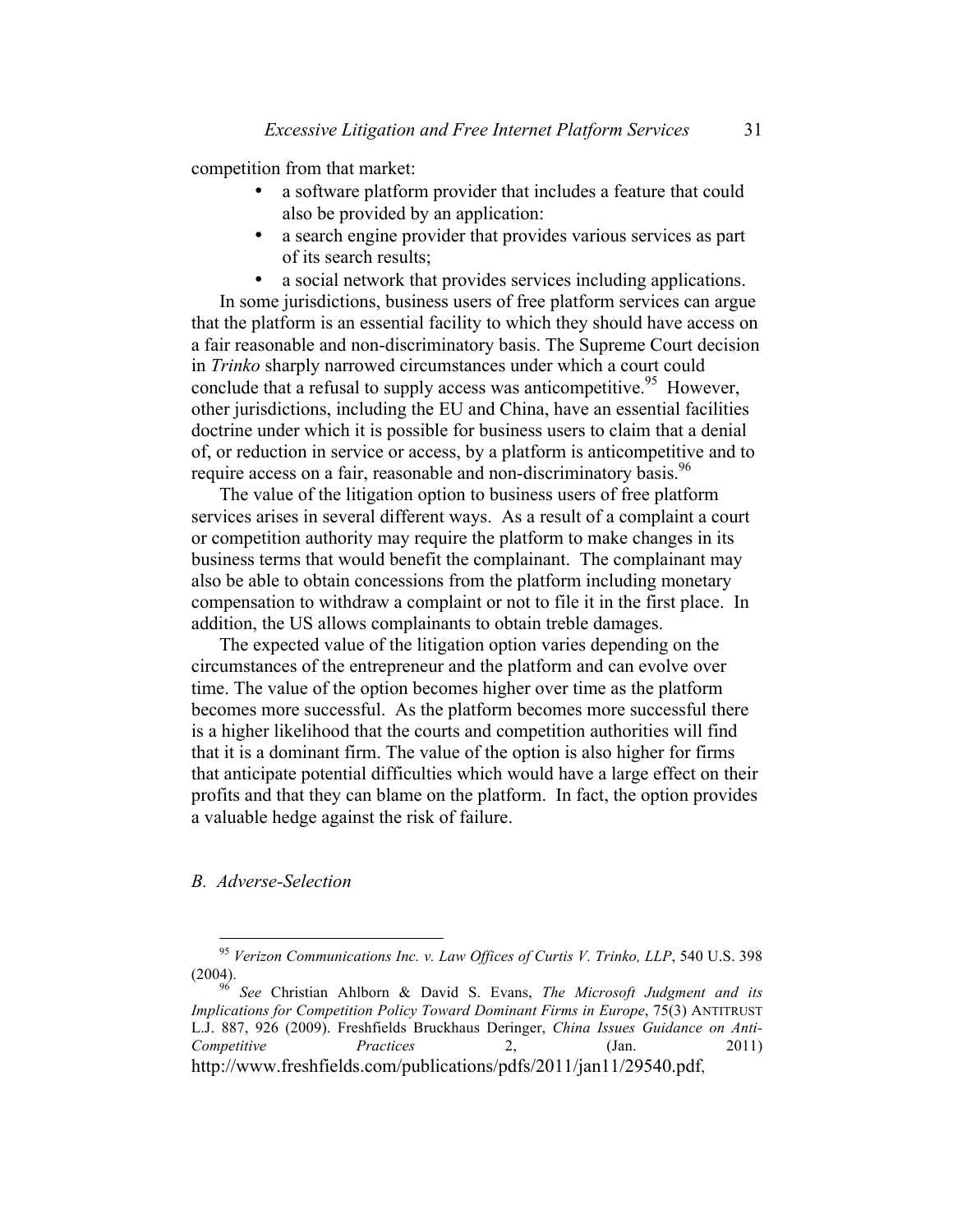competition from that market:

- a software platform provider that includes a feature that could also be provided by an application:
- a search engine provider that provides various services as part of its search results;
- a social network that provides services including applications.

In some jurisdictions, business users of free platform services can argue that the platform is an essential facility to which they should have access on a fair reasonable and non-discriminatory basis. The Supreme Court decision in *Trinko* sharply narrowed circumstances under which a court could conclude that a refusal to supply access was anticompetitive.[95] However, other jurisdictions, including the EU and China, have an essential facilities doctrine under which it is possible for business users to claim that a denial of, or reduction in service or access, by a platform is anticompetitive and to require access on a fair, reasonable and non-discriminatory basis.[96]

The value of the litigation option to business users of free platform services arises in several different ways. As a result of a complaint a court or competition authority may require the platform to make changes in its business terms that would benefit the complainant. The complainant may also be able to obtain concessions from the platform including monetary compensation to withdraw a complaint or not to file it in the first place. In addition, the US allows complainants to obtain treble damages.

The expected value of the litigation option varies depending on the circumstances of the entrepreneur and the platform and can evolve over time. The value of the option becomes higher over time as the platform becomes more successful. As the platform becomes more successful there is a higher likelihood that the courts and competition authorities will find that it is a dominant firm. The value of the option is also higher for firms that anticipate potential difficulties which would have a large effect on their profits and that they can blame on the platform. In fact, the option provides a valuable hedge against the risk of failure.

### *B. Adverse-Selection*

---

[95] *Verizon Communications Inc. v. Law Offices of Curtis V. Trinko, LLP*, 540 U.S. 398 (2004).

[96] *See* Christian Ahlborn & David S. Evans, *The Microsoft Judgment and its Implications for Competition Policy Toward Dominant Firms in Europe*, 75(3) ANTITRUST L.J. 887, 926 (2009). Freshfields Bruckhaus Deringer, *China Issues Guidance on Anti-Competitive Practices* 2, (Jan. 2011) http://www.freshfields.com/publications/pdfs/2011/jan11/29540.pdf,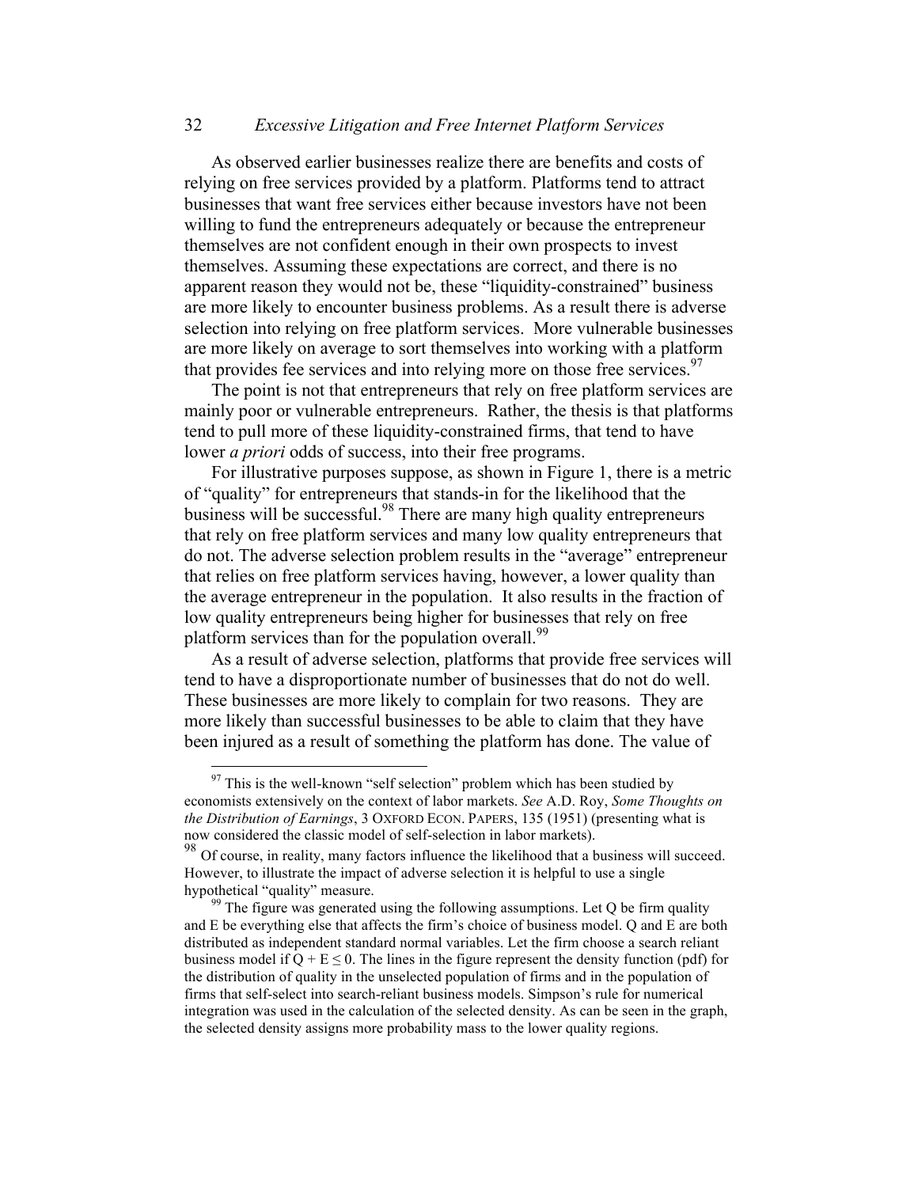As observed earlier businesses realize there are benefits and costs of relying on free services provided by a platform. Platforms tend to attract businesses that want free services either because investors have not been willing to fund the entrepreneurs adequately or because the entrepreneur themselves are not confident enough in their own prospects to invest themselves. Assuming these expectations are correct, and there is no apparent reason they would not be, these "liquidity-constrained" business are more likely to encounter business problems. As a result there is adverse selection into relying on free platform services. More vulnerable businesses are more likely on average to sort themselves into working with a platform that provides fee services and into relying more on those free services.[97]

The point is not that entrepreneurs that rely on free platform services are mainly poor or vulnerable entrepreneurs. Rather, the thesis is that platforms tend to pull more of these liquidity-constrained firms, that tend to have lower *a priori* odds of success, into their free programs.

For illustrative purposes suppose, as shown in Figure 1, there is a metric of "quality" for entrepreneurs that stands-in for the likelihood that the business will be successful.[98] There are many high quality entrepreneurs that rely on free platform services and many low quality entrepreneurs that do not. The adverse selection problem results in the "average" entrepreneur that relies on free platform services having, however, a lower quality than the average entrepreneur in the population. It also results in the fraction of low quality entrepreneurs being higher for businesses that rely on free platform services than for the population overall.[99]

As a result of adverse selection, platforms that provide free services will tend to have a disproportionate number of businesses that do not do well. These businesses are more likely to complain for two reasons. They are more likely than successful businesses to be able to claim that they have been injured as a result of something the platform has done. The value of

---

[97] This is the well-known "self selection" problem which has been studied by economists extensively on the context of labor markets. *See* A.D. Roy, *Some Thoughts on the Distribution of Earnings*, 3 OXFORD ECON. PAPERS, 135 (1951) (presenting what is now considered the classic model of self-selection in labor markets).

[98] Of course, in reality, many factors influence the likelihood that a business will succeed. However, to illustrate the impact of adverse selection it is helpful to use a single hypothetical "quality" measure.

[99] The figure was generated using the following assumptions. Let Q be firm quality and E be everything else that affects the firm's choice of business model. Q and E are both distributed as independent standard normal variables. Let the firm choose a search reliant business model if $Q + E \leq 0$. The lines in the figure represent the density function (pdf) for the distribution of quality in the unselected population of firms and in the population of firms that self-select into search-reliant business models. Simpson's rule for numerical integration was used in the calculation of the selected density. As can be seen in the graph, the selected density assigns more probability mass to the lower quality regions.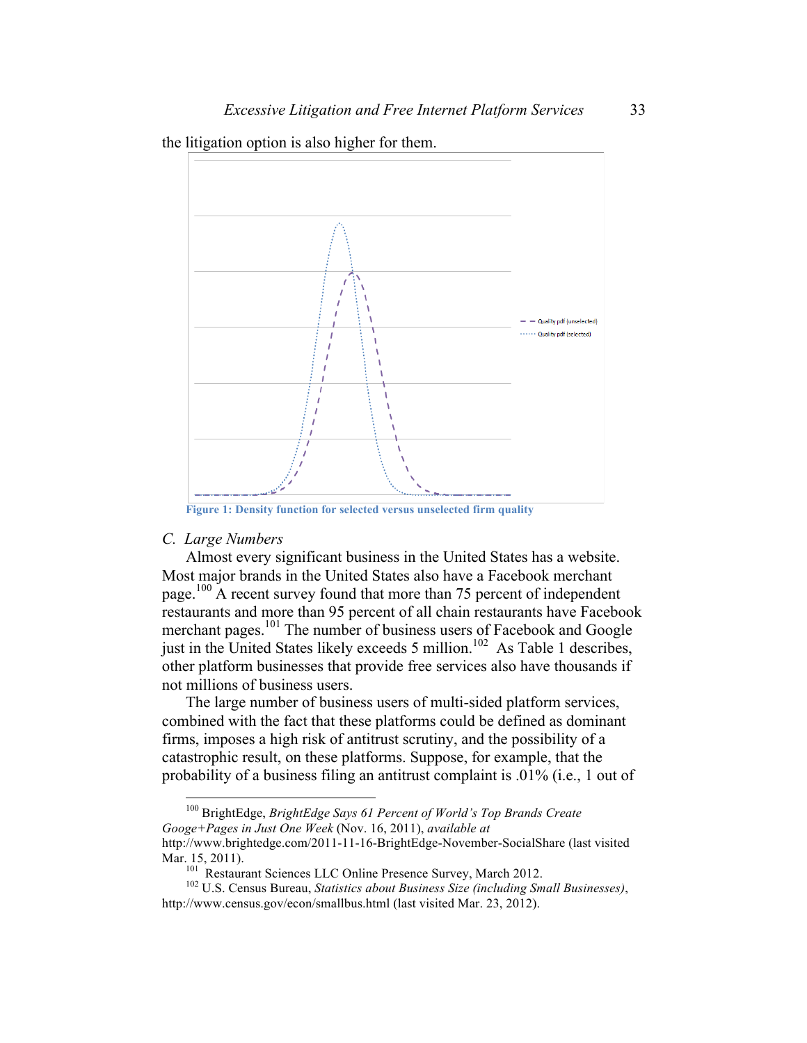the litigation option is also higher for them.

Figure 1: Density function for selected versus unselected firm quality

*C. Large Numbers*

Almost every significant business in the United States has a website. Most major brands in the United States also have a Facebook merchant page.[100] A recent survey found that more than 75 percent of independent restaurants and more than 95 percent of all chain restaurants have Facebook merchant pages.[101] The number of business users of Facebook and Google just in the United States likely exceeds 5 million.[102] As Table 1 describes, other platform businesses that provide free services also have thousands if not millions of business users.

The large number of business users of multi-sided platform services, combined with the fact that these platforms could be defined as dominant firms, imposes a high risk of antitrust scrutiny, and the possibility of a catastrophic result, on these platforms. Suppose, for example, that the probability of a business filing an antitrust complaint is .01% (i.e., 1 out of

---

[100] BrightEdge, *BrightEdge Says 61 Percent of World's Top Brands Create Googe+Pages in Just One Week* (Nov. 16, 2011), *available at* http://www.brightedge.com/2011-11-16-BrightEdge-November-SocialShare (last visited Mar. 15, 2011).

[101] Restaurant Sciences LLC Online Presence Survey, March 2012.

[102] U.S. Census Bureau, *Statistics about Business Size (including Small Businesses)*, http://www.census.gov/econ/smallbus.html (last visited Mar. 23, 2012).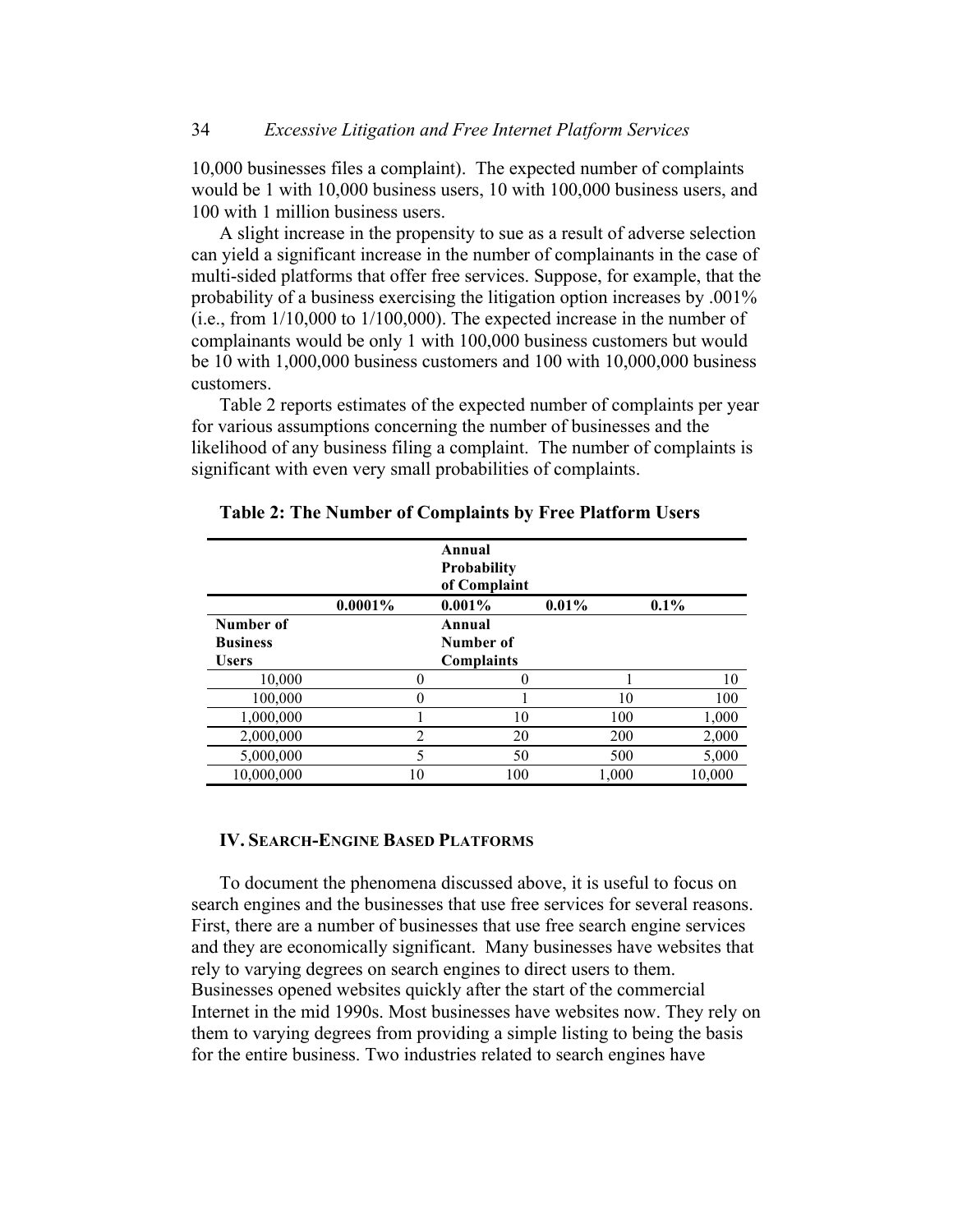10,000 businesses files a complaint). The expected number of complaints would be 1 with 10,000 business users, 10 with 100,000 business users, and 100 with 1 million business users.

A slight increase in the propensity to sue as a result of adverse selection can yield a significant increase in the number of complainants in the case of multi-sided platforms that offer free services. Suppose, for example, that the probability of a business exercising the litigation option increases by .001% (i.e., from 1/10,000 to 1/100,000). The expected increase in the number of complainants would be only 1 with 100,000 business customers but would be 10 with 1,000,000 business customers and 100 with 10,000,000 business customers.

Table 2 reports estimates of the expected number of complaints per year for various assumptions concerning the number of businesses and the likelihood of any business filing a complaint. The number of complaints is significant with even very small probabilities of complaints.

**Table 2: The Number of Complaints by Free Platform Users**

| | | **Annual Probability of Complaint** | | |
|---|---|---|---|---|
| | **0.0001%** | **0.001%** | **0.01%** | **0.1%** |
| **Number of Business Users** | | **Annual Number of Complaints** | | |
| 10,000 | 0 | 0 | 1 | 10 |
| 100,000 | 0 | 1 | 10 | 100 |
| 1,000,000 | 1 | 10 | 100 | 1,000 |
| 2,000,000 | 2 | 20 | 200 | 2,000 |
| 5,000,000 | 5 | 50 | 500 | 5,000 |
| 10,000,000 | 10 | 100 | 1,000 | 10,000 |

## IV. Search-Engine Based Platforms

To document the phenomena discussed above, it is useful to focus on search engines and the businesses that use free services for several reasons. First, there are a number of businesses that use free search engine services and they are economically significant. Many businesses have websites that rely to varying degrees on search engines to direct users to them. Businesses opened websites quickly after the start of the commercial Internet in the mid 1990s. Most businesses have websites now. They rely on them to varying degrees from providing a simple listing to being the basis for the entire business. Two industries related to search engines have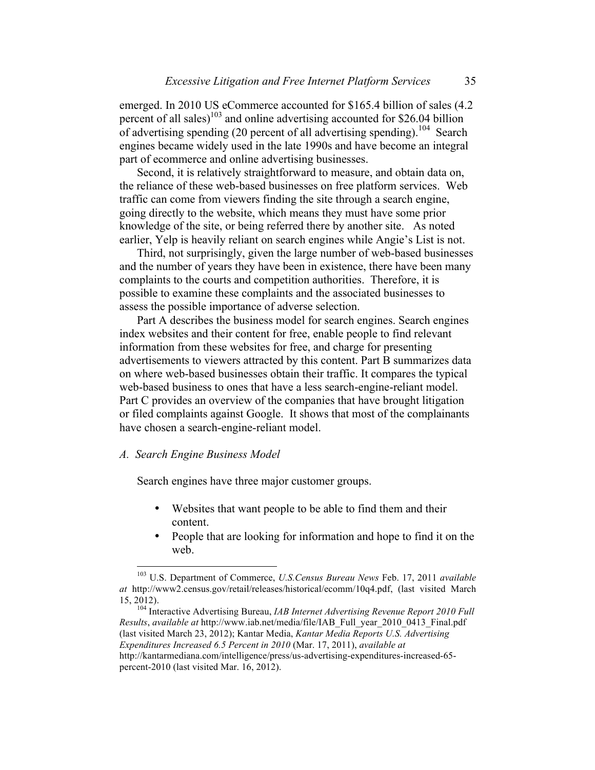emerged. In 2010 US eCommerce accounted for $165.4 billion of sales (4.2 percent of all sales)[103] and online advertising accounted for $26.04 billion of advertising spending (20 percent of all advertising spending).[104] Search engines became widely used in the late 1990s and have become an integral part of ecommerce and online advertising businesses.

Second, it is relatively straightforward to measure, and obtain data on, the reliance of these web-based businesses on free platform services. Web traffic can come from viewers finding the site through a search engine, going directly to the website, which means they must have some prior knowledge of the site, or being referred there by another site. As noted earlier, Yelp is heavily reliant on search engines while Angie's List is not.

Third, not surprisingly, given the large number of web-based businesses and the number of years they have been in existence, there have been many complaints to the courts and competition authorities. Therefore, it is possible to examine these complaints and the associated businesses to assess the possible importance of adverse selection.

Part A describes the business model for search engines. Search engines index websites and their content for free, enable people to find relevant information from these websites for free, and charge for presenting advertisements to viewers attracted by this content. Part B summarizes data on where web-based businesses obtain their traffic. It compares the typical web-based business to ones that have a less search-engine-reliant model. Part C provides an overview of the companies that have brought litigation or filed complaints against Google. It shows that most of the complainants have chosen a search-engine-reliant model.

### *A. Search Engine Business Model*

Search engines have three major customer groups.

- Websites that want people to be able to find them and their content.
- People that are looking for information and hope to find it on the web.

---

[103] U.S. Department of Commerce, *U.S.Census Bureau News* Feb. 17, 2011 *available at* http://www2.census.gov/retail/releases/historical/ecomm/10q4.pdf, (last visited March 15, 2012).

[104] Interactive Advertising Bureau, *IAB Internet Advertising Revenue Report 2010 Full Results*, *available at* http://www.iab.net/media/file/IAB_Full_year_2010_0413_Final.pdf (last visited March 23, 2012); Kantar Media, *Kantar Media Reports U.S. Advertising Expenditures Increased 6.5 Percent in 2010* (Mar. 17, 2011), *available at* http://kantarmediana.com/intelligence/press/us-advertising-expenditures-increased-65-percent-2010 (last visited Mar. 16, 2012).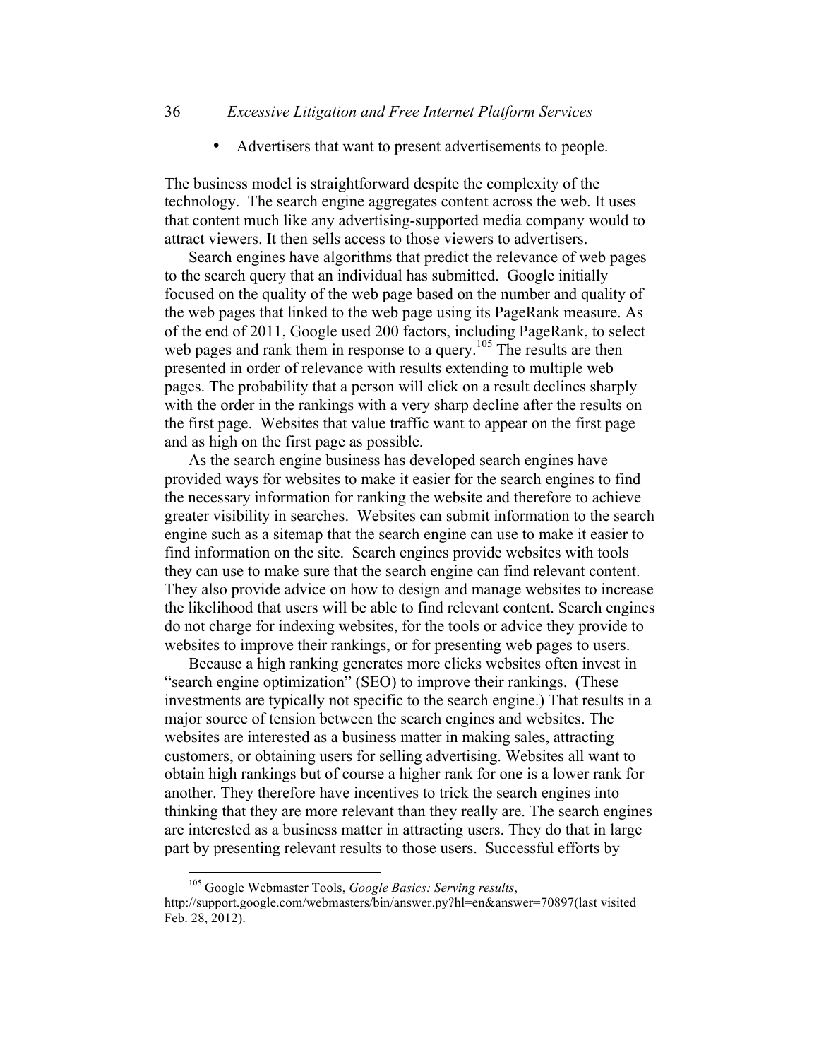- Advertisers that want to present advertisements to people.

The business model is straightforward despite the complexity of the technology. The search engine aggregates content across the web. It uses that content much like any advertising-supported media company would to attract viewers. It then sells access to those viewers to advertisers.

Search engines have algorithms that predict the relevance of web pages to the search query that an individual has submitted. Google initially focused on the quality of the web page based on the number and quality of the web pages that linked to the web page using its PageRank measure. As of the end of 2011, Google used 200 factors, including PageRank, to select web pages and rank them in response to a query.[105] The results are then presented in order of relevance with results extending to multiple web pages. The probability that a person will click on a result declines sharply with the order in the rankings with a very sharp decline after the results on the first page. Websites that value traffic want to appear on the first page and as high on the first page as possible.

As the search engine business has developed search engines have provided ways for websites to make it easier for the search engines to find the necessary information for ranking the website and therefore to achieve greater visibility in searches. Websites can submit information to the search engine such as a sitemap that the search engine can use to make it easier to find information on the site. Search engines provide websites with tools they can use to make sure that the search engine can find relevant content. They also provide advice on how to design and manage websites to increase the likelihood that users will be able to find relevant content. Search engines do not charge for indexing websites, for the tools or advice they provide to websites to improve their rankings, or for presenting web pages to users.

Because a high ranking generates more clicks websites often invest in "search engine optimization" (SEO) to improve their rankings. (These investments are typically not specific to the search engine.) That results in a major source of tension between the search engines and websites. The websites are interested as a business matter in making sales, attracting customers, or obtaining users for selling advertising. Websites all want to obtain high rankings but of course a higher rank for one is a lower rank for another. They therefore have incentives to trick the search engines into thinking that they are more relevant than they really are. The search engines are interested as a business matter in attracting users. They do that in large part by presenting relevant results to those users. Successful efforts by

[105] Google Webmaster Tools, *Google Basics: Serving results*, http://support.google.com/webmasters/bin/answer.py?hl=en&answer=70897(last visited Feb. 28, 2012).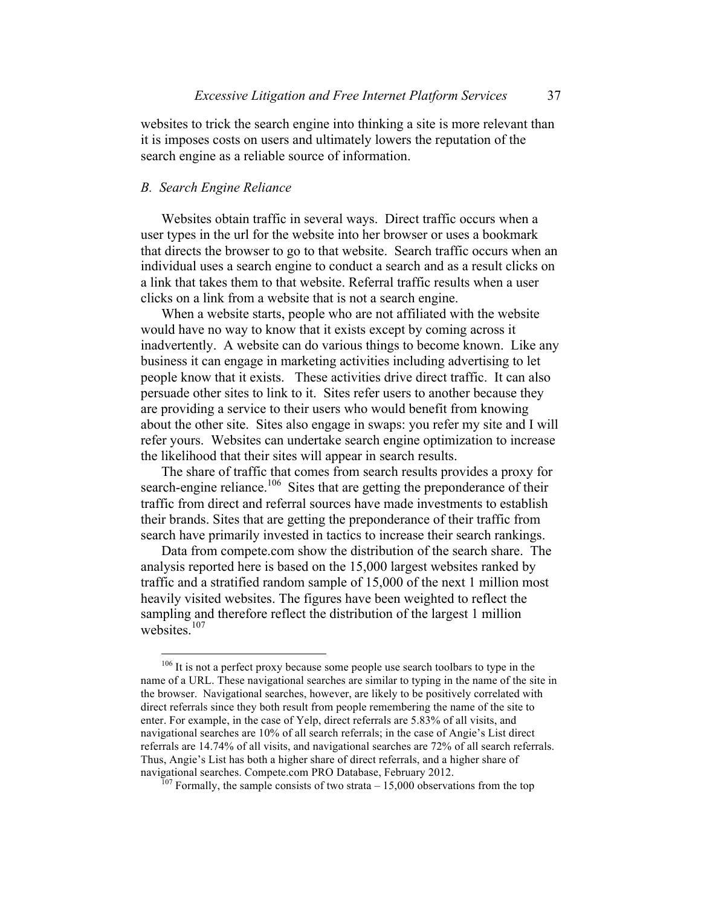websites to trick the search engine into thinking a site is more relevant than it is imposes costs on users and ultimately lowers the reputation of the search engine as a reliable source of information.

### *B. Search Engine Reliance*

Websites obtain traffic in several ways. Direct traffic occurs when a user types in the url for the website into her browser or uses a bookmark that directs the browser to go to that website. Search traffic occurs when an individual uses a search engine to conduct a search and as a result clicks on a link that takes them to that website. Referral traffic results when a user clicks on a link from a website that is not a search engine.

When a website starts, people who are not affiliated with the website would have no way to know that it exists except by coming across it inadvertently. A website can do various things to become known. Like any business it can engage in marketing activities including advertising to let people know that it exists. These activities drive direct traffic. It can also persuade other sites to link to it. Sites refer users to another because they are providing a service to their users who would benefit from knowing about the other site. Sites also engage in swaps: you refer my site and I will refer yours. Websites can undertake search engine optimization to increase the likelihood that their sites will appear in search results.

The share of traffic that comes from search results provides a proxy for search-engine reliance.[106] Sites that are getting the preponderance of their traffic from direct and referral sources have made investments to establish their brands. Sites that are getting the preponderance of their traffic from search have primarily invested in tactics to increase their search rankings.

Data from compete.com show the distribution of the search share. The analysis reported here is based on the 15,000 largest websites ranked by traffic and a stratified random sample of 15,000 of the next 1 million most heavily visited websites. The figures have been weighted to reflect the sampling and therefore reflect the distribution of the largest 1 million websites.[107]

---

[106] It is not a perfect proxy because some people use search toolbars to type in the name of a URL. These navigational searches are similar to typing in the name of the site in the browser. Navigational searches, however, are likely to be positively correlated with direct referrals since they both result from people remembering the name of the site to enter. For example, in the case of Yelp, direct referrals are 5.83% of all visits, and navigational searches are 10% of all search referrals; in the case of Angie's List direct referrals are 14.74% of all visits, and navigational searches are 72% of all search referrals. Thus, Angie's List has both a higher share of direct referrals, and a higher share of navigational searches. Compete.com PRO Database, February 2012.

[107] Formally, the sample consists of two strata – 15,000 observations from the top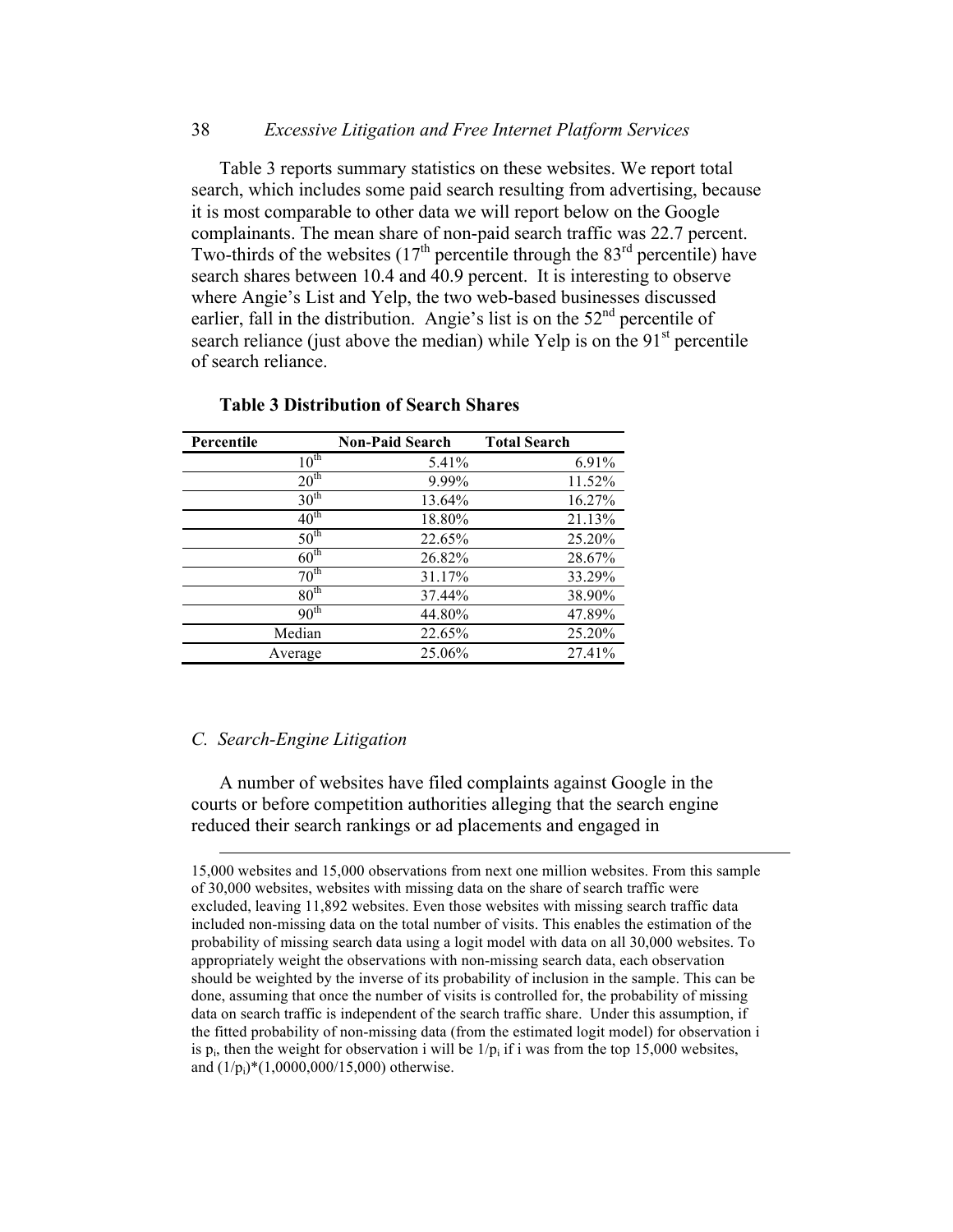Table 3 reports summary statistics on these websites. We report total search, which includes some paid search resulting from advertising, because it is most comparable to other data we will report below on the Google complainants. The mean share of non-paid search traffic was 22.7 percent. Two-thirds of the websites (17th percentile through the 83rd percentile) have search shares between 10.4 and 40.9 percent. It is interesting to observe where Angie's List and Yelp, the two web-based businesses discussed earlier, fall in the distribution. Angie's list is on the 52nd percentile of search reliance (just above the median) while Yelp is on the 91st percentile of search reliance.

**Table 3 Distribution of Search Shares**

| Percentile | Non-Paid Search | Total Search |
|---|---|---|
| 10th | 5.41% | 6.91% |
| 20th | 9.99% | 11.52% |
| 30th | 13.64% | 16.27% |
| 40th | 18.80% | 21.13% |
| 50th | 22.65% | 25.20% |
| 60th | 26.82% | 28.67% |
| 70th | 31.17% | 33.29% |
| 80th | 37.44% | 38.90% |
| 90th | 44.80% | 47.89% |
| Median | 22.65% | 25.20% |
| Average | 25.06% | 27.41% |

## *C. Search-Engine Litigation*

A number of websites have filed complaints against Google in the courts or before competition authorities alleging that the search engine reduced their search rankings or ad placements and engaged in

15,000 websites and 15,000 observations from next one million websites. From this sample of 30,000 websites, websites with missing data on the share of search traffic were excluded, leaving 11,892 websites. Even those websites with missing search traffic data included non-missing data on the total number of visits. This enables the estimation of the probability of missing search data using a logit model with data on all 30,000 websites. To appropriately weight the observations with non-missing search data, each observation should be weighted by the inverse of its probability of inclusion in the sample. This can be done, assuming that once the number of visits is controlled for, the probability of missing data on search traffic is independent of the search traffic share. Under this assumption, if the fitted probability of non-missing data (from the estimated logit model) for observation i is $p_i$, then the weight for observation i will be $1/p_i$ if i was from the top 15,000 websites, and $(1/p_i)*(1{,}0000{,}000/15{,}000)$ otherwise.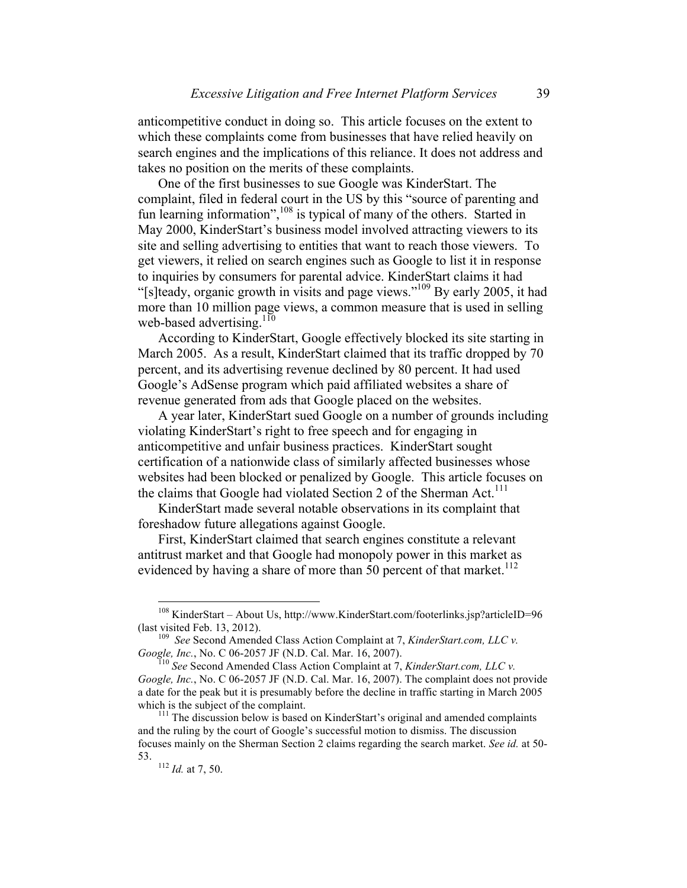anticompetitive conduct in doing so. This article focuses on the extent to which these complaints come from businesses that have relied heavily on search engines and the implications of this reliance. It does not address and takes no position on the merits of these complaints.

One of the first businesses to sue Google was KinderStart. The complaint, filed in federal court in the US by this "source of parenting and fun learning information",[108] is typical of many of the others. Started in May 2000, KinderStart's business model involved attracting viewers to its site and selling advertising to entities that want to reach those viewers. To get viewers, it relied on search engines such as Google to list it in response to inquiries by consumers for parental advice. KinderStart claims it had "[s]teady, organic growth in visits and page views."[109] By early 2005, it had more than 10 million page views, a common measure that is used in selling web-based advertising.[110]

According to KinderStart, Google effectively blocked its site starting in March 2005. As a result, KinderStart claimed that its traffic dropped by 70 percent, and its advertising revenue declined by 80 percent. It had used Google's AdSense program which paid affiliated websites a share of revenue generated from ads that Google placed on the websites.

A year later, KinderStart sued Google on a number of grounds including violating KinderStart's right to free speech and for engaging in anticompetitive and unfair business practices. KinderStart sought certification of a nationwide class of similarly affected businesses whose websites had been blocked or penalized by Google. This article focuses on the claims that Google had violated Section 2 of the Sherman Act.[111]

KinderStart made several notable observations in its complaint that foreshadow future allegations against Google.

First, KinderStart claimed that search engines constitute a relevant antitrust market and that Google had monopoly power in this market as evidenced by having a share of more than 50 percent of that market.[112]

---

[108] KinderStart – About Us, http://www.KinderStart.com/footerlinks.jsp?articleID=96 (last visited Feb. 13, 2012).

[109] *See* Second Amended Class Action Complaint at 7, *KinderStart.com, LLC v. Google, Inc.*, No. C 06-2057 JF (N.D. Cal. Mar. 16, 2007).

[110] *See* Second Amended Class Action Complaint at 7, *KinderStart.com, LLC v. Google, Inc.*, No. C 06-2057 JF (N.D. Cal. Mar. 16, 2007). The complaint does not provide a date for the peak but it is presumably before the decline in traffic starting in March 2005 which is the subject of the complaint.

[111] The discussion below is based on KinderStart's original and amended complaints and the ruling by the court of Google's successful motion to dismiss. The discussion focuses mainly on the Sherman Section 2 claims regarding the search market. *See id.* at 50-53.

[112] *Id.* at 7, 50.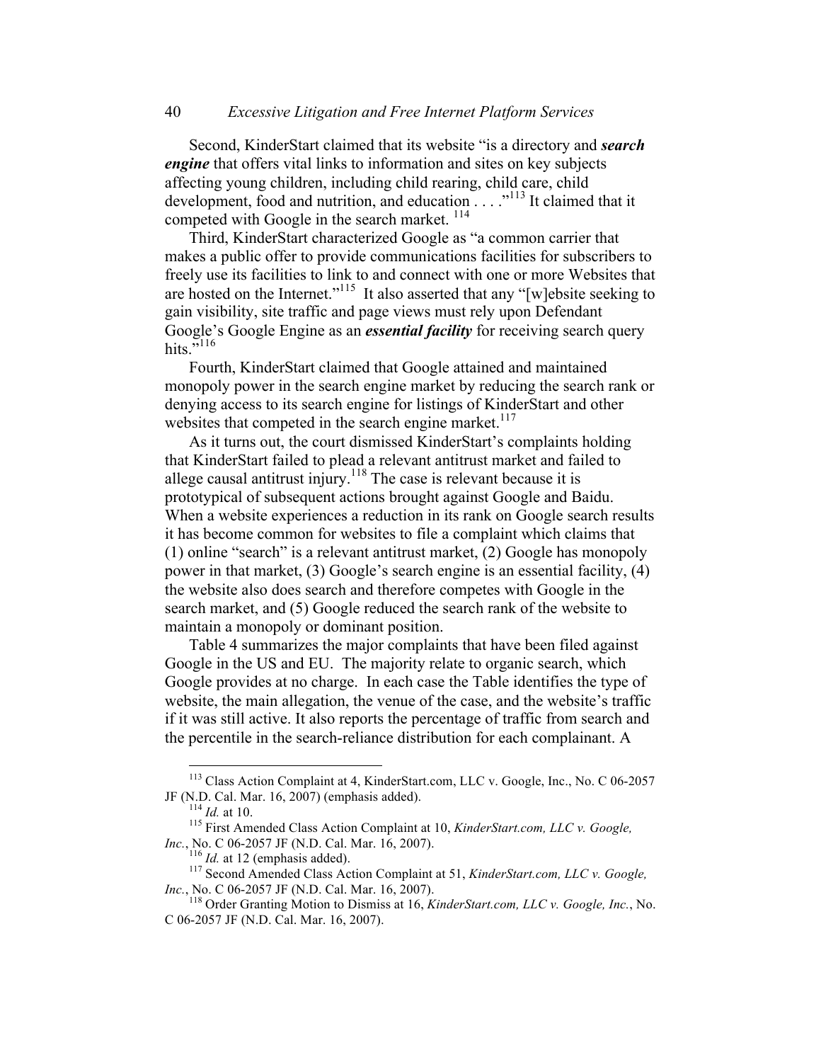Second, KinderStart claimed that its website "is a directory and ***search engine*** that offers vital links to information and sites on key subjects affecting young children, including child rearing, child care, child development, food and nutrition, and education . . . ."[113] It claimed that it competed with Google in the search market. [114]

Third, KinderStart characterized Google as "a common carrier that makes a public offer to provide communications facilities for subscribers to freely use its facilities to link to and connect with one or more Websites that are hosted on the Internet."[115] It also asserted that any "[w]ebsite seeking to gain visibility, site traffic and page views must rely upon Defendant Google's Google Engine as an ***essential facility*** for receiving search query hits."[116]

Fourth, KinderStart claimed that Google attained and maintained monopoly power in the search engine market by reducing the search rank or denying access to its search engine for listings of KinderStart and other websites that competed in the search engine market.[117]

As it turns out, the court dismissed KinderStart's complaints holding that KinderStart failed to plead a relevant antitrust market and failed to allege causal antitrust injury.[118] The case is relevant because it is prototypical of subsequent actions brought against Google and Baidu. When a website experiences a reduction in its rank on Google search results it has become common for websites to file a complaint which claims that (1) online "search" is a relevant antitrust market, (2) Google has monopoly power in that market, (3) Google's search engine is an essential facility, (4) the website also does search and therefore competes with Google in the search market, and (5) Google reduced the search rank of the website to maintain a monopoly or dominant position.

Table 4 summarizes the major complaints that have been filed against Google in the US and EU. The majority relate to organic search, which Google provides at no charge. In each case the Table identifies the type of website, the main allegation, the venue of the case, and the website's traffic if it was still active. It also reports the percentage of traffic from search and the percentile in the search-reliance distribution for each complainant. A

---

[113] Class Action Complaint at 4, KinderStart.com, LLC v. Google, Inc., No. C 06-2057 JF (N.D. Cal. Mar. 16, 2007) (emphasis added).

[114] *Id.* at 10.

[115] First Amended Class Action Complaint at 10, *KinderStart.com, LLC v. Google, Inc.*, No. C 06-2057 JF (N.D. Cal. Mar. 16, 2007).

[116] *Id.* at 12 (emphasis added).

[117] Second Amended Class Action Complaint at 51, *KinderStart.com, LLC v. Google, Inc.*, No. C 06-2057 JF (N.D. Cal. Mar. 16, 2007).

[118] Order Granting Motion to Dismiss at 16, *KinderStart.com, LLC v. Google, Inc.*, No. C 06-2057 JF (N.D. Cal. Mar. 16, 2007).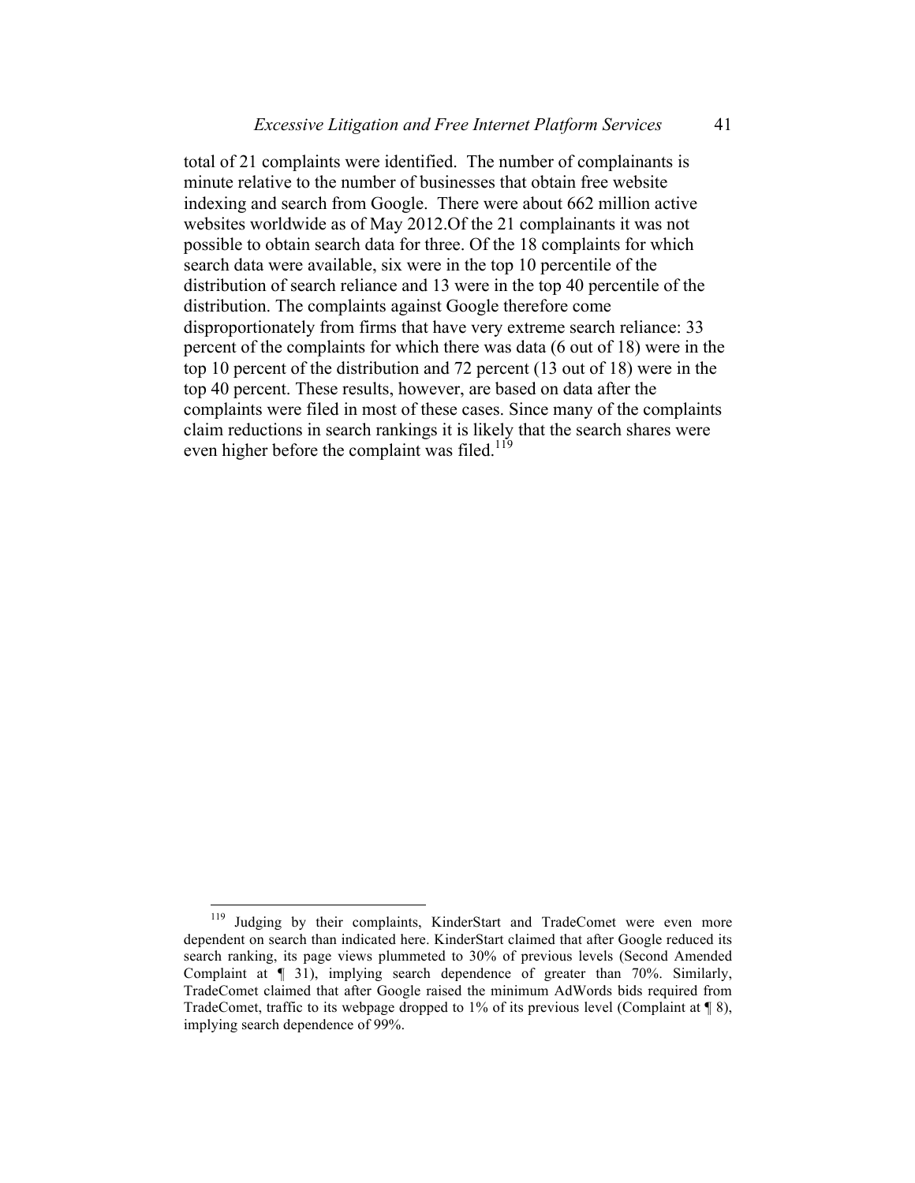total of 21 complaints were identified. The number of complainants is minute relative to the number of businesses that obtain free website indexing and search from Google. There were about 662 million active websites worldwide as of May 2012.Of the 21 complainants it was not possible to obtain search data for three. Of the 18 complaints for which search data were available, six were in the top 10 percentile of the distribution of search reliance and 13 were in the top 40 percentile of the distribution. The complaints against Google therefore come disproportionately from firms that have very extreme search reliance: 33 percent of the complaints for which there was data (6 out of 18) were in the top 10 percent of the distribution and 72 percent (13 out of 18) were in the top 40 percent. These results, however, are based on data after the complaints were filed in most of these cases. Since many of the complaints claim reductions in search rankings it is likely that the search shares were even higher before the complaint was filed.[119]

[119] Judging by their complaints, KinderStart and TradeComet were even more dependent on search than indicated here. KinderStart claimed that after Google reduced its search ranking, its page views plummeted to 30% of previous levels (Second Amended Complaint at ¶ 31), implying search dependence of greater than 70%. Similarly, TradeComet claimed that after Google raised the minimum AdWords bids required from TradeComet, traffic to its webpage dropped to 1% of its previous level (Complaint at ¶ 8), implying search dependence of 99%.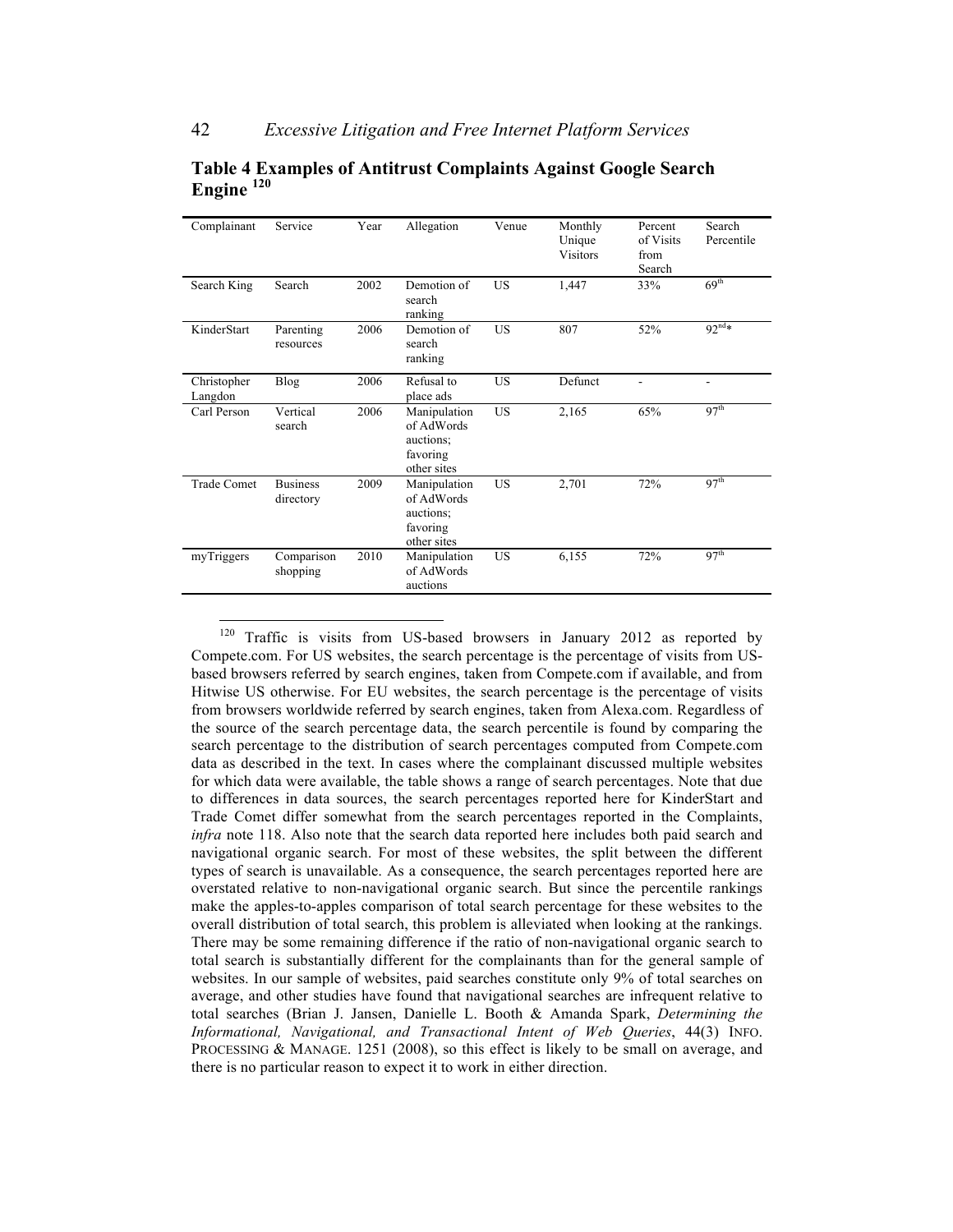**Table 4 Examples of Antitrust Complaints Against Google Search Engine** [120]

| Complainant | Service | Year | Allegation | Venue | Monthly Unique Visitors | Percent of Visits from Search | Search Percentile |
|---|---|---|---|---|---|---|---|
| Search King | Search | 2002 | Demotion of search ranking | US | 1,447 | 33% | 69th |
| KinderStart | Parenting resources | 2006 | Demotion of search ranking | US | 807 | 52% | 92nd* |
| Christopher Langdon | Blog | 2006 | Refusal to place ads | US | Defunct | - | - |
| Carl Person | Vertical search | 2006 | Manipulation of AdWords auctions; favoring other sites | US | 2,165 | 65% | 97th |
| Trade Comet | Business directory | 2009 | Manipulation of AdWords auctions; favoring other sites | US | 2,701 | 72% | 97th |
| myTriggers | Comparison shopping | 2010 | Manipulation of AdWords auctions | US | 6,155 | 72% | 97th |

[120] Traffic is visits from US-based browsers in January 2012 as reported by Compete.com. For US websites, the search percentage is the percentage of visits from US-based browsers referred by search engines, taken from Compete.com if available, and from Hitwise US otherwise. For EU websites, the search percentage is the percentage of visits from browsers worldwide referred by search engines, taken from Alexa.com. Regardless of the source of the search percentage data, the search percentile is found by comparing the search percentage to the distribution of search percentages computed from Compete.com data as described in the text. In cases where the complainant discussed multiple websites for which data were available, the table shows a range of search percentages. Note that due to differences in data sources, the search percentages reported here for KinderStart and Trade Comet differ somewhat from the search percentages reported in the Complaints, *infra* note 118. Also note that the search data reported here includes both paid search and navigational organic search. For most of these websites, the split between the different types of search is unavailable. As a consequence, the search percentages reported here are overstated relative to non-navigational organic search. But since the percentile rankings make the apples-to-apples comparison of total search percentage for these websites to the overall distribution of total search, this problem is alleviated when looking at the rankings. There may be some remaining difference if the ratio of non-navigational organic search to total search is substantially different for the complainants than for the general sample of websites. In our sample of websites, paid searches constitute only 9% of total searches on average, and other studies have found that navigational searches are infrequent relative to total searches (Brian J. Jansen, Danielle L. Booth & Amanda Spark, *Determining the Informational, Navigational, and Transactional Intent of Web Queries*, 44(3) INFO. PROCESSING & MANAGE. 1251 (2008), so this effect is likely to be small on average, and there is no particular reason to expect it to work in either direction.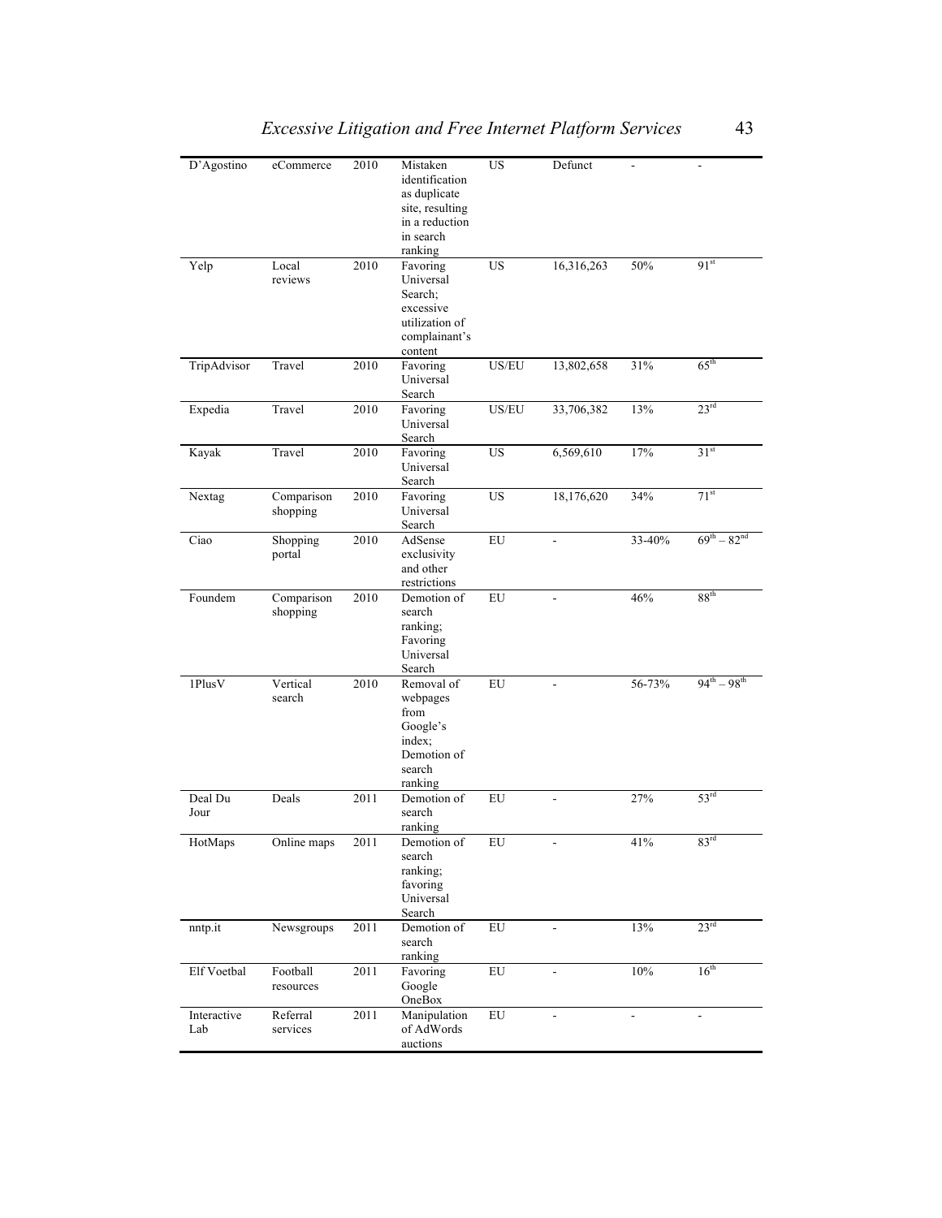| D'Agostino | eCommerce | 2010 | Mistaken identification as duplicate site, resulting in a reduction in search ranking | US | Defunct | - | - |
|---|---|---|---|---|---|---|---|
| Yelp | Local reviews | 2010 | Favoring Universal Search; excessive utilization of complainant's content | US | 16,316,263 | 50% | 91st |
| TripAdvisor | Travel | 2010 | Favoring Universal Search | US/EU | 13,802,658 | 31% | 65th |
| Expedia | Travel | 2010 | Favoring Universal Search | US/EU | 33,706,382 | 13% | 23rd |
| Kayak | Travel | 2010 | Favoring Universal Search | US | 6,569,610 | 17% | 31st |
| Nextag | Comparison shopping | 2010 | Favoring Universal Search | US | 18,176,620 | 34% | 71st |
| Ciao | Shopping portal | 2010 | AdSense exclusivity and other restrictions | EU | - | 33-40% | 69th – 82nd |
| Foundem | Comparison shopping | 2010 | Demotion of search ranking; Favoring Universal Search | EU | - | 46% | 88th |
| 1PlusV | Vertical search | 2010 | Removal of webpages from Google's index; Demotion of search ranking | EU | - | 56-73% | 94th – 98th |
| Deal Du Jour | Deals | 2011 | Demotion of search ranking | EU | - | 27% | 53rd |
| HotMaps | Online maps | 2011 | Demotion of search ranking; favoring Universal Search | EU | - | 41% | 83rd |
| nntp.it | Newsgroups | 2011 | Demotion of search ranking | EU | - | 13% | 23rd |
| Elf Voetbal | Football resources | 2011 | Favoring Google OneBox | EU | - | 10% | 16th |
| Interactive Lab | Referral services | 2011 | Manipulation of AdWords auctions | EU | - | - | - |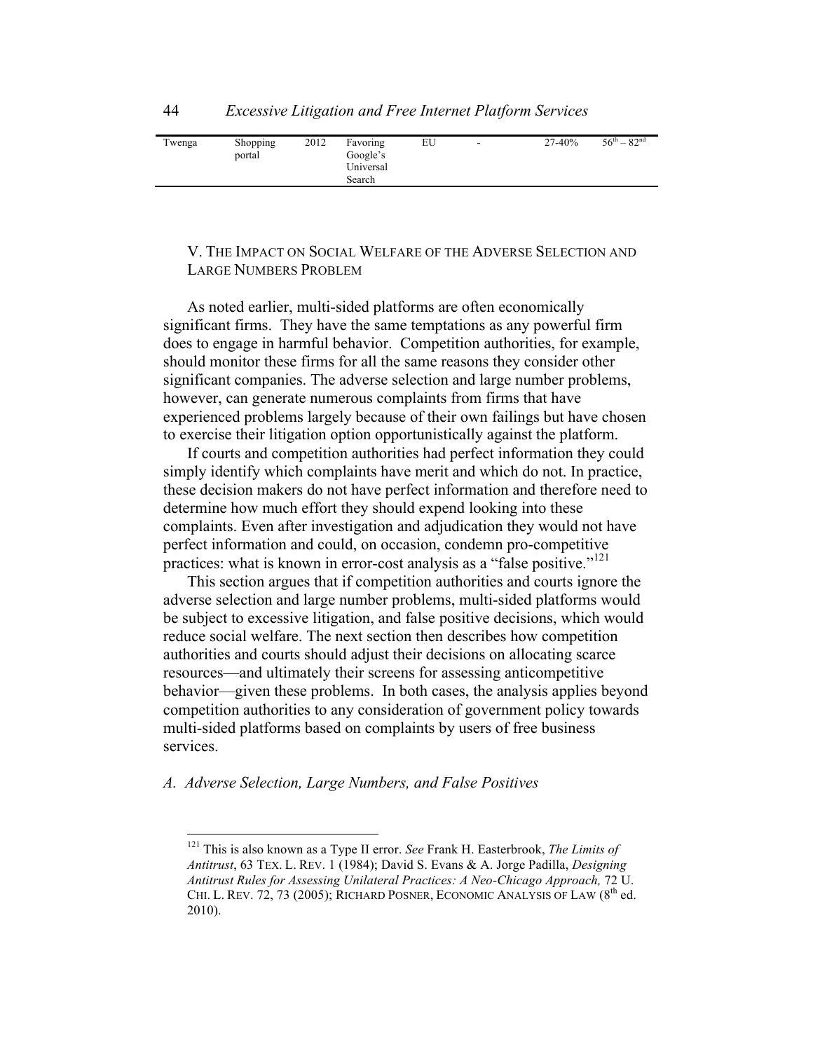| Twenga | Shopping portal | 2012 | Favoring Google's Universal Search | EU | - | 27-40% | 56th – 82nd |
|---|---|---|---|---|---|---|---|

## V. The Impact on Social Welfare of the Adverse Selection and Large Numbers Problem

As noted earlier, multi-sided platforms are often economically significant firms. They have the same temptations as any powerful firm does to engage in harmful behavior. Competition authorities, for example, should monitor these firms for all the same reasons they consider other significant companies. The adverse selection and large number problems, however, can generate numerous complaints from firms that have experienced problems largely because of their own failings but have chosen to exercise their litigation option opportunistically against the platform.

If courts and competition authorities had perfect information they could simply identify which complaints have merit and which do not. In practice, these decision makers do not have perfect information and therefore need to determine how much effort they should expend looking into these complaints. Even after investigation and adjudication they would not have perfect information and could, on occasion, condemn pro-competitive practices: what is known in error-cost analysis as a "false positive."[121]

This section argues that if competition authorities and courts ignore the adverse selection and large number problems, multi-sided platforms would be subject to excessive litigation, and false positive decisions, which would reduce social welfare. The next section then describes how competition authorities and courts should adjust their decisions on allocating scarce resources—and ultimately their screens for assessing anticompetitive behavior—given these problems. In both cases, the analysis applies beyond competition authorities to any consideration of government policy towards multi-sided platforms based on complaints by users of free business services.

### *A. Adverse Selection, Large Numbers, and False Positives*

---

[121] This is also known as a Type II error. *See* Frank H. Easterbrook, *The Limits of Antitrust*, 63 TEX. L. REV. 1 (1984); David S. Evans & A. Jorge Padilla, *Designing Antitrust Rules for Assessing Unilateral Practices: A Neo-Chicago Approach,* 72 U. CHI. L. REV. 72, 73 (2005); RICHARD POSNER, ECONOMIC ANALYSIS OF LAW (8th ed. 2010).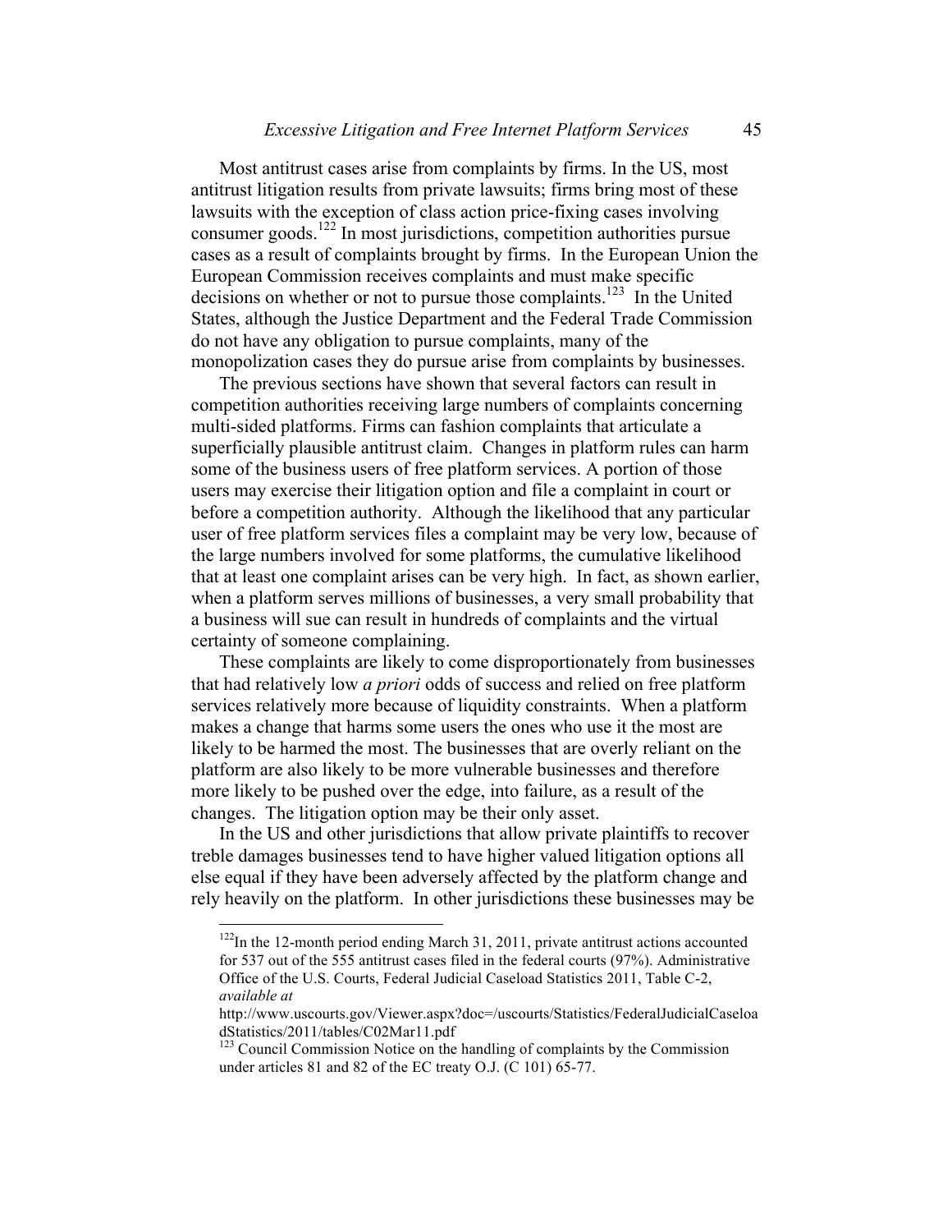Most antitrust cases arise from complaints by firms. In the US, most antitrust litigation results from private lawsuits; firms bring most of these lawsuits with the exception of class action price-fixing cases involving consumer goods.[122] In most jurisdictions, competition authorities pursue cases as a result of complaints brought by firms. In the European Union the European Commission receives complaints and must make specific decisions on whether or not to pursue those complaints.[123] In the United States, although the Justice Department and the Federal Trade Commission do not have any obligation to pursue complaints, many of the monopolization cases they do pursue arise from complaints by businesses.

The previous sections have shown that several factors can result in competition authorities receiving large numbers of complaints concerning multi-sided platforms. Firms can fashion complaints that articulate a superficially plausible antitrust claim. Changes in platform rules can harm some of the business users of free platform services. A portion of those users may exercise their litigation option and file a complaint in court or before a competition authority. Although the likelihood that any particular user of free platform services files a complaint may be very low, because of the large numbers involved for some platforms, the cumulative likelihood that at least one complaint arises can be very high. In fact, as shown earlier, when a platform serves millions of businesses, a very small probability that a business will sue can result in hundreds of complaints and the virtual certainty of someone complaining.

These complaints are likely to come disproportionately from businesses that had relatively low *a priori* odds of success and relied on free platform services relatively more because of liquidity constraints. When a platform makes a change that harms some users the ones who use it the most are likely to be harmed the most. The businesses that are overly reliant on the platform are also likely to be more vulnerable businesses and therefore more likely to be pushed over the edge, into failure, as a result of the changes. The litigation option may be their only asset.

In the US and other jurisdictions that allow private plaintiffs to recover treble damages businesses tend to have higher valued litigation options all else equal if they have been adversely affected by the platform change and rely heavily on the platform. In other jurisdictions these businesses may be

---

[122] In the 12-month period ending March 31, 2011, private antitrust actions accounted for 537 out of the 555 antitrust cases filed in the federal courts (97%). Administrative Office of the U.S. Courts, Federal Judicial Caseload Statistics 2011, Table C-2, *available at* http://www.uscourts.gov/Viewer.aspx?doc=/uscourts/Statistics/FederalJudicialCaseloadStatistics/2011/tables/C02Mar11.pdf

[123] Council Commission Notice on the handling of complaints by the Commission under articles 81 and 82 of the EC treaty O.J. (C 101) 65-77.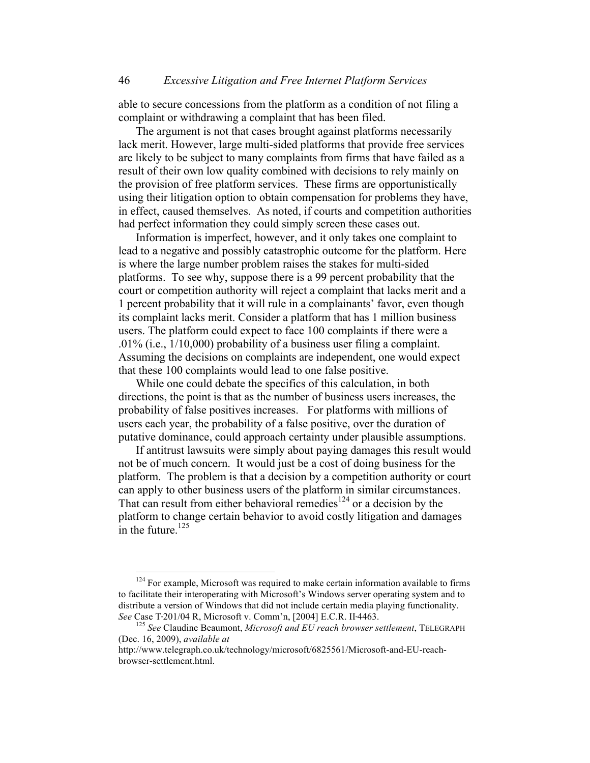able to secure concessions from the platform as a condition of not filing a complaint or withdrawing a complaint that has been filed.

The argument is not that cases brought against platforms necessarily lack merit. However, large multi-sided platforms that provide free services are likely to be subject to many complaints from firms that have failed as a result of their own low quality combined with decisions to rely mainly on the provision of free platform services. These firms are opportunistically using their litigation option to obtain compensation for problems they have, in effect, caused themselves. As noted, if courts and competition authorities had perfect information they could simply screen these cases out.

Information is imperfect, however, and it only takes one complaint to lead to a negative and possibly catastrophic outcome for the platform. Here is where the large number problem raises the stakes for multi-sided platforms. To see why, suppose there is a 99 percent probability that the court or competition authority will reject a complaint that lacks merit and a 1 percent probability that it will rule in a complainants' favor, even though its complaint lacks merit. Consider a platform that has 1 million business users. The platform could expect to face 100 complaints if there were a .01% (i.e., 1/10,000) probability of a business user filing a complaint. Assuming the decisions on complaints are independent, one would expect that these 100 complaints would lead to one false positive.

While one could debate the specifics of this calculation, in both directions, the point is that as the number of business users increases, the probability of false positives increases. For platforms with millions of users each year, the probability of a false positive, over the duration of putative dominance, could approach certainty under plausible assumptions.

If antitrust lawsuits were simply about paying damages this result would not be of much concern. It would just be a cost of doing business for the platform. The problem is that a decision by a competition authority or court can apply to other business users of the platform in similar circumstances. That can result from either behavioral remedies[124] or a decision by the platform to change certain behavior to avoid costly litigation and damages in the future.[125]

---

[124] For example, Microsoft was required to make certain information available to firms to facilitate their interoperating with Microsoft's Windows server operating system and to distribute a version of Windows that did not include certain media playing functionality. *See* Case T-201/04 R, Microsoft v. Comm'n, [2004] E.C.R. II-4463.

[125] *See* Claudine Beaumont, *Microsoft and EU reach browser settlement*, TELEGRAPH (Dec. 16, 2009), *available at* http://www.telegraph.co.uk/technology/microsoft/6825561/Microsoft-and-EU-reach-browser-settlement.html.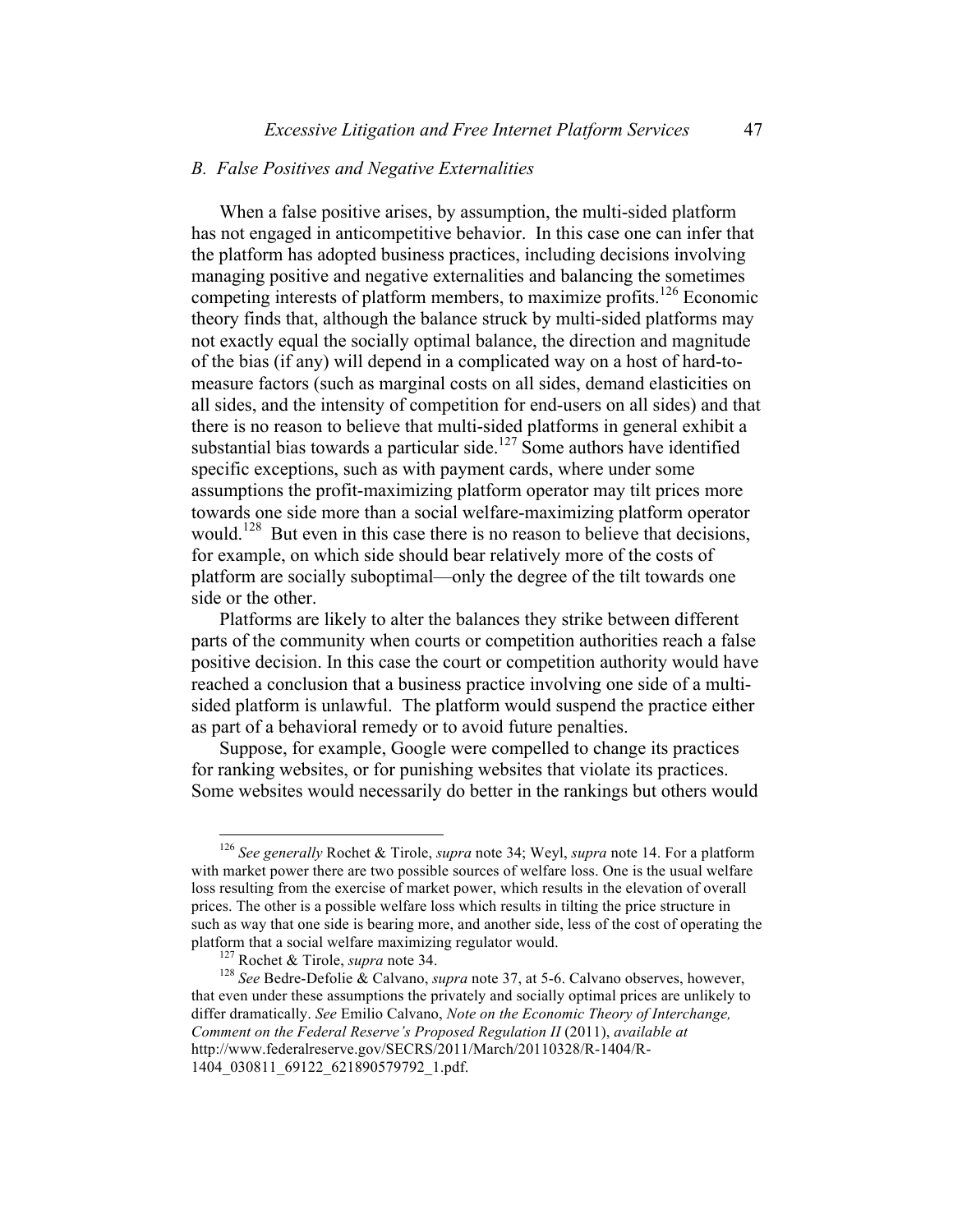### B. False Positives and Negative Externalities

When a false positive arises, by assumption, the multi-sided platform has not engaged in anticompetitive behavior. In this case one can infer that the platform has adopted business practices, including decisions involving managing positive and negative externalities and balancing the sometimes competing interests of platform members, to maximize profits.[126] Economic theory finds that, although the balance struck by multi-sided platforms may not exactly equal the socially optimal balance, the direction and magnitude of the bias (if any) will depend in a complicated way on a host of hard-to-measure factors (such as marginal costs on all sides, demand elasticities on all sides, and the intensity of competition for end-users on all sides) and that there is no reason to believe that multi-sided platforms in general exhibit a substantial bias towards a particular side.[127] Some authors have identified specific exceptions, such as with payment cards, where under some assumptions the profit-maximizing platform operator may tilt prices more towards one side more than a social welfare-maximizing platform operator would.[128] But even in this case there is no reason to believe that decisions, for example, on which side should bear relatively more of the costs of platform are socially suboptimal—only the degree of the tilt towards one side or the other.

Platforms are likely to alter the balances they strike between different parts of the community when courts or competition authorities reach a false positive decision. In this case the court or competition authority would have reached a conclusion that a business practice involving one side of a multi-sided platform is unlawful. The platform would suspend the practice either as part of a behavioral remedy or to avoid future penalties.

Suppose, for example, Google were compelled to change its practices for ranking websites, or for punishing websites that violate its practices. Some websites would necessarily do better in the rankings but others would

---

[126] *See generally* Rochet & Tirole, *supra* note 34; Weyl, *supra* note 14. For a platform with market power there are two possible sources of welfare loss. One is the usual welfare loss resulting from the exercise of market power, which results in the elevation of overall prices. The other is a possible welfare loss which results in tilting the price structure in such as way that one side is bearing more, and another side, less of the cost of operating the platform that a social welfare maximizing regulator would.

[127] Rochet & Tirole, *supra* note 34.

[128] *See* Bedre-Defolie & Calvano, *supra* note 37, at 5-6. Calvano observes, however, that even under these assumptions the privately and socially optimal prices are unlikely to differ dramatically. *See* Emilio Calvano, *Note on the Economic Theory of Interchange, Comment on the Federal Reserve's Proposed Regulation II* (2011), *available at* http://www.federalreserve.gov/SECRS/2011/March/20110328/R-1404/R-1404_030811_69122_621890579792_1.pdf.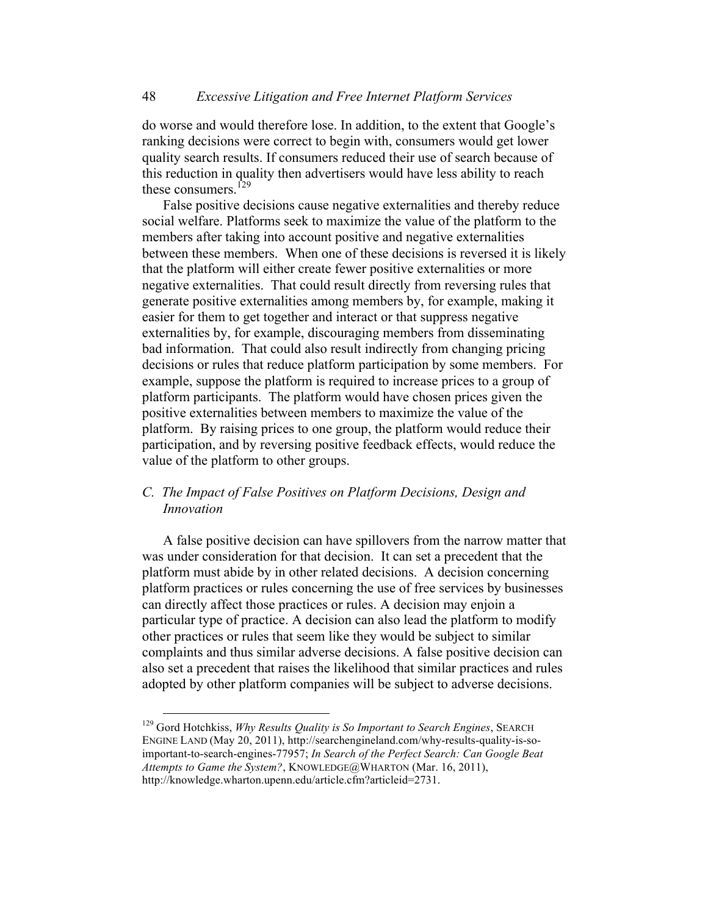do worse and would therefore lose. In addition, to the extent that Google's ranking decisions were correct to begin with, consumers would get lower quality search results. If consumers reduced their use of search because of this reduction in quality then advertisers would have less ability to reach these consumers.[129]

False positive decisions cause negative externalities and thereby reduce social welfare. Platforms seek to maximize the value of the platform to the members after taking into account positive and negative externalities between these members. When one of these decisions is reversed it is likely that the platform will either create fewer positive externalities or more negative externalities. That could result directly from reversing rules that generate positive externalities among members by, for example, making it easier for them to get together and interact or that suppress negative externalities by, for example, discouraging members from disseminating bad information. That could also result indirectly from changing pricing decisions or rules that reduce platform participation by some members. For example, suppose the platform is required to increase prices to a group of platform participants. The platform would have chosen prices given the positive externalities between members to maximize the value of the platform. By raising prices to one group, the platform would reduce their participation, and by reversing positive feedback effects, would reduce the value of the platform to other groups.

### *C. The Impact of False Positives on Platform Decisions, Design and Innovation*

A false positive decision can have spillovers from the narrow matter that was under consideration for that decision. It can set a precedent that the platform must abide by in other related decisions. A decision concerning platform practices or rules concerning the use of free services by businesses can directly affect those practices or rules. A decision may enjoin a particular type of practice. A decision can also lead the platform to modify other practices or rules that seem like they would be subject to similar complaints and thus similar adverse decisions. A false positive decision can also set a precedent that raises the likelihood that similar practices and rules adopted by other platform companies will be subject to adverse decisions.

---

[129] Gord Hotchkiss, *Why Results Quality is So Important to Search Engines*, SEARCH ENGINE LAND (May 20, 2011), http://searchengineland.com/why-results-quality-is-so-important-to-search-engines-77957; *In Search of the Perfect Search: Can Google Beat Attempts to Game the System?*, KNOWLEDGE@WHARTON (Mar. 16, 2011), http://knowledge.wharton.upenn.edu/article.cfm?articleid=2731.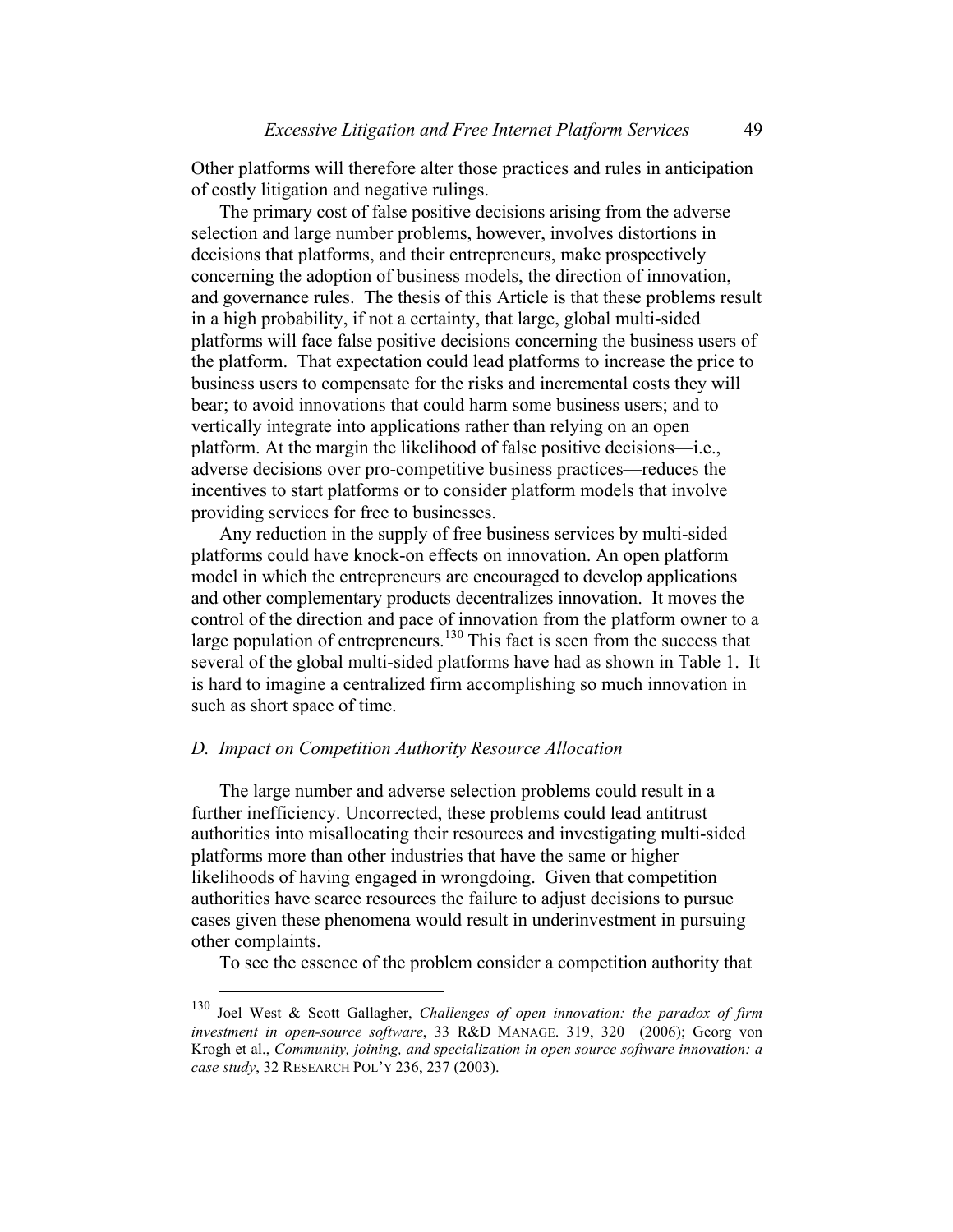Other platforms will therefore alter those practices and rules in anticipation of costly litigation and negative rulings.

The primary cost of false positive decisions arising from the adverse selection and large number problems, however, involves distortions in decisions that platforms, and their entrepreneurs, make prospectively concerning the adoption of business models, the direction of innovation, and governance rules. The thesis of this Article is that these problems result in a high probability, if not a certainty, that large, global multi-sided platforms will face false positive decisions concerning the business users of the platform. That expectation could lead platforms to increase the price to business users to compensate for the risks and incremental costs they will bear; to avoid innovations that could harm some business users; and to vertically integrate into applications rather than relying on an open platform. At the margin the likelihood of false positive decisions—i.e., adverse decisions over pro-competitive business practices—reduces the incentives to start platforms or to consider platform models that involve providing services for free to businesses.

Any reduction in the supply of free business services by multi-sided platforms could have knock-on effects on innovation. An open platform model in which the entrepreneurs are encouraged to develop applications and other complementary products decentralizes innovation. It moves the control of the direction and pace of innovation from the platform owner to a large population of entrepreneurs.[130] This fact is seen from the success that several of the global multi-sided platforms have had as shown in Table 1. It is hard to imagine a centralized firm accomplishing so much innovation in such as short space of time.

### *D. Impact on Competition Authority Resource Allocation*

The large number and adverse selection problems could result in a further inefficiency. Uncorrected, these problems could lead antitrust authorities into misallocating their resources and investigating multi-sided platforms more than other industries that have the same or higher likelihoods of having engaged in wrongdoing. Given that competition authorities have scarce resources the failure to adjust decisions to pursue cases given these phenomena would result in underinvestment in pursuing other complaints.

To see the essence of the problem consider a competition authority that

---

[130] Joel West & Scott Gallagher, *Challenges of open innovation: the paradox of firm investment in open-source software*, 33 R&D MANAGE. 319, 320 (2006); Georg von Krogh et al., *Community, joining, and specialization in open source software innovation: a case study*, 32 RESEARCH POL'Y 236, 237 (2003).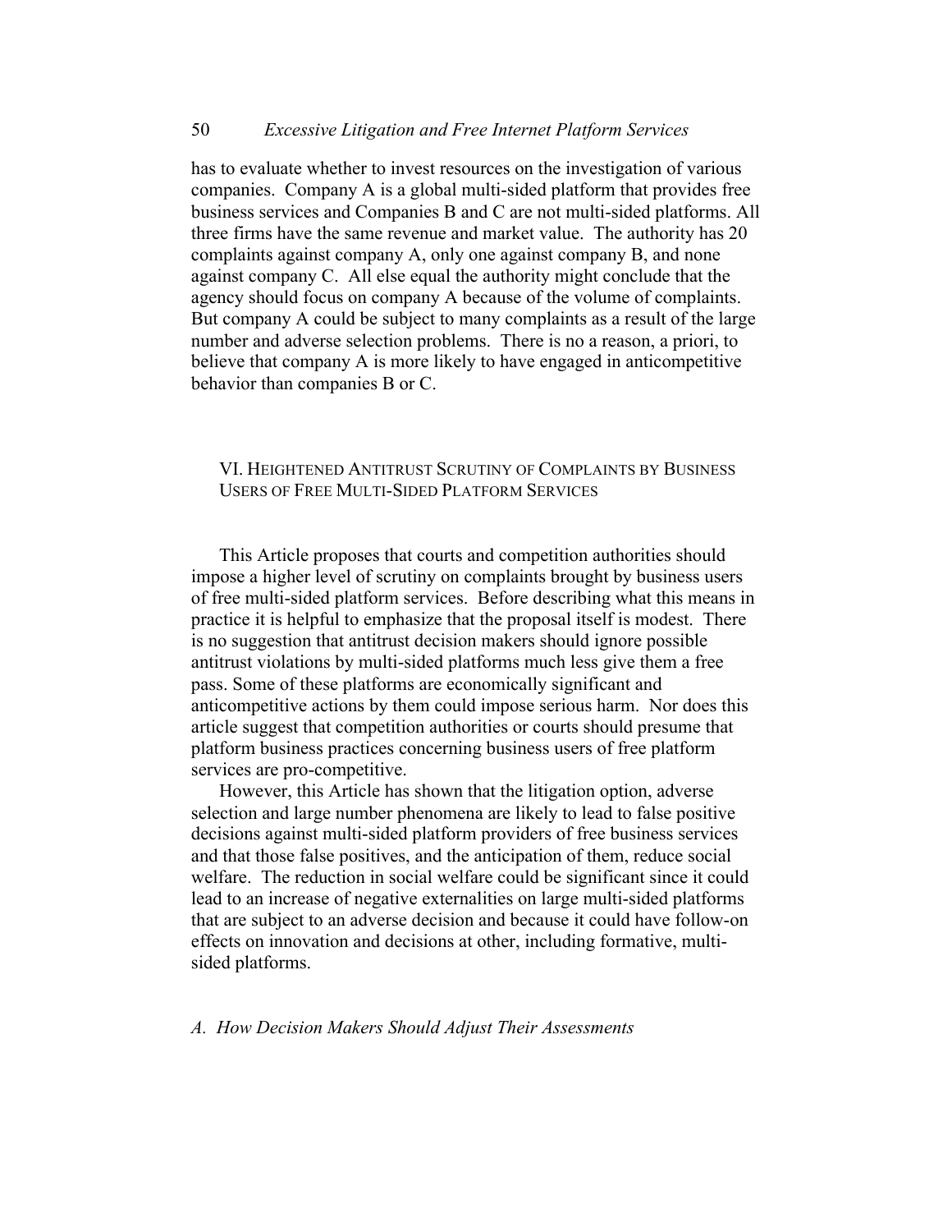has to evaluate whether to invest resources on the investigation of various companies. Company A is a global multi-sided platform that provides free business services and Companies B and C are not multi-sided platforms. All three firms have the same revenue and market value. The authority has 20 complaints against company A, only one against company B, and none against company C. All else equal the authority might conclude that the agency should focus on company A because of the volume of complaints. But company A could be subject to many complaints as a result of the large number and adverse selection problems. There is no a reason, a priori, to believe that company A is more likely to have engaged in anticompetitive behavior than companies B or C.

## VI. Heightened Antitrust Scrutiny of Complaints by Business Users of Free Multi-Sided Platform Services

This Article proposes that courts and competition authorities should impose a higher level of scrutiny on complaints brought by business users of free multi-sided platform services. Before describing what this means in practice it is helpful to emphasize that the proposal itself is modest. There is no suggestion that antitrust decision makers should ignore possible antitrust violations by multi-sided platforms much less give them a free pass. Some of these platforms are economically significant and anticompetitive actions by them could impose serious harm. Nor does this article suggest that competition authorities or courts should presume that platform business practices concerning business users of free platform services are pro-competitive.

However, this Article has shown that the litigation option, adverse selection and large number phenomena are likely to lead to false positive decisions against multi-sided platform providers of free business services and that those false positives, and the anticipation of them, reduce social welfare. The reduction in social welfare could be significant since it could lead to an increase of negative externalities on large multi-sided platforms that are subject to an adverse decision and because it could have follow-on effects on innovation and decisions at other, including formative, multi-sided platforms.

### *A. How Decision Makers Should Adjust Their Assessments*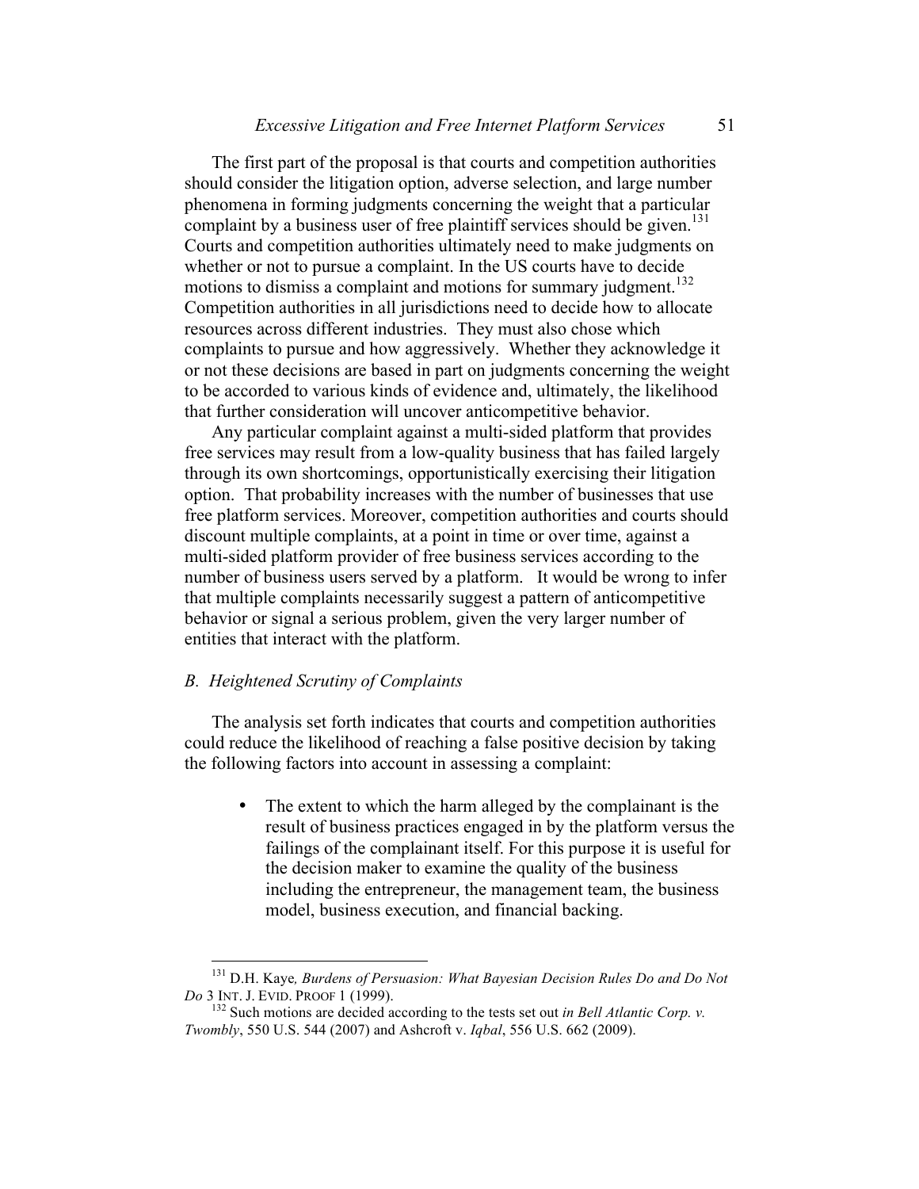The first part of the proposal is that courts and competition authorities should consider the litigation option, adverse selection, and large number phenomena in forming judgments concerning the weight that a particular complaint by a business user of free plaintiff services should be given.[131] Courts and competition authorities ultimately need to make judgments on whether or not to pursue a complaint. In the US courts have to decide motions to dismiss a complaint and motions for summary judgment.[132] Competition authorities in all jurisdictions need to decide how to allocate resources across different industries. They must also chose which complaints to pursue and how aggressively. Whether they acknowledge it or not these decisions are based in part on judgments concerning the weight to be accorded to various kinds of evidence and, ultimately, the likelihood that further consideration will uncover anticompetitive behavior.

Any particular complaint against a multi-sided platform that provides free services may result from a low-quality business that has failed largely through its own shortcomings, opportunistically exercising their litigation option. That probability increases with the number of businesses that use free platform services. Moreover, competition authorities and courts should discount multiple complaints, at a point in time or over time, against a multi-sided platform provider of free business services according to the number of business users served by a platform. It would be wrong to infer that multiple complaints necessarily suggest a pattern of anticompetitive behavior or signal a serious problem, given the very larger number of entities that interact with the platform.

### *B. Heightened Scrutiny of Complaints*

The analysis set forth indicates that courts and competition authorities could reduce the likelihood of reaching a false positive decision by taking the following factors into account in assessing a complaint:

- The extent to which the harm alleged by the complainant is the result of business practices engaged in by the platform versus the failings of the complainant itself. For this purpose it is useful for the decision maker to examine the quality of the business including the entrepreneur, the management team, the business model, business execution, and financial backing.

---

[131] D.H. Kaye*, Burdens of Persuasion: What Bayesian Decision Rules Do and Do Not Do* 3 INT. J. EVID. PROOF 1 (1999).

[132] Such motions are decided according to the tests set out *in Bell Atlantic Corp. v. Twombly*, 550 U.S. 544 (2007) and Ashcroft v. *Iqbal*, 556 U.S. 662 (2009).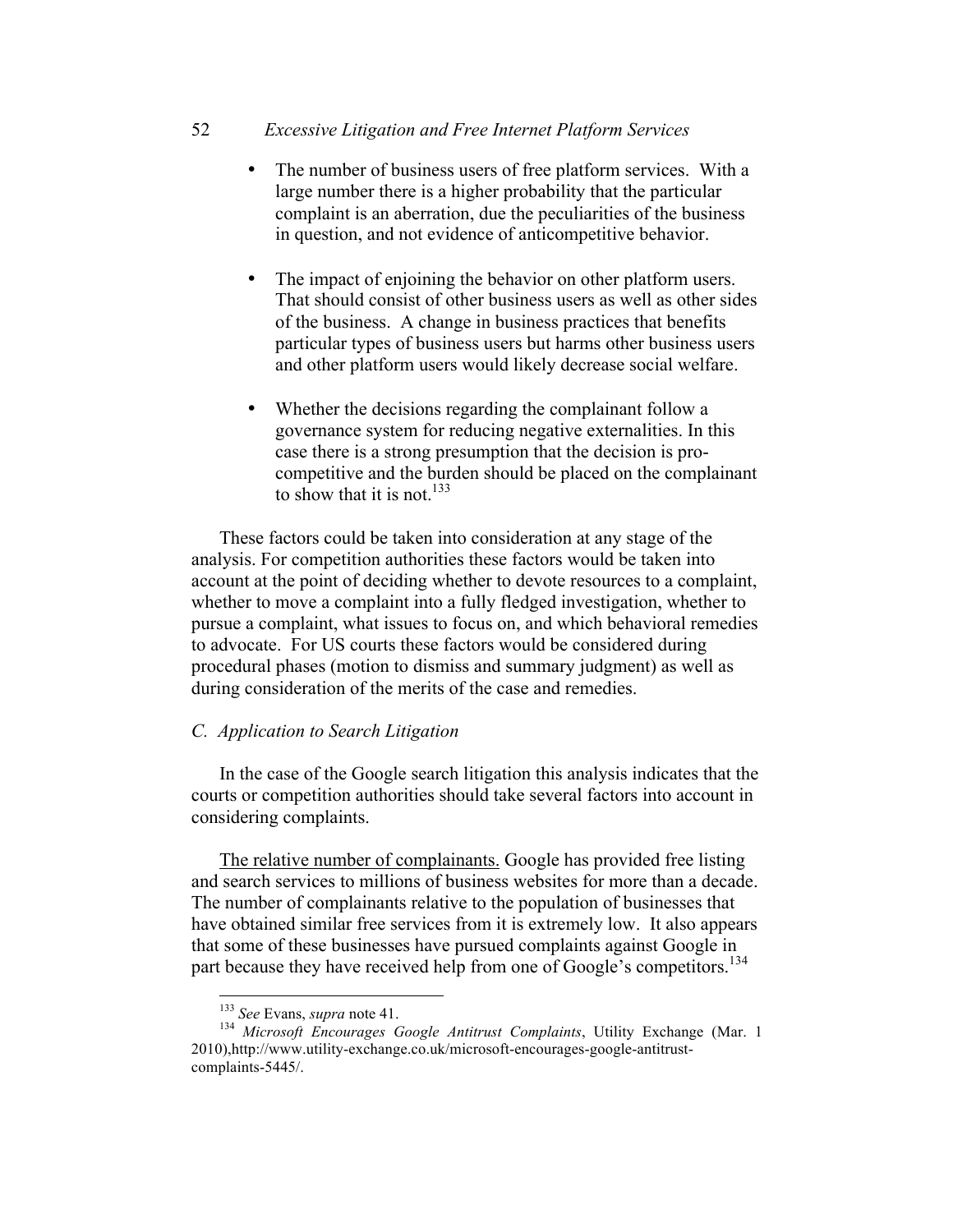- The number of business users of free platform services. With a large number there is a higher probability that the particular complaint is an aberration, due the peculiarities of the business in question, and not evidence of anticompetitive behavior.

- The impact of enjoining the behavior on other platform users. That should consist of other business users as well as other sides of the business. A change in business practices that benefits particular types of business users but harms other business users and other platform users would likely decrease social welfare.

- Whether the decisions regarding the complainant follow a governance system for reducing negative externalities. In this case there is a strong presumption that the decision is pro-competitive and the burden should be placed on the complainant to show that it is not.[133]

These factors could be taken into consideration at any stage of the analysis. For competition authorities these factors would be taken into account at the point of deciding whether to devote resources to a complaint, whether to move a complaint into a fully fledged investigation, whether to pursue a complaint, what issues to focus on, and which behavioral remedies to advocate. For US courts these factors would be considered during procedural phases (motion to dismiss and summary judgment) as well as during consideration of the merits of the case and remedies.

### *C. Application to Search Litigation*

In the case of the Google search litigation this analysis indicates that the courts or competition authorities should take several factors into account in considering complaints.

<u>The relative number of complainants.</u> Google has provided free listing and search services to millions of business websites for more than a decade. The number of complainants relative to the population of businesses that have obtained similar free services from it is extremely low. It also appears that some of these businesses have pursued complaints against Google in part because they have received help from one of Google's competitors.[134]

---

[133] *See* Evans, *supra* note 41.

[134] *Microsoft Encourages Google Antitrust Complaints*, Utility Exchange (Mar. 1 2010),http://www.utility-exchange.co.uk/microsoft-encourages-google-antitrust-complaints-5445/.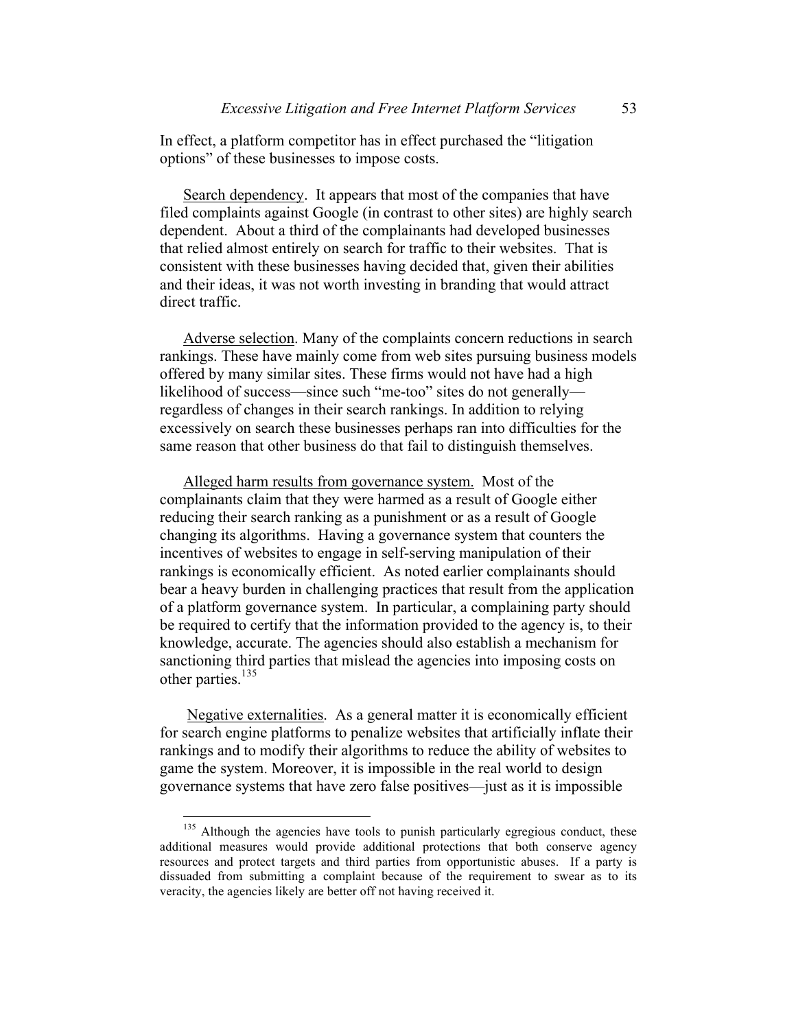In effect, a platform competitor has in effect purchased the "litigation options" of these businesses to impose costs.

Search dependency. It appears that most of the companies that have filed complaints against Google (in contrast to other sites) are highly search dependent. About a third of the complainants had developed businesses that relied almost entirely on search for traffic to their websites. That is consistent with these businesses having decided that, given their abilities and their ideas, it was not worth investing in branding that would attract direct traffic.

Adverse selection. Many of the complaints concern reductions in search rankings. These have mainly come from web sites pursuing business models offered by many similar sites. These firms would not have had a high likelihood of success—since such "me-too" sites do not generally—regardless of changes in their search rankings. In addition to relying excessively on search these businesses perhaps ran into difficulties for the same reason that other business do that fail to distinguish themselves.

Alleged harm results from governance system. Most of the complainants claim that they were harmed as a result of Google either reducing their search ranking as a punishment or as a result of Google changing its algorithms. Having a governance system that counters the incentives of websites to engage in self-serving manipulation of their rankings is economically efficient. As noted earlier complainants should bear a heavy burden in challenging practices that result from the application of a platform governance system. In particular, a complaining party should be required to certify that the information provided to the agency is, to their knowledge, accurate. The agencies should also establish a mechanism for sanctioning third parties that mislead the agencies into imposing costs on other parties.[135]

Negative externalities. As a general matter it is economically efficient for search engine platforms to penalize websites that artificially inflate their rankings and to modify their algorithms to reduce the ability of websites to game the system. Moreover, it is impossible in the real world to design governance systems that have zero false positives—just as it is impossible

[135] Although the agencies have tools to punish particularly egregious conduct, these additional measures would provide additional protections that both conserve agency resources and protect targets and third parties from opportunistic abuses. If a party is dissuaded from submitting a complaint because of the requirement to swear as to its veracity, the agencies likely are better off not having received it.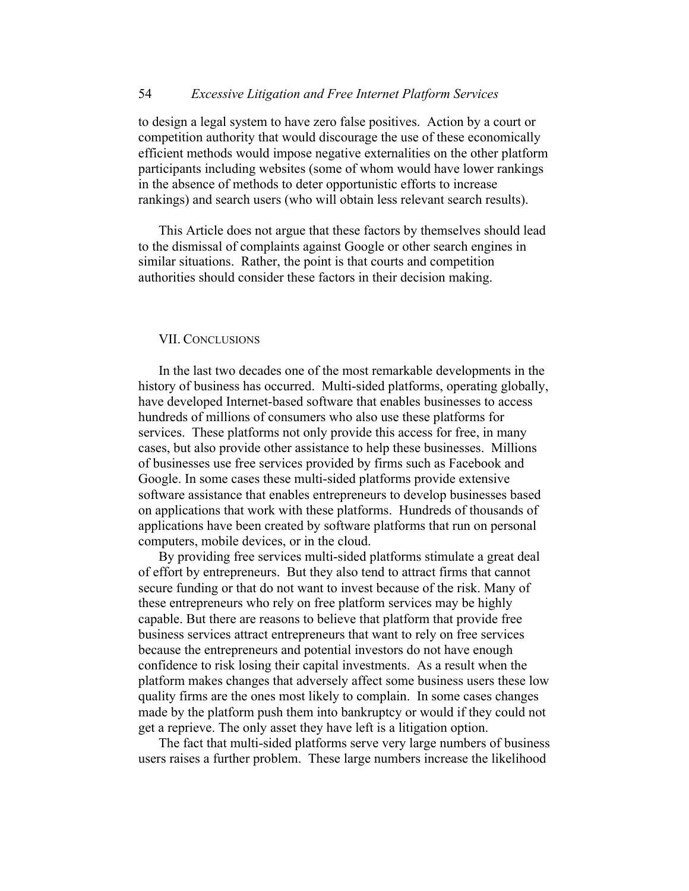to design a legal system to have zero false positives. Action by a court or competition authority that would discourage the use of these economically efficient methods would impose negative externalities on the other platform participants including websites (some of whom would have lower rankings in the absence of methods to deter opportunistic efforts to increase rankings) and search users (who will obtain less relevant search results).

This Article does not argue that these factors by themselves should lead to the dismissal of complaints against Google or other search engines in similar situations. Rather, the point is that courts and competition authorities should consider these factors in their decision making.

## VII. Conclusions

In the last two decades one of the most remarkable developments in the history of business has occurred. Multi-sided platforms, operating globally, have developed Internet-based software that enables businesses to access hundreds of millions of consumers who also use these platforms for services. These platforms not only provide this access for free, in many cases, but also provide other assistance to help these businesses. Millions of businesses use free services provided by firms such as Facebook and Google. In some cases these multi-sided platforms provide extensive software assistance that enables entrepreneurs to develop businesses based on applications that work with these platforms. Hundreds of thousands of applications have been created by software platforms that run on personal computers, mobile devices, or in the cloud.

By providing free services multi-sided platforms stimulate a great deal of effort by entrepreneurs. But they also tend to attract firms that cannot secure funding or that do not want to invest because of the risk. Many of these entrepreneurs who rely on free platform services may be highly capable. But there are reasons to believe that platform that provide free business services attract entrepreneurs that want to rely on free services because the entrepreneurs and potential investors do not have enough confidence to risk losing their capital investments. As a result when the platform makes changes that adversely affect some business users these low quality firms are the ones most likely to complain. In some cases changes made by the platform push them into bankruptcy or would if they could not get a reprieve. The only asset they have left is a litigation option.

The fact that multi-sided platforms serve very large numbers of business users raises a further problem. These large numbers increase the likelihood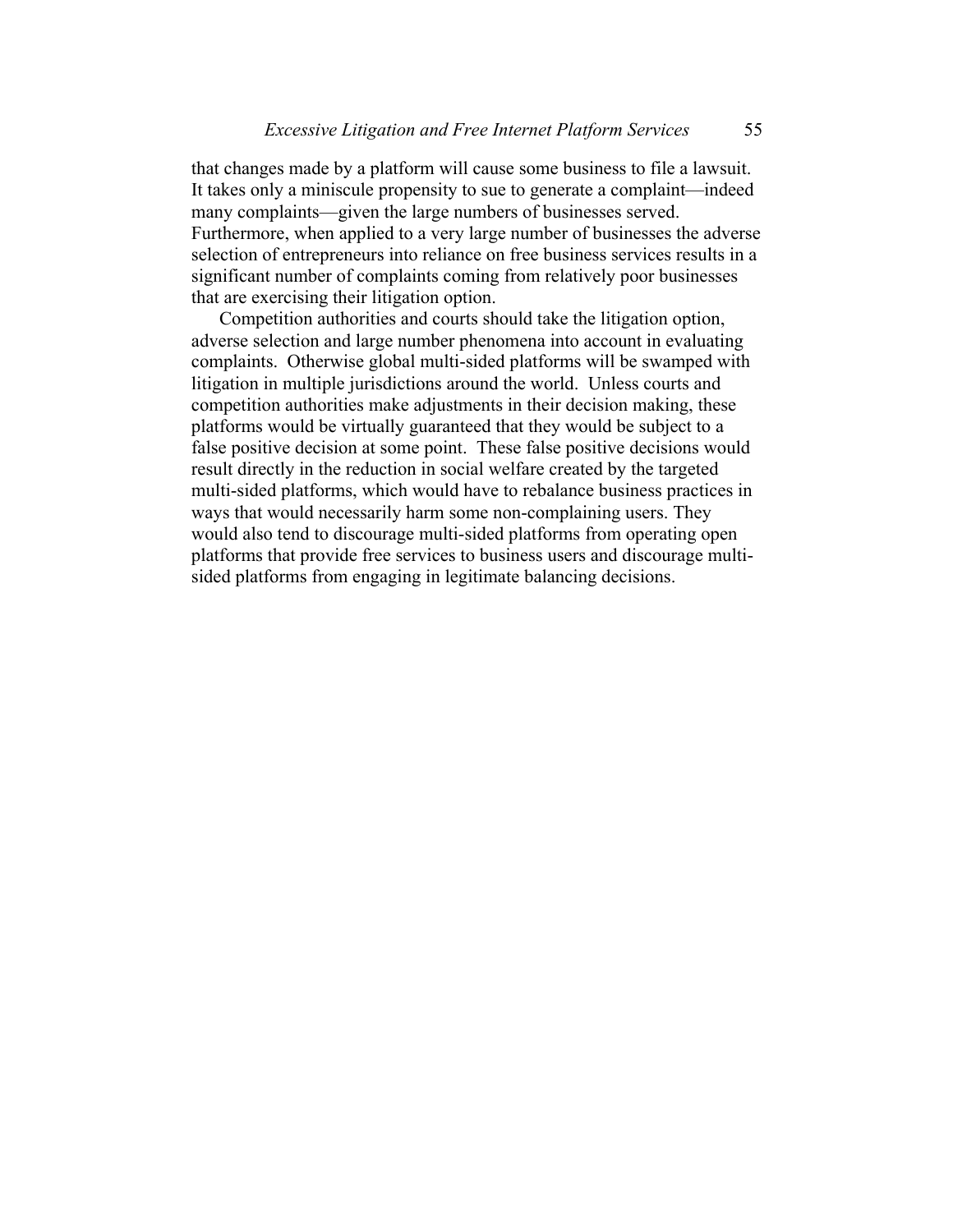that changes made by a platform will cause some business to file a lawsuit. It takes only a miniscule propensity to sue to generate a complaint—indeed many complaints—given the large numbers of businesses served. Furthermore, when applied to a very large number of businesses the adverse selection of entrepreneurs into reliance on free business services results in a significant number of complaints coming from relatively poor businesses that are exercising their litigation option.

Competition authorities and courts should take the litigation option, adverse selection and large number phenomena into account in evaluating complaints. Otherwise global multi-sided platforms will be swamped with litigation in multiple jurisdictions around the world. Unless courts and competition authorities make adjustments in their decision making, these platforms would be virtually guaranteed that they would be subject to a false positive decision at some point. These false positive decisions would result directly in the reduction in social welfare created by the targeted multi-sided platforms, which would have to rebalance business practices in ways that would necessarily harm some non-complaining users. They would also tend to discourage multi-sided platforms from operating open platforms that provide free services to business users and discourage multi-sided platforms from engaging in legitimate balancing decisions.